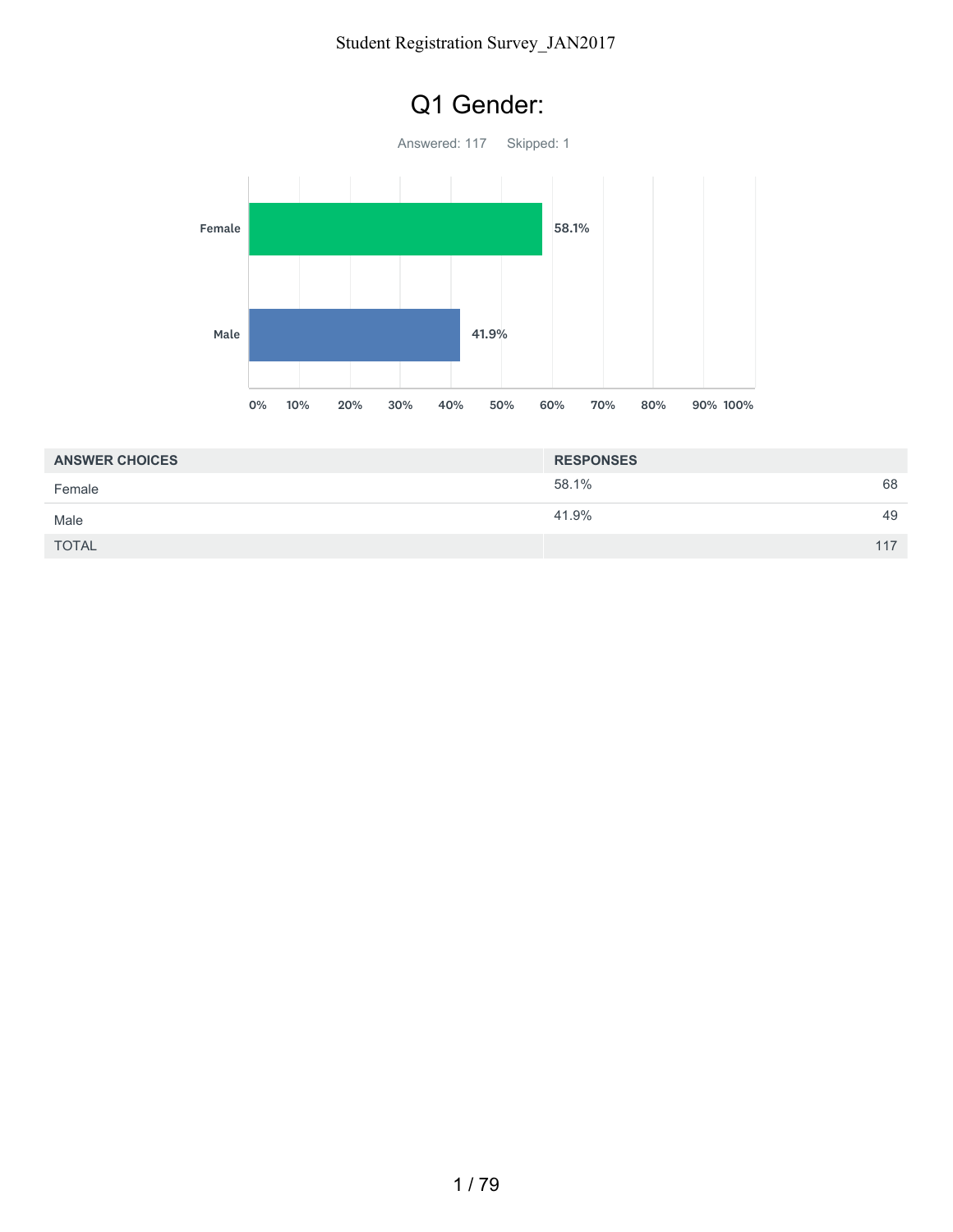# Q1 Gender:

Answered: 117    Skipped: 1

| ANSWER CHOICES | RESPONSES | |
|---|---|---|
| Female | 58.1% | 68 |
| Male | 41.9% | 49 |
| TOTAL | | 117 |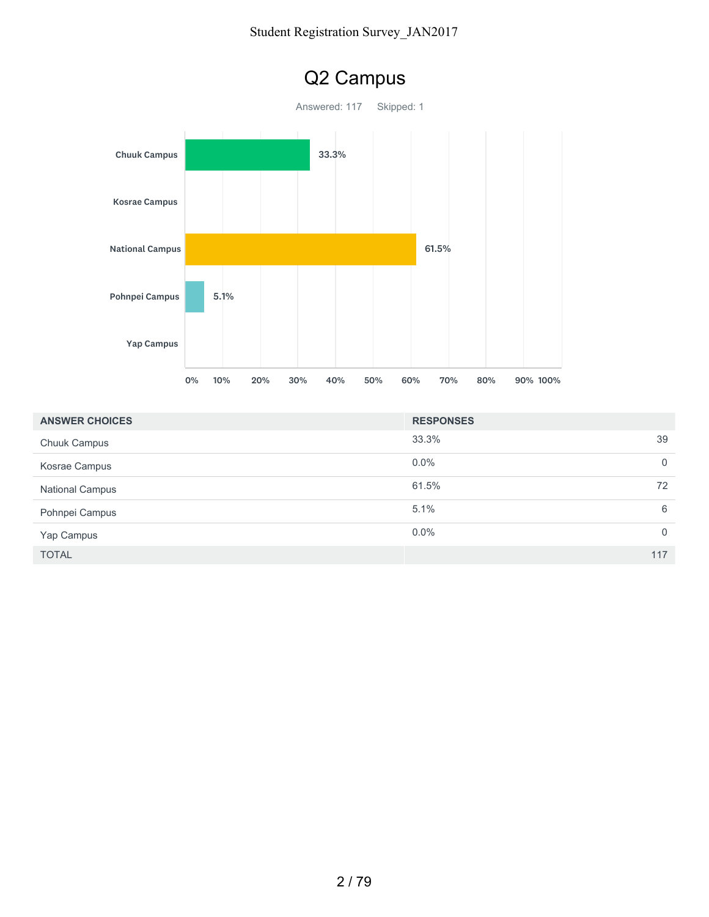# Q2 Campus

Answered: 117 Skipped: 1

| Campus | Percentage |
| --- | --- |
| Chuuk Campus | 33.3% |
| Kosrae Campus | |
| National Campus | 61.5% |
| Pohnpei Campus | 5.1% |
| Yap Campus | |

| ANSWER CHOICES | RESPONSES | |
| --- | --- | --- |
| Chuuk Campus | 33.3% | 39 |
| Kosrae Campus | 0.0% | 0 |
| National Campus | 61.5% | 72 |
| Pohnpei Campus | 5.1% | 6 |
| Yap Campus | 0.0% | 0 |
| TOTAL | | 117 |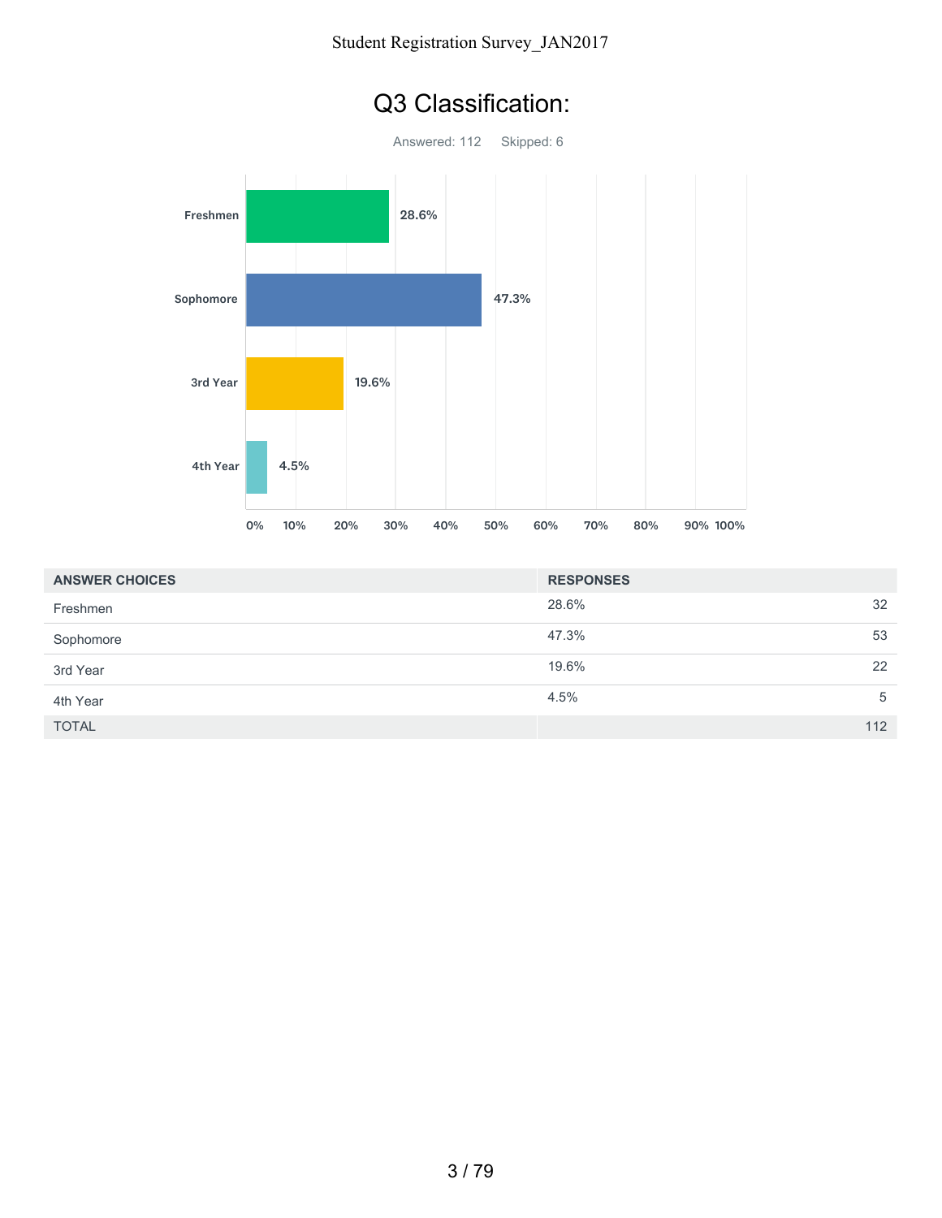# Q3 Classification:

Answered: 112    Skipped: 6

| ANSWER CHOICES | RESPONSES | |
|---|---|---|
| Freshmen | 28.6% | 32 |
| Sophomore | 47.3% | 53 |
| 3rd Year | 19.6% | 22 |
| 4th Year | 4.5% | 5 |
| TOTAL | | 112 |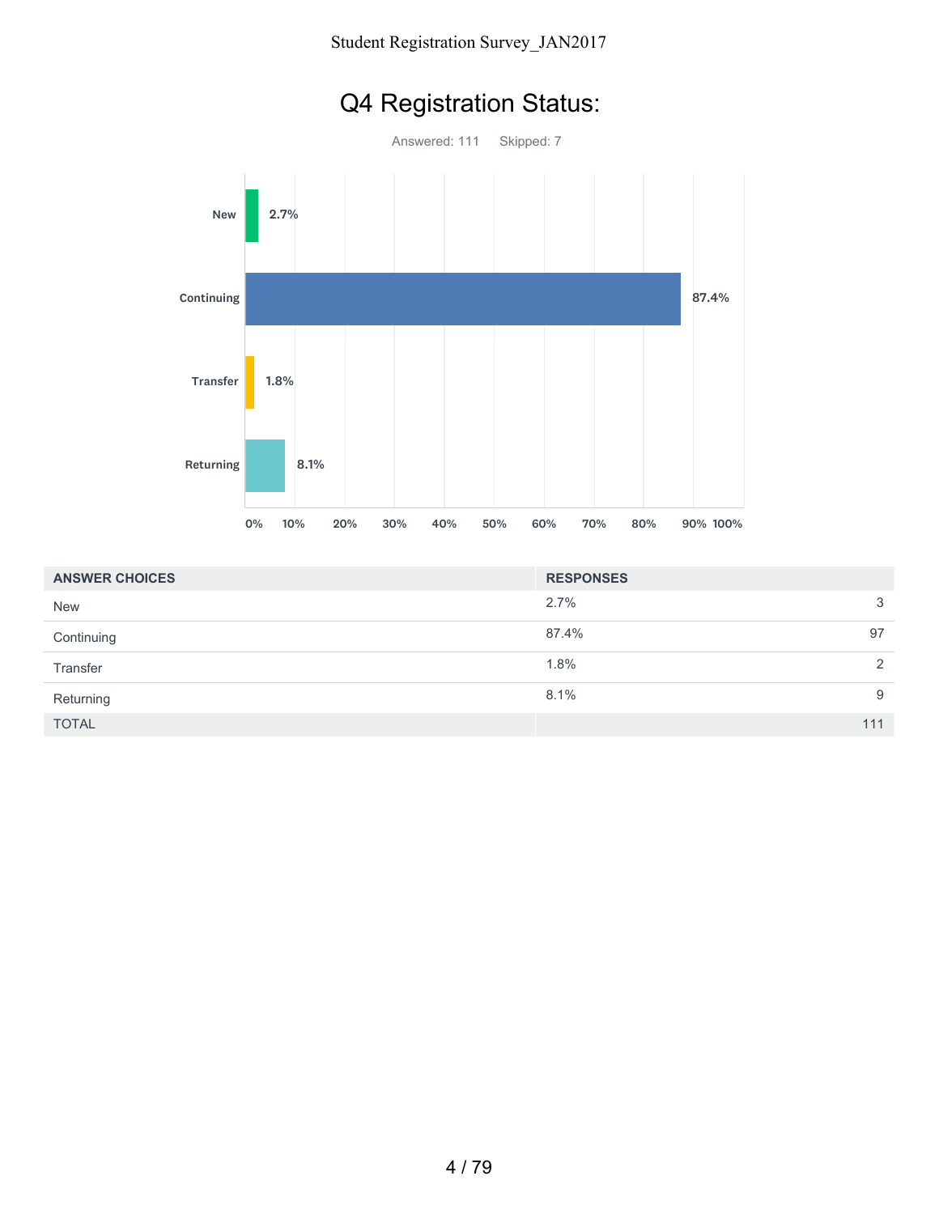# Q4 Registration Status:

Answered: 111 Skipped: 7

| ANSWER CHOICES | RESPONSES | |
|---|---|---|
| New | 2.7% | 3 |
| Continuing | 87.4% | 97 |
| Transfer | 1.8% | 2 |
| Returning | 8.1% | 9 |
| TOTAL | | 111 |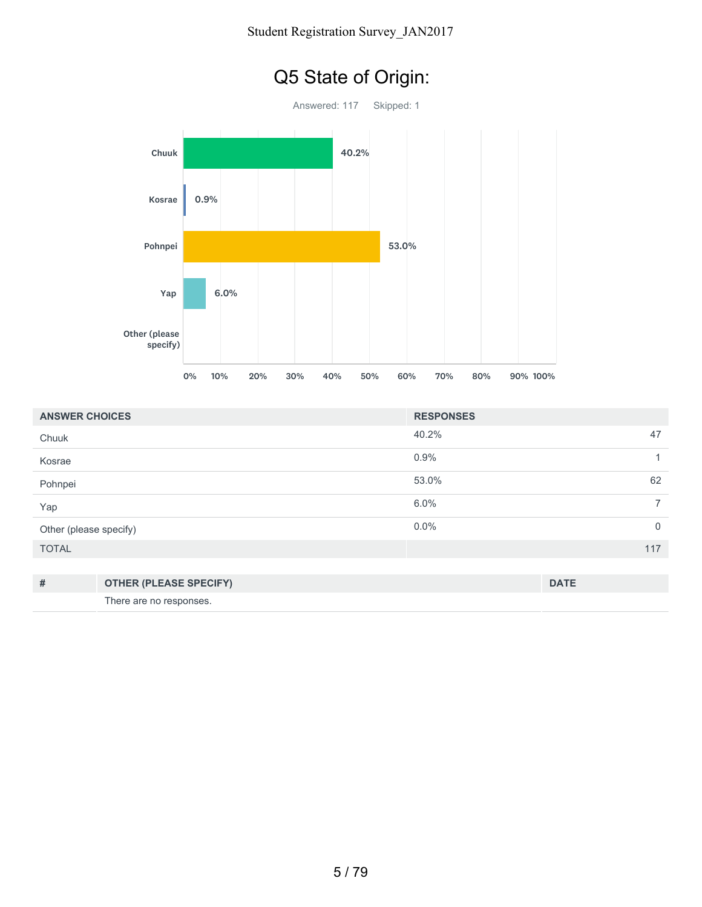# Q5 State of Origin:

Answered: 117 Skipped: 1

| ANSWER CHOICES | RESPONSES | |
|---|---|---|
| Chuuk | 40.2% | 47 |
| Kosrae | 0.9% | 1 |
| Pohnpei | 53.0% | 62 |
| Yap | 6.0% | 7 |
| Other (please specify) | 0.0% | 0 |
| TOTAL | | 117 |

| # | OTHER (PLEASE SPECIFY) | DATE |
|---|---|---|
| | There are no responses. | |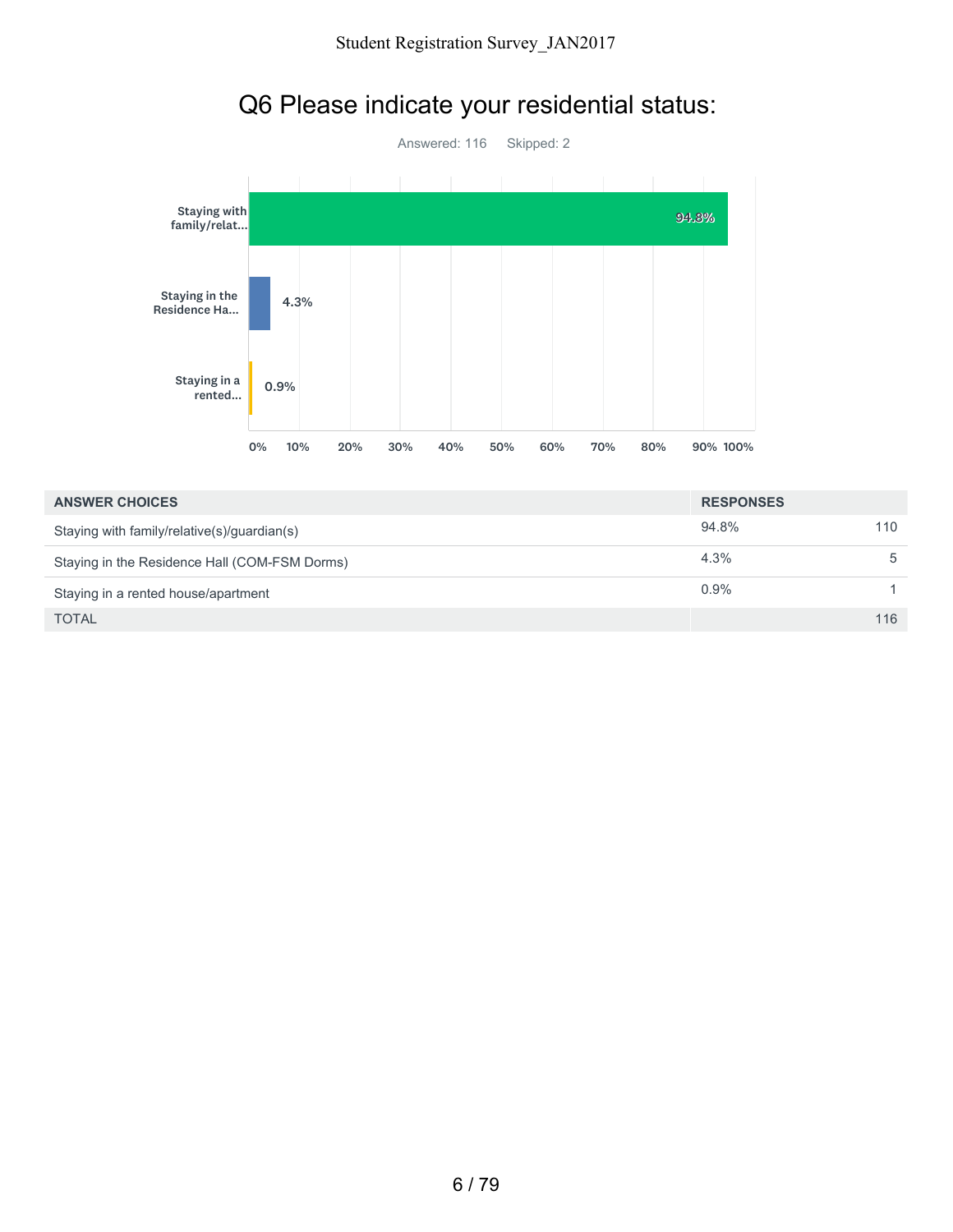# Q6 Please indicate your residential status:

Answered: 116 Skipped: 2

| ANSWER CHOICES | RESPONSES | |
|---|---|---|
| Staying with family/relative(s)/guardian(s) | 94.8% | 110 |
| Staying in the Residence Hall (COM-FSM Dorms) | 4.3% | 5 |
| Staying in a rented house/apartment | 0.9% | 1 |
| TOTAL | | 116 |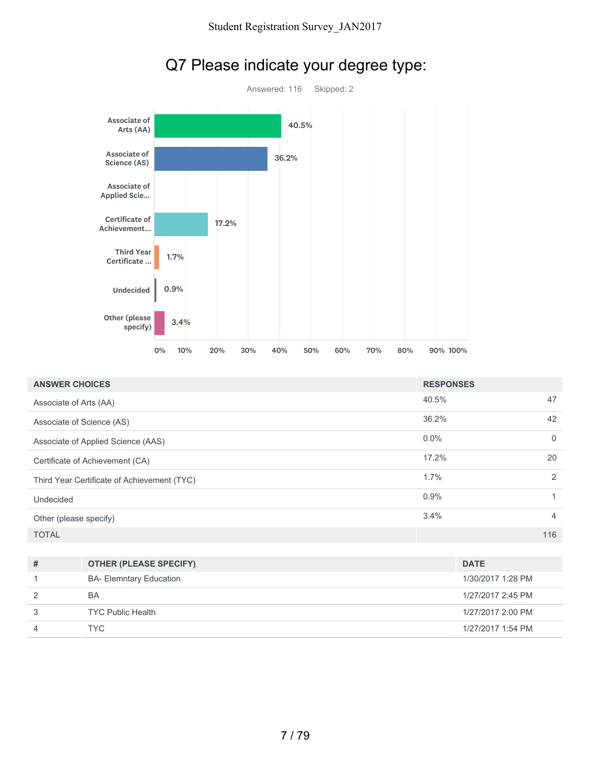# Q7 Please indicate your degree type:

Answered: 116 Skipped: 2

| ANSWER CHOICES | RESPONSES | |
|---|---|---|
| Associate of Arts (AA) | 40.5% | 47 |
| Associate of Science (AS) | 36.2% | 42 |
| Associate of Applied Science (AAS) | 0.0% | 0 |
| Certificate of Achievement (CA) | 17.2% | 20 |
| Third Year Certificate of Achievement (TYC) | 1.7% | 2 |
| Undecided | 0.9% | 1 |
| Other (please specify) | 3.4% | 4 |
| TOTAL | | 116 |

| # | OTHER (PLEASE SPECIFY) | DATE |
|---|---|---|
| 1 | BA- Elemntary Education | 1/30/2017 1:28 PM |
| 2 | BA | 1/27/2017 2:45 PM |
| 3 | TYC Public Health | 1/27/2017 2:00 PM |
| 4 | TYC | 1/27/2017 1:54 PM |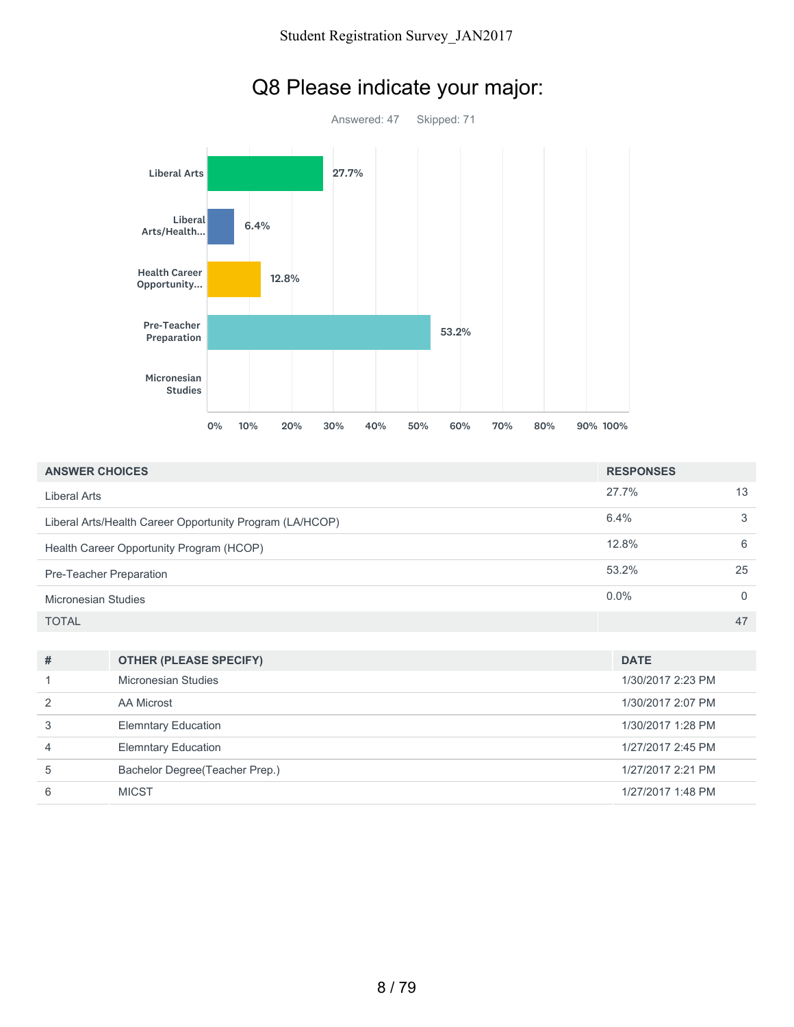# Q8 Please indicate your major:

Answered: 47 Skipped: 71

| ANSWER CHOICES | RESPONSES | |
|---|---|---|
| Liberal Arts | 27.7% | 13 |
| Liberal Arts/Health Career Opportunity Program (LA/HCOP) | 6.4% | 3 |
| Health Career Opportunity Program (HCOP) | 12.8% | 6 |
| Pre-Teacher Preparation | 53.2% | 25 |
| Micronesian Studies | 0.0% | 0 |
| TOTAL | | 47 |

| # | OTHER (PLEASE SPECIFY) | DATE |
|---|---|---|
| 1 | Micronesian Studies | 1/30/2017 2:23 PM |
| 2 | AA Microst | 1/30/2017 2:07 PM |
| 3 | Elemntary Education | 1/30/2017 1:28 PM |
| 4 | Elemntary Education | 1/27/2017 2:45 PM |
| 5 | Bachelor Degree(Teacher Prep.) | 1/27/2017 2:21 PM |
| 6 | MICST | 1/27/2017 1:48 PM |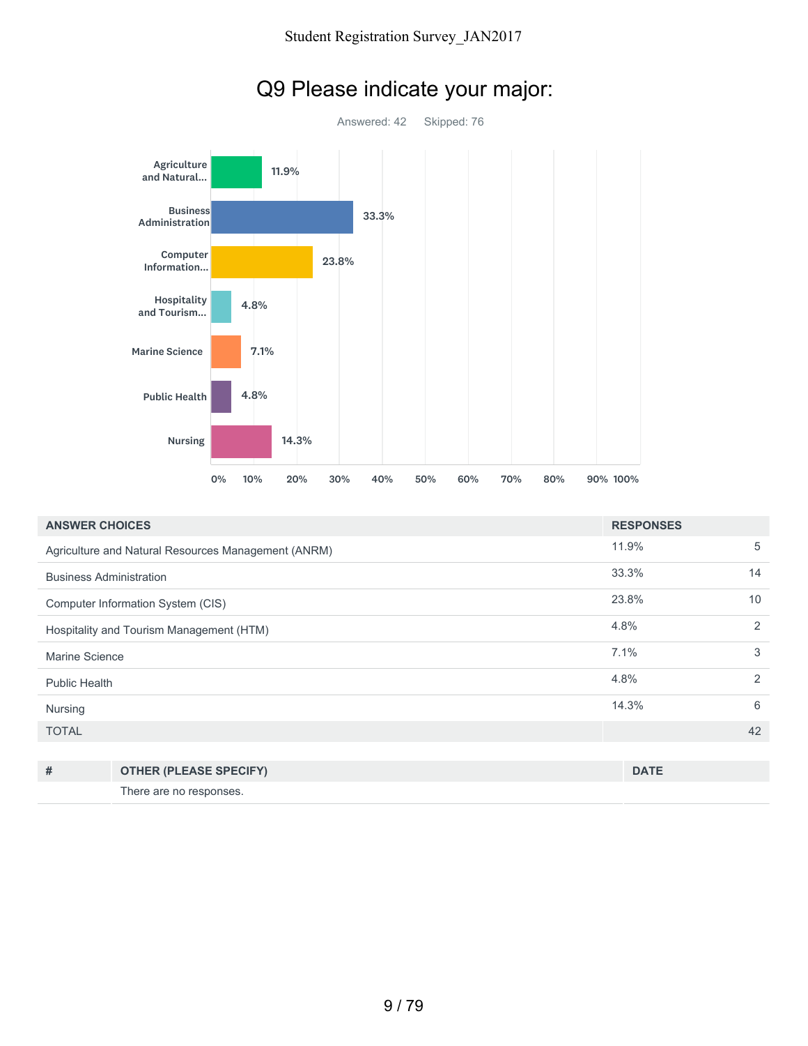# Q9 Please indicate your major:

Answered: 42  Skipped: 76

| ANSWER CHOICES | RESPONSES | |
|---|---|---|
| Agriculture and Natural Resources Management (ANRM) | 11.9% | 5 |
| Business Administration | 33.3% | 14 |
| Computer Information System (CIS) | 23.8% | 10 |
| Hospitality and Tourism Management (HTM) | 4.8% | 2 |
| Marine Science | 7.1% | 3 |
| Public Health | 4.8% | 2 |
| Nursing | 14.3% | 6 |
| TOTAL | | 42 |

| # | OTHER (PLEASE SPECIFY) | DATE |
|---|---|---|
| | There are no responses. | |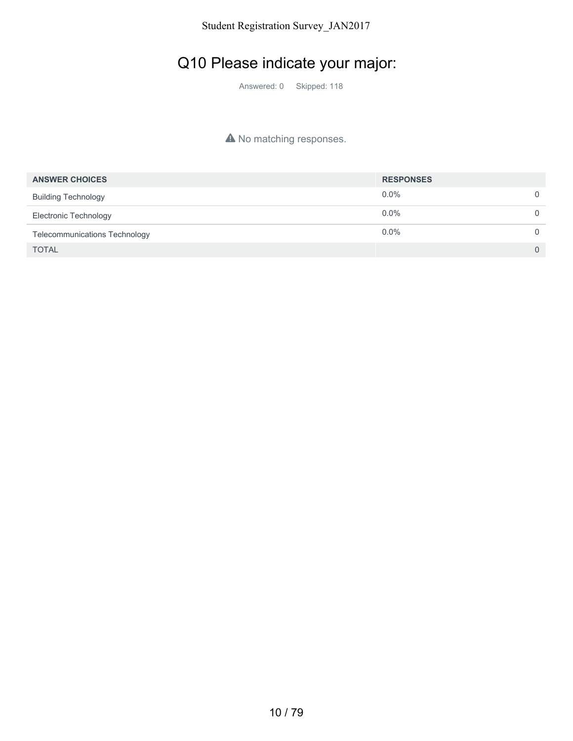# Q10 Please indicate your major:

Answered: 0 Skipped: 118

⚠ No matching responses.

| ANSWER CHOICES | RESPONSES | |
|---|---|---|
| Building Technology | 0.0% | 0 |
| Electronic Technology | 0.0% | 0 |
| Telecommunications Technology | 0.0% | 0 |
| TOTAL | | 0 |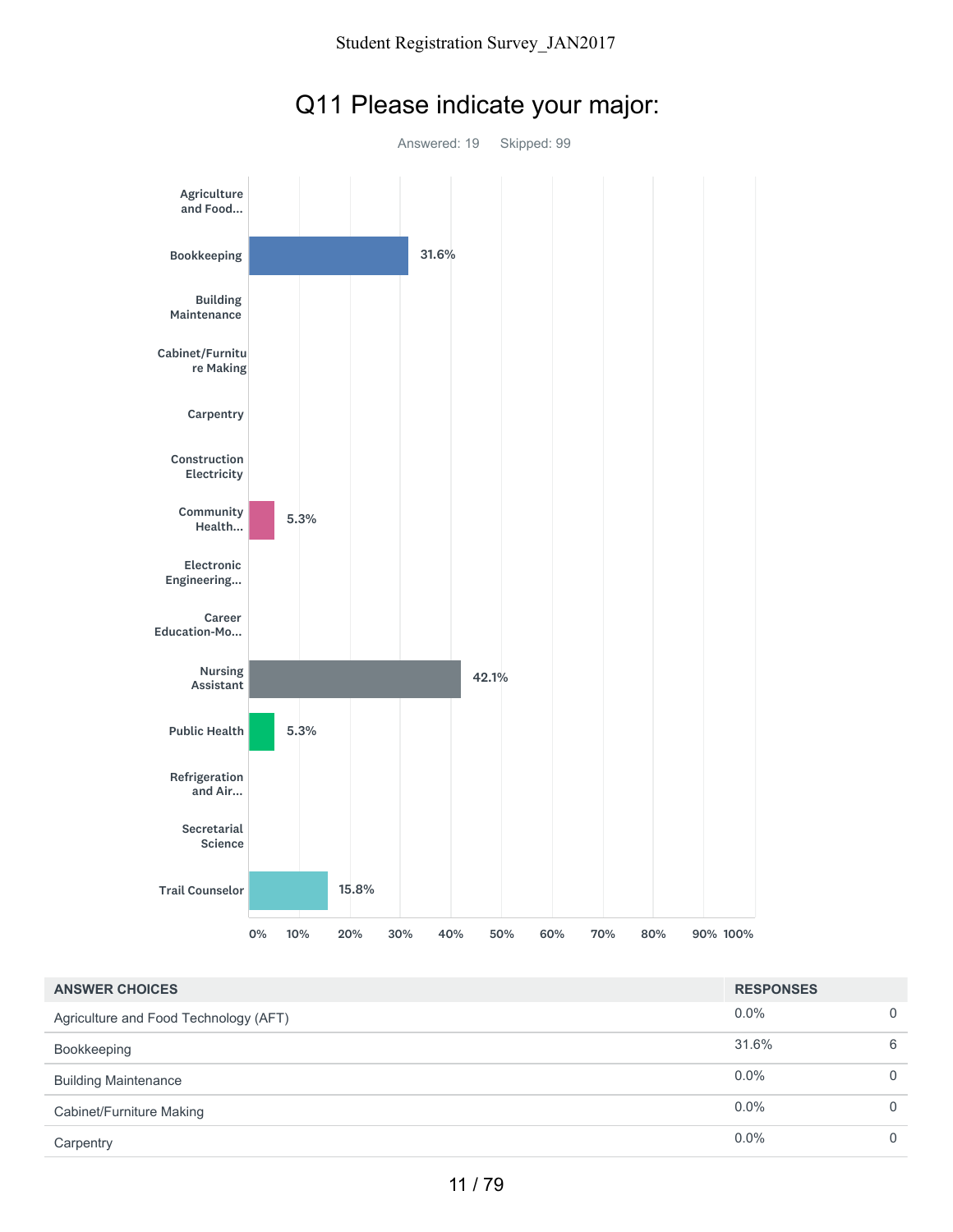# Q11 Please indicate your major:

Answered: 19 Skipped: 99

| ANSWER CHOICES | RESPONSES | |
|---|---|---|
| Agriculture and Food Technology (AFT) | 0.0% | 0 |
| Bookkeeping | 31.6% | 6 |
| Building Maintenance | 0.0% | 0 |
| Cabinet/Furniture Making | 0.0% | 0 |
| Carpentry | 0.0% | 0 |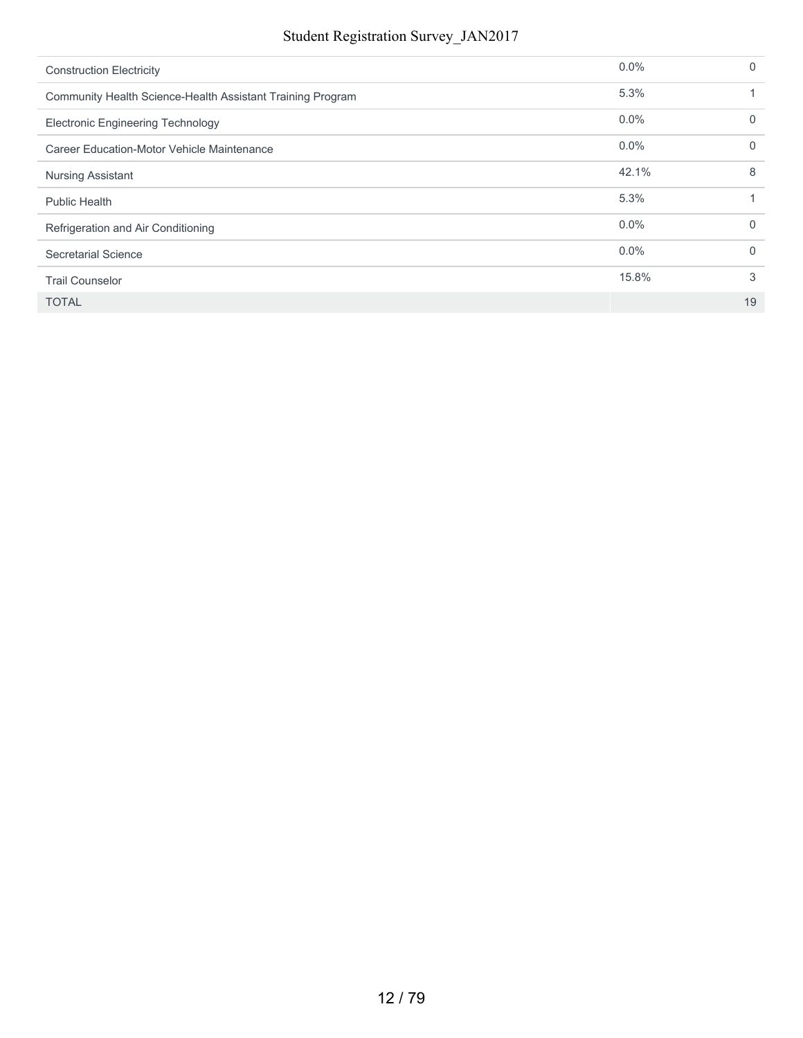| | | |
|---|---|---|
| Construction Electricity | 0.0% | 0 |
| Community Health Science-Health Assistant Training Program | 5.3% | 1 |
| Electronic Engineering Technology | 0.0% | 0 |
| Career Education-Motor Vehicle Maintenance | 0.0% | 0 |
| Nursing Assistant | 42.1% | 8 |
| Public Health | 5.3% | 1 |
| Refrigeration and Air Conditioning | 0.0% | 0 |
| Secretarial Science | 0.0% | 0 |
| Trail Counselor | 15.8% | 3 |
| TOTAL | | 19 |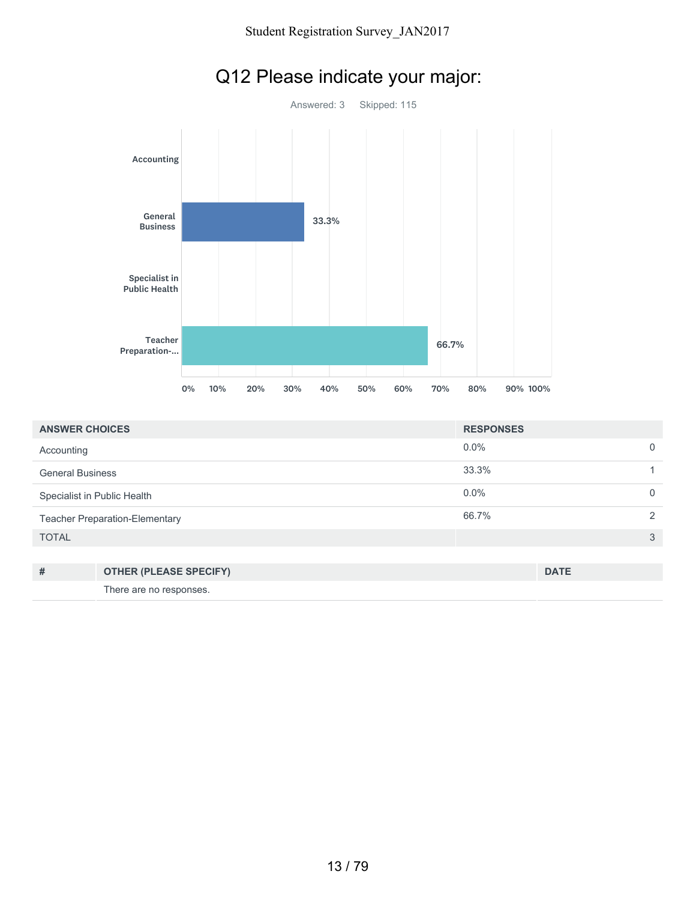# Q12 Please indicate your major:

Answered: 3 Skipped: 115

| ANSWER CHOICES | RESPONSES | |
|---|---|---|
| Accounting | 0.0% | 0 |
| General Business | 33.3% | 1 |
| Specialist in Public Health | 0.0% | 0 |
| Teacher Preparation-Elementary | 66.7% | 2 |
| TOTAL | | 3 |

| # | OTHER (PLEASE SPECIFY) | DATE |
|---|---|---|
| | There are no responses. | |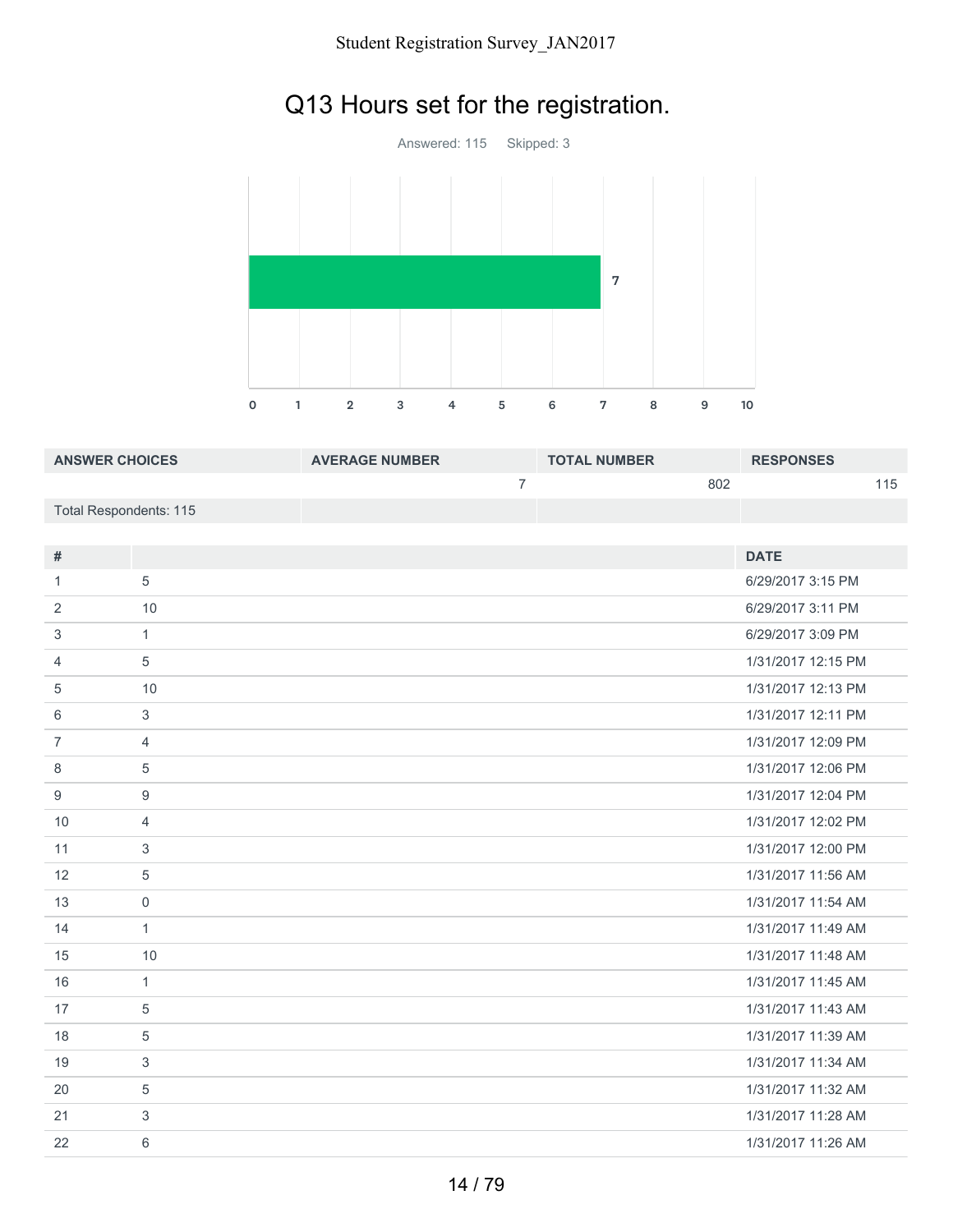# Q13 Hours set for the registration.

Answered: 115 Skipped: 3

| ANSWER CHOICES | AVERAGE NUMBER | TOTAL NUMBER | RESPONSES |
|---|---|---|---|
| | 7 | 802 | 115 |
| Total Respondents: 115 | | | |

| # | | DATE |
|---|---|---|
| 1 | 5 | 6/29/2017 3:15 PM |
| 2 | 10 | 6/29/2017 3:11 PM |
| 3 | 1 | 6/29/2017 3:09 PM |
| 4 | 5 | 1/31/2017 12:15 PM |
| 5 | 10 | 1/31/2017 12:13 PM |
| 6 | 3 | 1/31/2017 12:11 PM |
| 7 | 4 | 1/31/2017 12:09 PM |
| 8 | 5 | 1/31/2017 12:06 PM |
| 9 | 9 | 1/31/2017 12:04 PM |
| 10 | 4 | 1/31/2017 12:02 PM |
| 11 | 3 | 1/31/2017 12:00 PM |
| 12 | 5 | 1/31/2017 11:56 AM |
| 13 | 0 | 1/31/2017 11:54 AM |
| 14 | 1 | 1/31/2017 11:49 AM |
| 15 | 10 | 1/31/2017 11:48 AM |
| 16 | 1 | 1/31/2017 11:45 AM |
| 17 | 5 | 1/31/2017 11:43 AM |
| 18 | 5 | 1/31/2017 11:39 AM |
| 19 | 3 | 1/31/2017 11:34 AM |
| 20 | 5 | 1/31/2017 11:32 AM |
| 21 | 3 | 1/31/2017 11:28 AM |
| 22 | 6 | 1/31/2017 11:26 AM |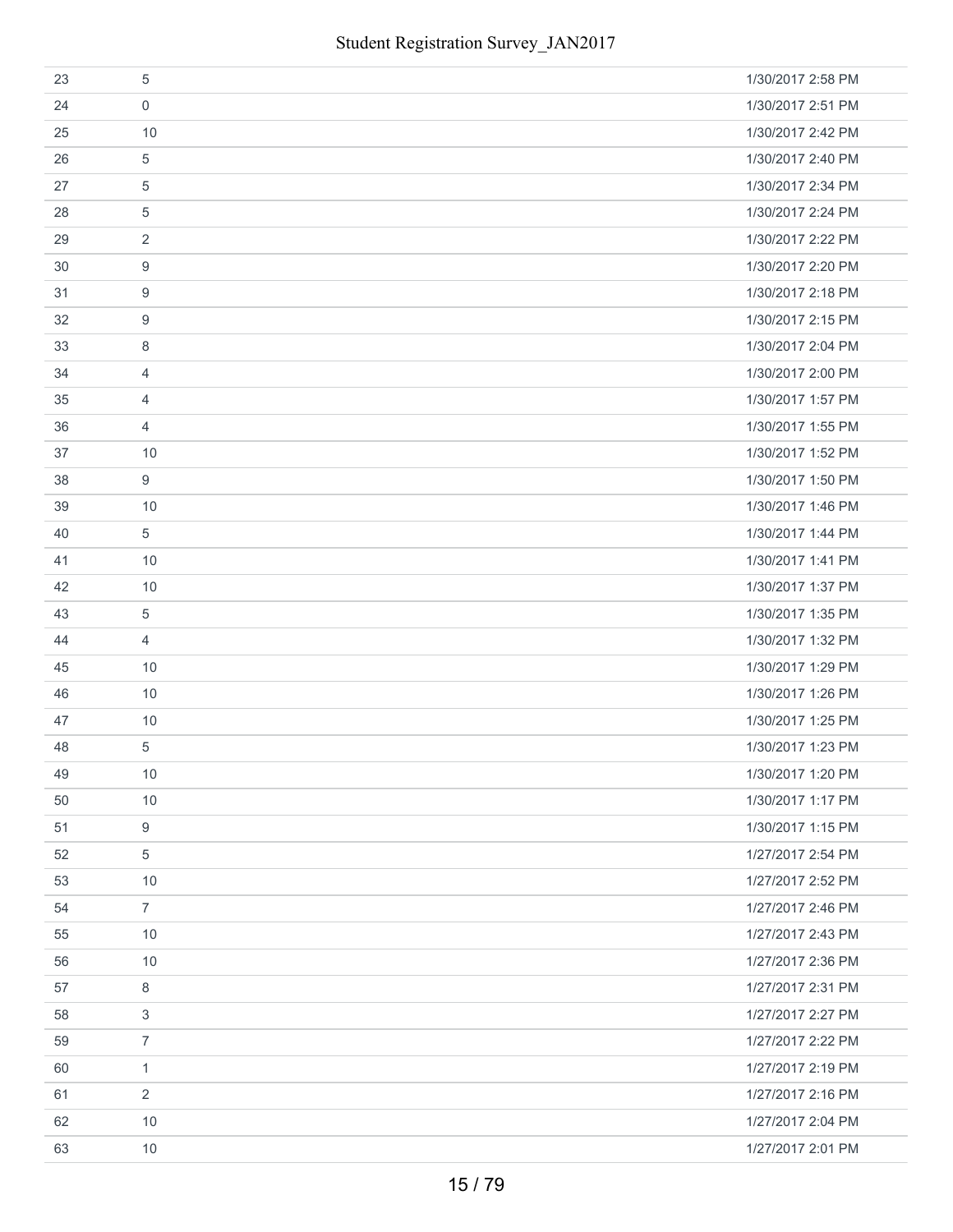| | | |
|---|---|---|
| 23 | 5 | 1/30/2017 2:58 PM |
| 24 | 0 | 1/30/2017 2:51 PM |
| 25 | 10 | 1/30/2017 2:42 PM |
| 26 | 5 | 1/30/2017 2:40 PM |
| 27 | 5 | 1/30/2017 2:34 PM |
| 28 | 5 | 1/30/2017 2:24 PM |
| 29 | 2 | 1/30/2017 2:22 PM |
| 30 | 9 | 1/30/2017 2:20 PM |
| 31 | 9 | 1/30/2017 2:18 PM |
| 32 | 9 | 1/30/2017 2:15 PM |
| 33 | 8 | 1/30/2017 2:04 PM |
| 34 | 4 | 1/30/2017 2:00 PM |
| 35 | 4 | 1/30/2017 1:57 PM |
| 36 | 4 | 1/30/2017 1:55 PM |
| 37 | 10 | 1/30/2017 1:52 PM |
| 38 | 9 | 1/30/2017 1:50 PM |
| 39 | 10 | 1/30/2017 1:46 PM |
| 40 | 5 | 1/30/2017 1:44 PM |
| 41 | 10 | 1/30/2017 1:41 PM |
| 42 | 10 | 1/30/2017 1:37 PM |
| 43 | 5 | 1/30/2017 1:35 PM |
| 44 | 4 | 1/30/2017 1:32 PM |
| 45 | 10 | 1/30/2017 1:29 PM |
| 46 | 10 | 1/30/2017 1:26 PM |
| 47 | 10 | 1/30/2017 1:25 PM |
| 48 | 5 | 1/30/2017 1:23 PM |
| 49 | 10 | 1/30/2017 1:20 PM |
| 50 | 10 | 1/30/2017 1:17 PM |
| 51 | 9 | 1/30/2017 1:15 PM |
| 52 | 5 | 1/27/2017 2:54 PM |
| 53 | 10 | 1/27/2017 2:52 PM |
| 54 | 7 | 1/27/2017 2:46 PM |
| 55 | 10 | 1/27/2017 2:43 PM |
| 56 | 10 | 1/27/2017 2:36 PM |
| 57 | 8 | 1/27/2017 2:31 PM |
| 58 | 3 | 1/27/2017 2:27 PM |
| 59 | 7 | 1/27/2017 2:22 PM |
| 60 | 1 | 1/27/2017 2:19 PM |
| 61 | 2 | 1/27/2017 2:16 PM |
| 62 | 10 | 1/27/2017 2:04 PM |
| 63 | 10 | 1/27/2017 2:01 PM |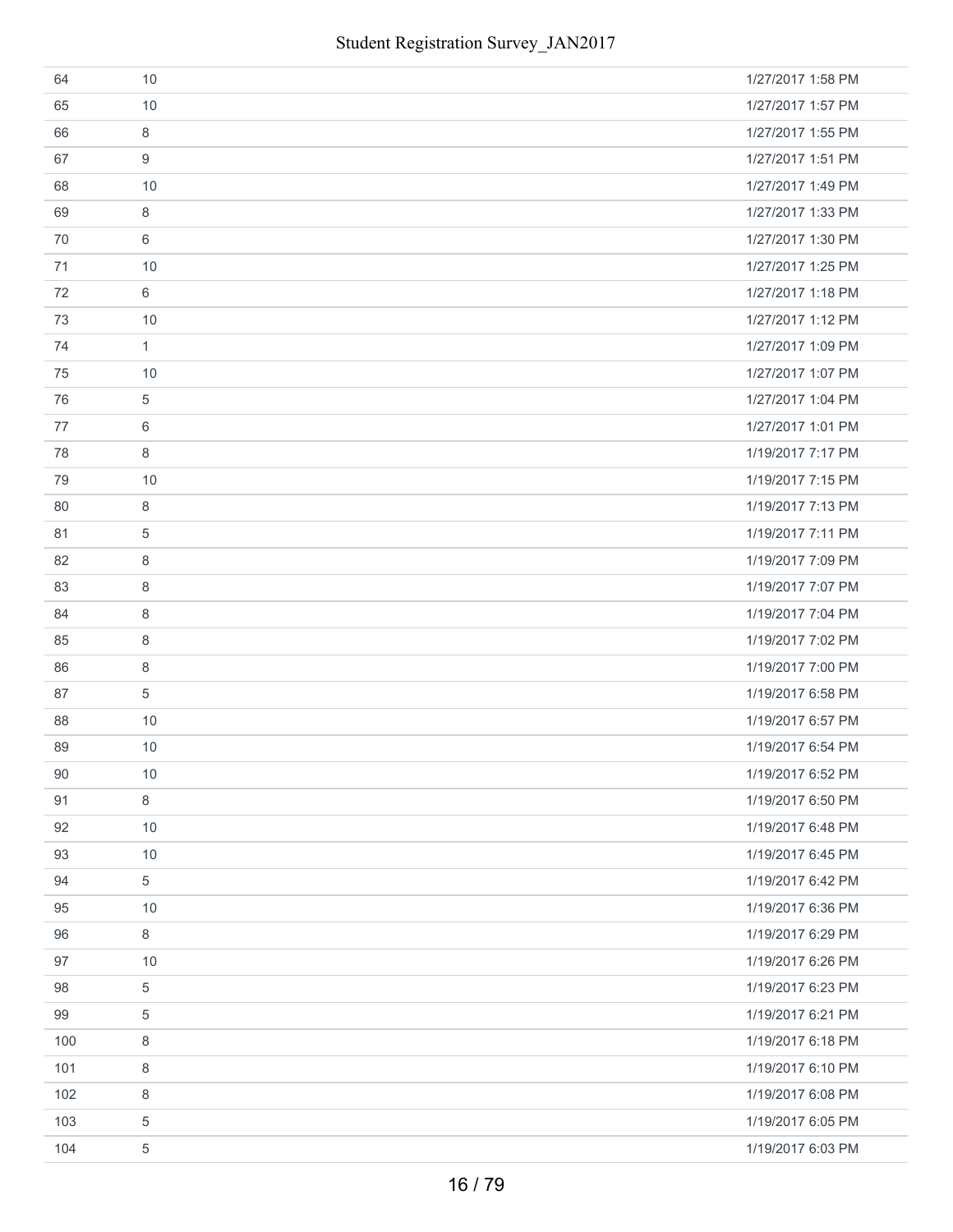| | | |
|---|---|---|
| 64 | 10 | 1/27/2017 1:58 PM |
| 65 | 10 | 1/27/2017 1:57 PM |
| 66 | 8 | 1/27/2017 1:55 PM |
| 67 | 9 | 1/27/2017 1:51 PM |
| 68 | 10 | 1/27/2017 1:49 PM |
| 69 | 8 | 1/27/2017 1:33 PM |
| 70 | 6 | 1/27/2017 1:30 PM |
| 71 | 10 | 1/27/2017 1:25 PM |
| 72 | 6 | 1/27/2017 1:18 PM |
| 73 | 10 | 1/27/2017 1:12 PM |
| 74 | 1 | 1/27/2017 1:09 PM |
| 75 | 10 | 1/27/2017 1:07 PM |
| 76 | 5 | 1/27/2017 1:04 PM |
| 77 | 6 | 1/27/2017 1:01 PM |
| 78 | 8 | 1/19/2017 7:17 PM |
| 79 | 10 | 1/19/2017 7:15 PM |
| 80 | 8 | 1/19/2017 7:13 PM |
| 81 | 5 | 1/19/2017 7:11 PM |
| 82 | 8 | 1/19/2017 7:09 PM |
| 83 | 8 | 1/19/2017 7:07 PM |
| 84 | 8 | 1/19/2017 7:04 PM |
| 85 | 8 | 1/19/2017 7:02 PM |
| 86 | 8 | 1/19/2017 7:00 PM |
| 87 | 5 | 1/19/2017 6:58 PM |
| 88 | 10 | 1/19/2017 6:57 PM |
| 89 | 10 | 1/19/2017 6:54 PM |
| 90 | 10 | 1/19/2017 6:52 PM |
| 91 | 8 | 1/19/2017 6:50 PM |
| 92 | 10 | 1/19/2017 6:48 PM |
| 93 | 10 | 1/19/2017 6:45 PM |
| 94 | 5 | 1/19/2017 6:42 PM |
| 95 | 10 | 1/19/2017 6:36 PM |
| 96 | 8 | 1/19/2017 6:29 PM |
| 97 | 10 | 1/19/2017 6:26 PM |
| 98 | 5 | 1/19/2017 6:23 PM |
| 99 | 5 | 1/19/2017 6:21 PM |
| 100 | 8 | 1/19/2017 6:18 PM |
| 101 | 8 | 1/19/2017 6:10 PM |
| 102 | 8 | 1/19/2017 6:08 PM |
| 103 | 5 | 1/19/2017 6:05 PM |
| 104 | 5 | 1/19/2017 6:03 PM |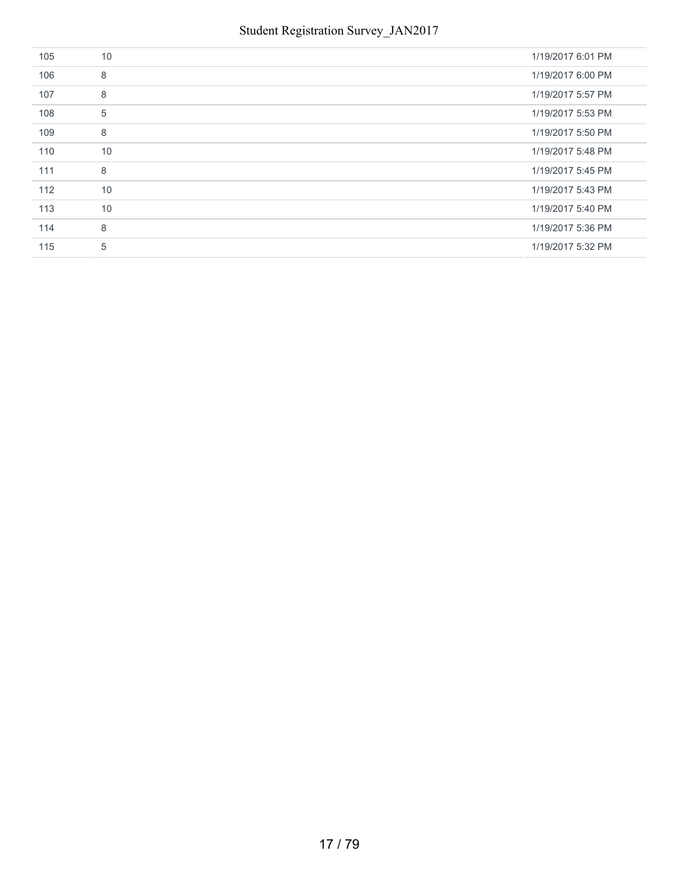| | | |
|---|---|---|
| 105 | 10 | 1/19/2017 6:01 PM |
| 106 | 8 | 1/19/2017 6:00 PM |
| 107 | 8 | 1/19/2017 5:57 PM |
| 108 | 5 | 1/19/2017 5:53 PM |
| 109 | 8 | 1/19/2017 5:50 PM |
| 110 | 10 | 1/19/2017 5:48 PM |
| 111 | 8 | 1/19/2017 5:45 PM |
| 112 | 10 | 1/19/2017 5:43 PM |
| 113 | 10 | 1/19/2017 5:40 PM |
| 114 | 8 | 1/19/2017 5:36 PM |
| 115 | 5 | 1/19/2017 5:32 PM |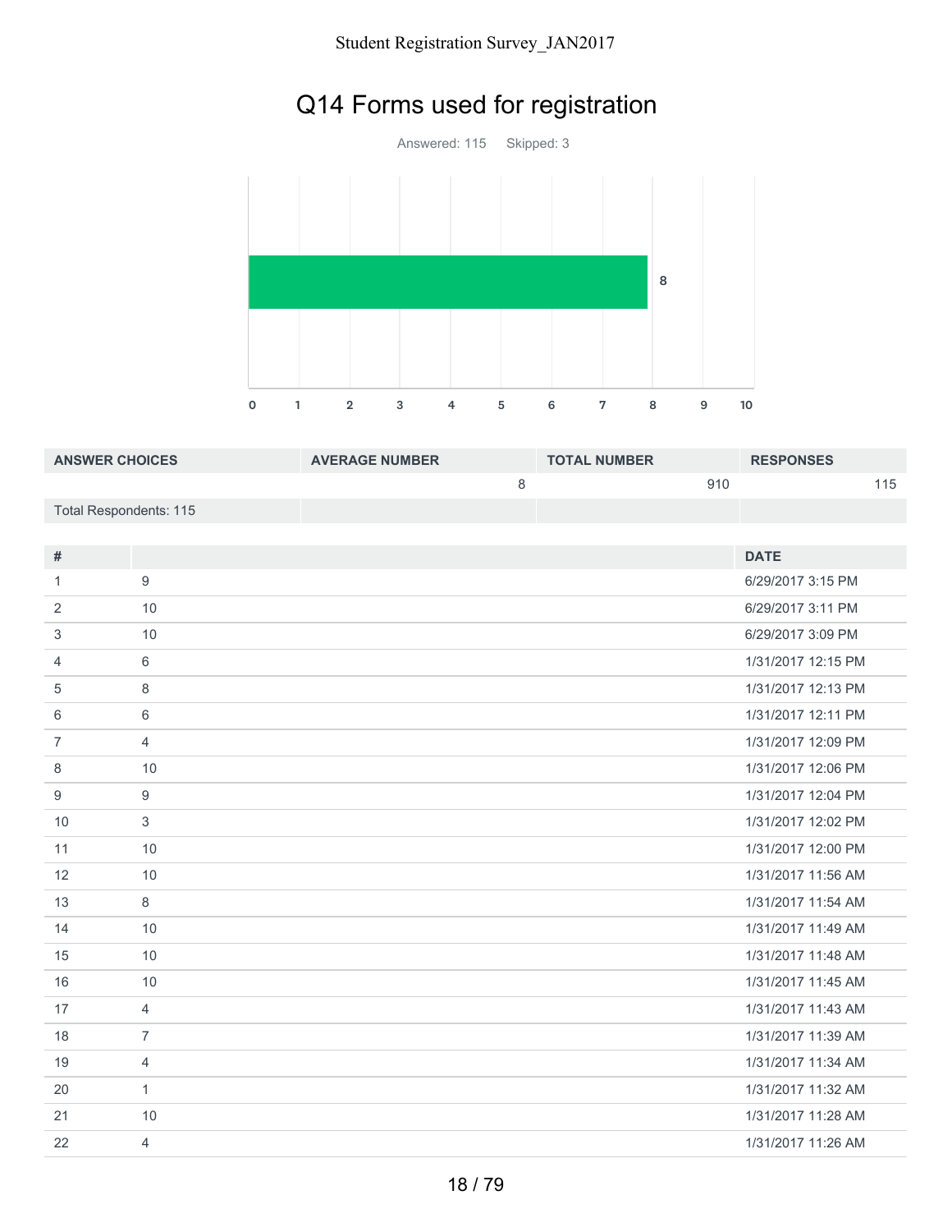# Q14 Forms used for registration

Answered: 115    Skipped: 3

| ANSWER CHOICES | AVERAGE NUMBER | TOTAL NUMBER | RESPONSES |
|---|---|---|---|
| | 8 | 910 | 115 |
| Total Respondents: 115 | | | |

| # | | DATE |
|---|---|---|
| 1 | 9 | 6/29/2017 3:15 PM |
| 2 | 10 | 6/29/2017 3:11 PM |
| 3 | 10 | 6/29/2017 3:09 PM |
| 4 | 6 | 1/31/2017 12:15 PM |
| 5 | 8 | 1/31/2017 12:13 PM |
| 6 | 6 | 1/31/2017 12:11 PM |
| 7 | 4 | 1/31/2017 12:09 PM |
| 8 | 10 | 1/31/2017 12:06 PM |
| 9 | 9 | 1/31/2017 12:04 PM |
| 10 | 3 | 1/31/2017 12:02 PM |
| 11 | 10 | 1/31/2017 12:00 PM |
| 12 | 10 | 1/31/2017 11:56 AM |
| 13 | 8 | 1/31/2017 11:54 AM |
| 14 | 10 | 1/31/2017 11:49 AM |
| 15 | 10 | 1/31/2017 11:48 AM |
| 16 | 10 | 1/31/2017 11:45 AM |
| 17 | 4 | 1/31/2017 11:43 AM |
| 18 | 7 | 1/31/2017 11:39 AM |
| 19 | 4 | 1/31/2017 11:34 AM |
| 20 | 1 | 1/31/2017 11:32 AM |
| 21 | 10 | 1/31/2017 11:28 AM |
| 22 | 4 | 1/31/2017 11:26 AM |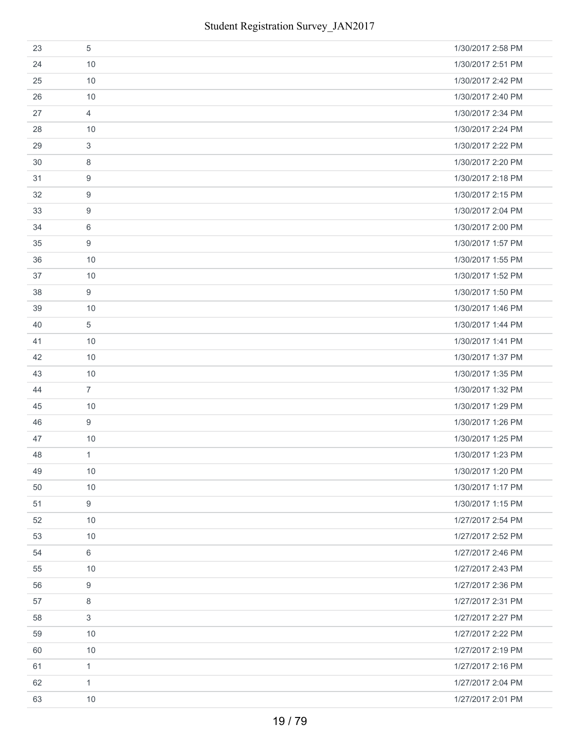| | | |
|---|---|---|
| 23 | 5 | 1/30/2017 2:58 PM |
| 24 | 10 | 1/30/2017 2:51 PM |
| 25 | 10 | 1/30/2017 2:42 PM |
| 26 | 10 | 1/30/2017 2:40 PM |
| 27 | 4 | 1/30/2017 2:34 PM |
| 28 | 10 | 1/30/2017 2:24 PM |
| 29 | 3 | 1/30/2017 2:22 PM |
| 30 | 8 | 1/30/2017 2:20 PM |
| 31 | 9 | 1/30/2017 2:18 PM |
| 32 | 9 | 1/30/2017 2:15 PM |
| 33 | 9 | 1/30/2017 2:04 PM |
| 34 | 6 | 1/30/2017 2:00 PM |
| 35 | 9 | 1/30/2017 1:57 PM |
| 36 | 10 | 1/30/2017 1:55 PM |
| 37 | 10 | 1/30/2017 1:52 PM |
| 38 | 9 | 1/30/2017 1:50 PM |
| 39 | 10 | 1/30/2017 1:46 PM |
| 40 | 5 | 1/30/2017 1:44 PM |
| 41 | 10 | 1/30/2017 1:41 PM |
| 42 | 10 | 1/30/2017 1:37 PM |
| 43 | 10 | 1/30/2017 1:35 PM |
| 44 | 7 | 1/30/2017 1:32 PM |
| 45 | 10 | 1/30/2017 1:29 PM |
| 46 | 9 | 1/30/2017 1:26 PM |
| 47 | 10 | 1/30/2017 1:25 PM |
| 48 | 1 | 1/30/2017 1:23 PM |
| 49 | 10 | 1/30/2017 1:20 PM |
| 50 | 10 | 1/30/2017 1:17 PM |
| 51 | 9 | 1/30/2017 1:15 PM |
| 52 | 10 | 1/27/2017 2:54 PM |
| 53 | 10 | 1/27/2017 2:52 PM |
| 54 | 6 | 1/27/2017 2:46 PM |
| 55 | 10 | 1/27/2017 2:43 PM |
| 56 | 9 | 1/27/2017 2:36 PM |
| 57 | 8 | 1/27/2017 2:31 PM |
| 58 | 3 | 1/27/2017 2:27 PM |
| 59 | 10 | 1/27/2017 2:22 PM |
| 60 | 10 | 1/27/2017 2:19 PM |
| 61 | 1 | 1/27/2017 2:16 PM |
| 62 | 1 | 1/27/2017 2:04 PM |
| 63 | 10 | 1/27/2017 2:01 PM |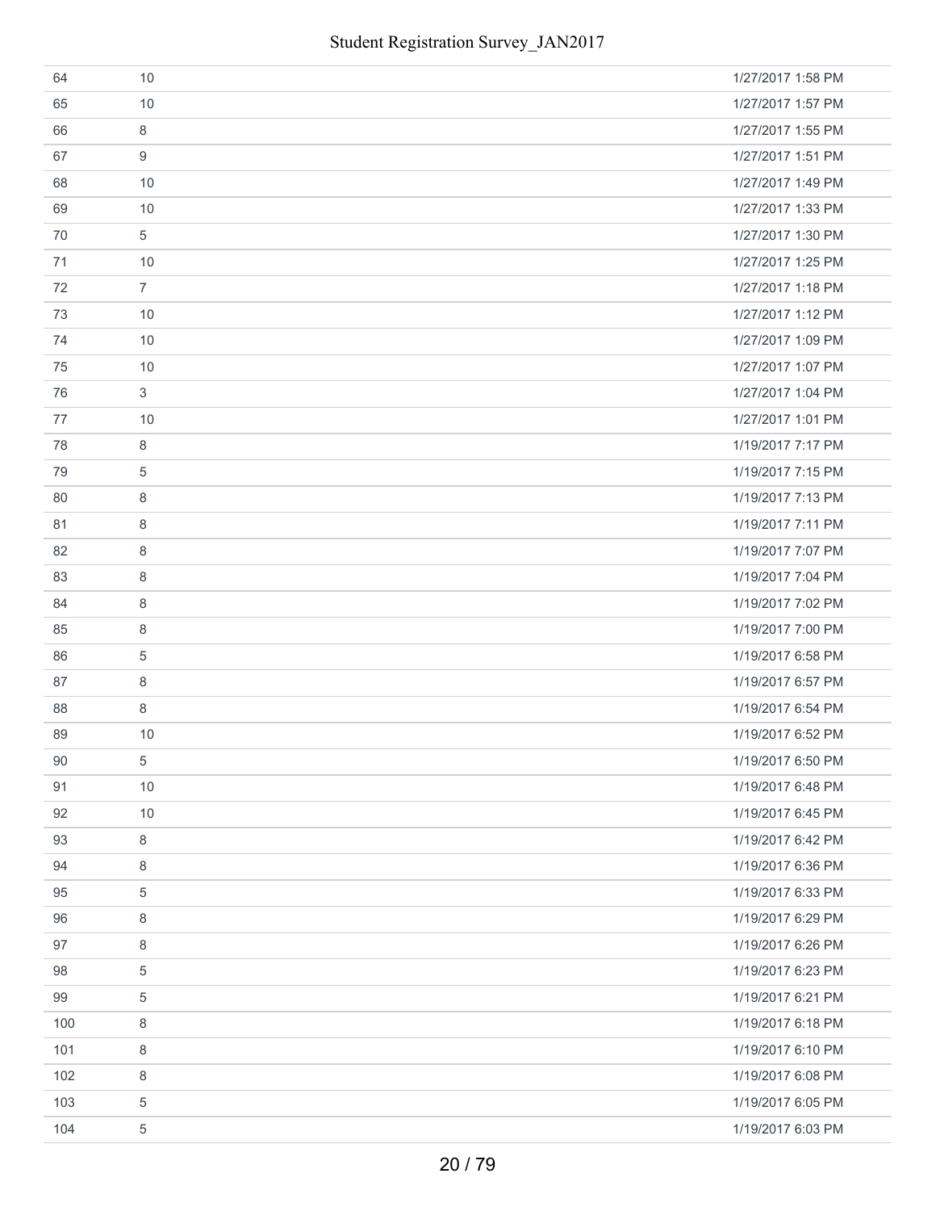| | | |
|---|---|---|
| 64 | 10 | 1/27/2017 1:58 PM |
| 65 | 10 | 1/27/2017 1:57 PM |
| 66 | 8 | 1/27/2017 1:55 PM |
| 67 | 9 | 1/27/2017 1:51 PM |
| 68 | 10 | 1/27/2017 1:49 PM |
| 69 | 10 | 1/27/2017 1:33 PM |
| 70 | 5 | 1/27/2017 1:30 PM |
| 71 | 10 | 1/27/2017 1:25 PM |
| 72 | 7 | 1/27/2017 1:18 PM |
| 73 | 10 | 1/27/2017 1:12 PM |
| 74 | 10 | 1/27/2017 1:09 PM |
| 75 | 10 | 1/27/2017 1:07 PM |
| 76 | 3 | 1/27/2017 1:04 PM |
| 77 | 10 | 1/27/2017 1:01 PM |
| 78 | 8 | 1/19/2017 7:17 PM |
| 79 | 5 | 1/19/2017 7:15 PM |
| 80 | 8 | 1/19/2017 7:13 PM |
| 81 | 8 | 1/19/2017 7:11 PM |
| 82 | 8 | 1/19/2017 7:07 PM |
| 83 | 8 | 1/19/2017 7:04 PM |
| 84 | 8 | 1/19/2017 7:02 PM |
| 85 | 8 | 1/19/2017 7:00 PM |
| 86 | 5 | 1/19/2017 6:58 PM |
| 87 | 8 | 1/19/2017 6:57 PM |
| 88 | 8 | 1/19/2017 6:54 PM |
| 89 | 10 | 1/19/2017 6:52 PM |
| 90 | 5 | 1/19/2017 6:50 PM |
| 91 | 10 | 1/19/2017 6:48 PM |
| 92 | 10 | 1/19/2017 6:45 PM |
| 93 | 8 | 1/19/2017 6:42 PM |
| 94 | 8 | 1/19/2017 6:36 PM |
| 95 | 5 | 1/19/2017 6:33 PM |
| 96 | 8 | 1/19/2017 6:29 PM |
| 97 | 8 | 1/19/2017 6:26 PM |
| 98 | 5 | 1/19/2017 6:23 PM |
| 99 | 5 | 1/19/2017 6:21 PM |
| 100 | 8 | 1/19/2017 6:18 PM |
| 101 | 8 | 1/19/2017 6:10 PM |
| 102 | 8 | 1/19/2017 6:08 PM |
| 103 | 5 | 1/19/2017 6:05 PM |
| 104 | 5 | 1/19/2017 6:03 PM |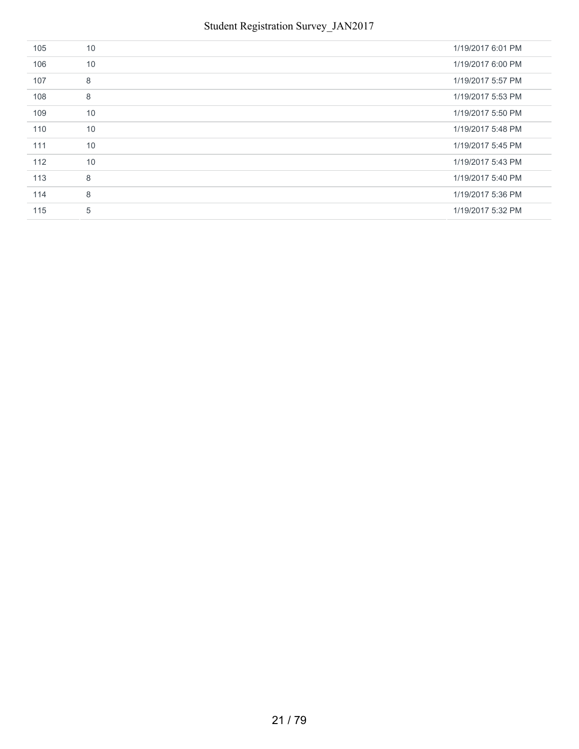| | | |
|---|---|---|
| 105 | 10 | 1/19/2017 6:01 PM |
| 106 | 10 | 1/19/2017 6:00 PM |
| 107 | 8 | 1/19/2017 5:57 PM |
| 108 | 8 | 1/19/2017 5:53 PM |
| 109 | 10 | 1/19/2017 5:50 PM |
| 110 | 10 | 1/19/2017 5:48 PM |
| 111 | 10 | 1/19/2017 5:45 PM |
| 112 | 10 | 1/19/2017 5:43 PM |
| 113 | 8 | 1/19/2017 5:40 PM |
| 114 | 8 | 1/19/2017 5:36 PM |
| 115 | 5 | 1/19/2017 5:32 PM |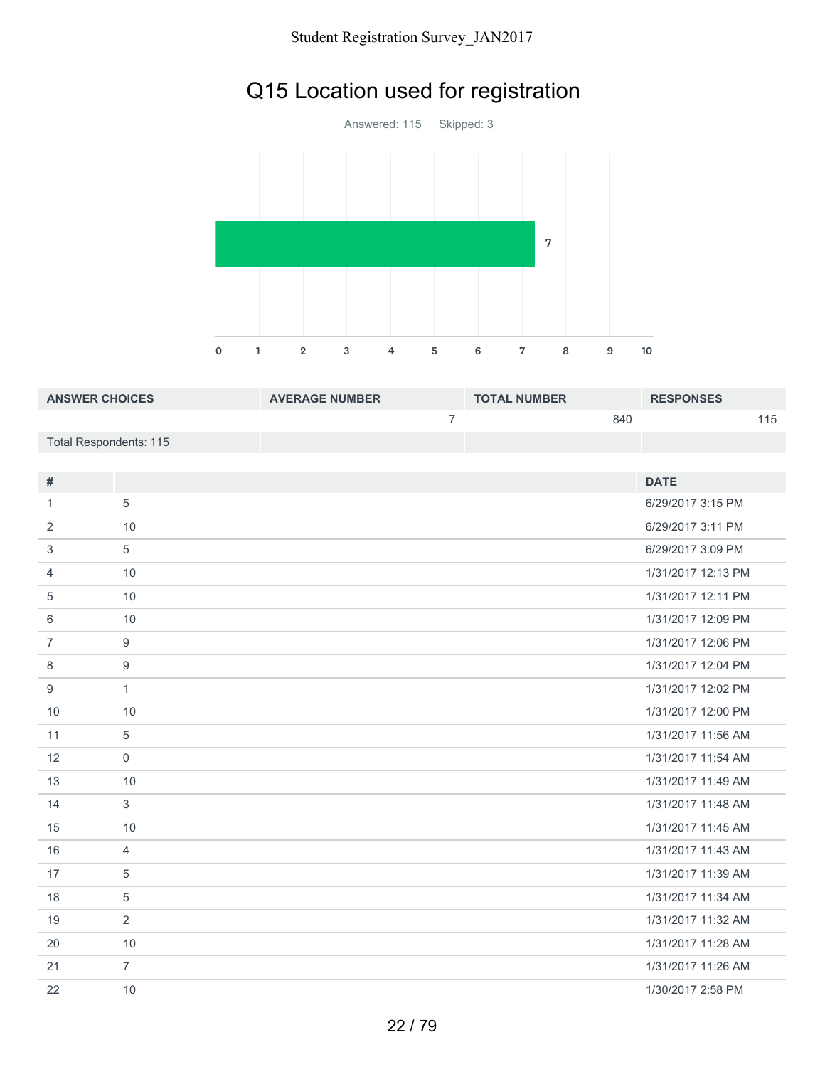# Q15 Location used for registration

Answered: 115    Skipped: 3

| ANSWER CHOICES | AVERAGE NUMBER | TOTAL NUMBER | RESPONSES |
|---|---|---|---|
| | 7 | 840 | 115 |
| Total Respondents: 115 | | | |

| # | | DATE |
|---|---|---|
| 1 | 5 | 6/29/2017 3:15 PM |
| 2 | 10 | 6/29/2017 3:11 PM |
| 3 | 5 | 6/29/2017 3:09 PM |
| 4 | 10 | 1/31/2017 12:13 PM |
| 5 | 10 | 1/31/2017 12:11 PM |
| 6 | 10 | 1/31/2017 12:09 PM |
| 7 | 9 | 1/31/2017 12:06 PM |
| 8 | 9 | 1/31/2017 12:04 PM |
| 9 | 1 | 1/31/2017 12:02 PM |
| 10 | 10 | 1/31/2017 12:00 PM |
| 11 | 5 | 1/31/2017 11:56 AM |
| 12 | 0 | 1/31/2017 11:54 AM |
| 13 | 10 | 1/31/2017 11:49 AM |
| 14 | 3 | 1/31/2017 11:48 AM |
| 15 | 10 | 1/31/2017 11:45 AM |
| 16 | 4 | 1/31/2017 11:43 AM |
| 17 | 5 | 1/31/2017 11:39 AM |
| 18 | 5 | 1/31/2017 11:34 AM |
| 19 | 2 | 1/31/2017 11:32 AM |
| 20 | 10 | 1/31/2017 11:28 AM |
| 21 | 7 | 1/31/2017 11:26 AM |
| 22 | 10 | 1/30/2017 2:58 PM |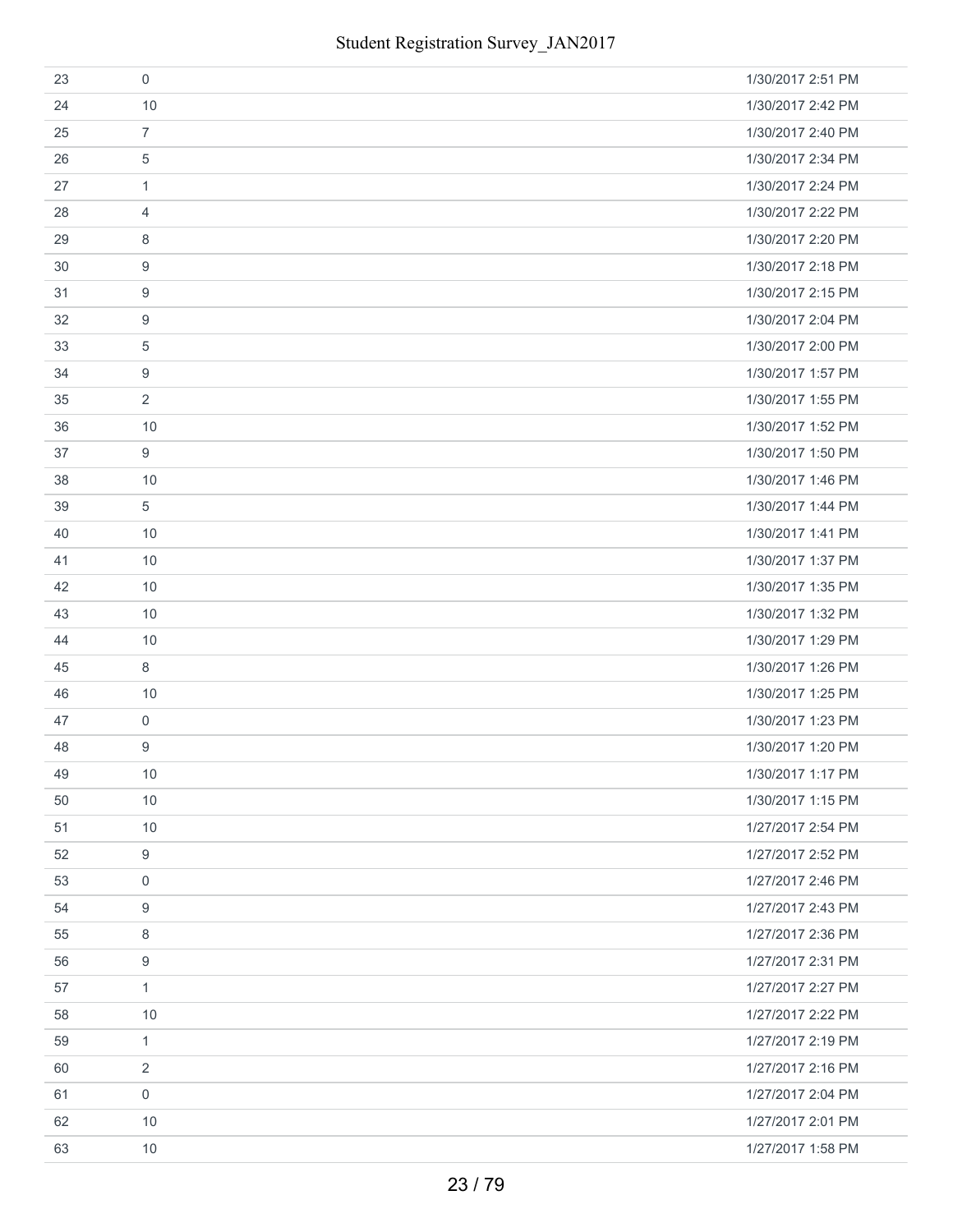| | | |
|---|---|---|
| 23 | 0 | 1/30/2017 2:51 PM |
| 24 | 10 | 1/30/2017 2:42 PM |
| 25 | 7 | 1/30/2017 2:40 PM |
| 26 | 5 | 1/30/2017 2:34 PM |
| 27 | 1 | 1/30/2017 2:24 PM |
| 28 | 4 | 1/30/2017 2:22 PM |
| 29 | 8 | 1/30/2017 2:20 PM |
| 30 | 9 | 1/30/2017 2:18 PM |
| 31 | 9 | 1/30/2017 2:15 PM |
| 32 | 9 | 1/30/2017 2:04 PM |
| 33 | 5 | 1/30/2017 2:00 PM |
| 34 | 9 | 1/30/2017 1:57 PM |
| 35 | 2 | 1/30/2017 1:55 PM |
| 36 | 10 | 1/30/2017 1:52 PM |
| 37 | 9 | 1/30/2017 1:50 PM |
| 38 | 10 | 1/30/2017 1:46 PM |
| 39 | 5 | 1/30/2017 1:44 PM |
| 40 | 10 | 1/30/2017 1:41 PM |
| 41 | 10 | 1/30/2017 1:37 PM |
| 42 | 10 | 1/30/2017 1:35 PM |
| 43 | 10 | 1/30/2017 1:32 PM |
| 44 | 10 | 1/30/2017 1:29 PM |
| 45 | 8 | 1/30/2017 1:26 PM |
| 46 | 10 | 1/30/2017 1:25 PM |
| 47 | 0 | 1/30/2017 1:23 PM |
| 48 | 9 | 1/30/2017 1:20 PM |
| 49 | 10 | 1/30/2017 1:17 PM |
| 50 | 10 | 1/30/2017 1:15 PM |
| 51 | 10 | 1/27/2017 2:54 PM |
| 52 | 9 | 1/27/2017 2:52 PM |
| 53 | 0 | 1/27/2017 2:46 PM |
| 54 | 9 | 1/27/2017 2:43 PM |
| 55 | 8 | 1/27/2017 2:36 PM |
| 56 | 9 | 1/27/2017 2:31 PM |
| 57 | 1 | 1/27/2017 2:27 PM |
| 58 | 10 | 1/27/2017 2:22 PM |
| 59 | 1 | 1/27/2017 2:19 PM |
| 60 | 2 | 1/27/2017 2:16 PM |
| 61 | 0 | 1/27/2017 2:04 PM |
| 62 | 10 | 1/27/2017 2:01 PM |
| 63 | 10 | 1/27/2017 1:58 PM |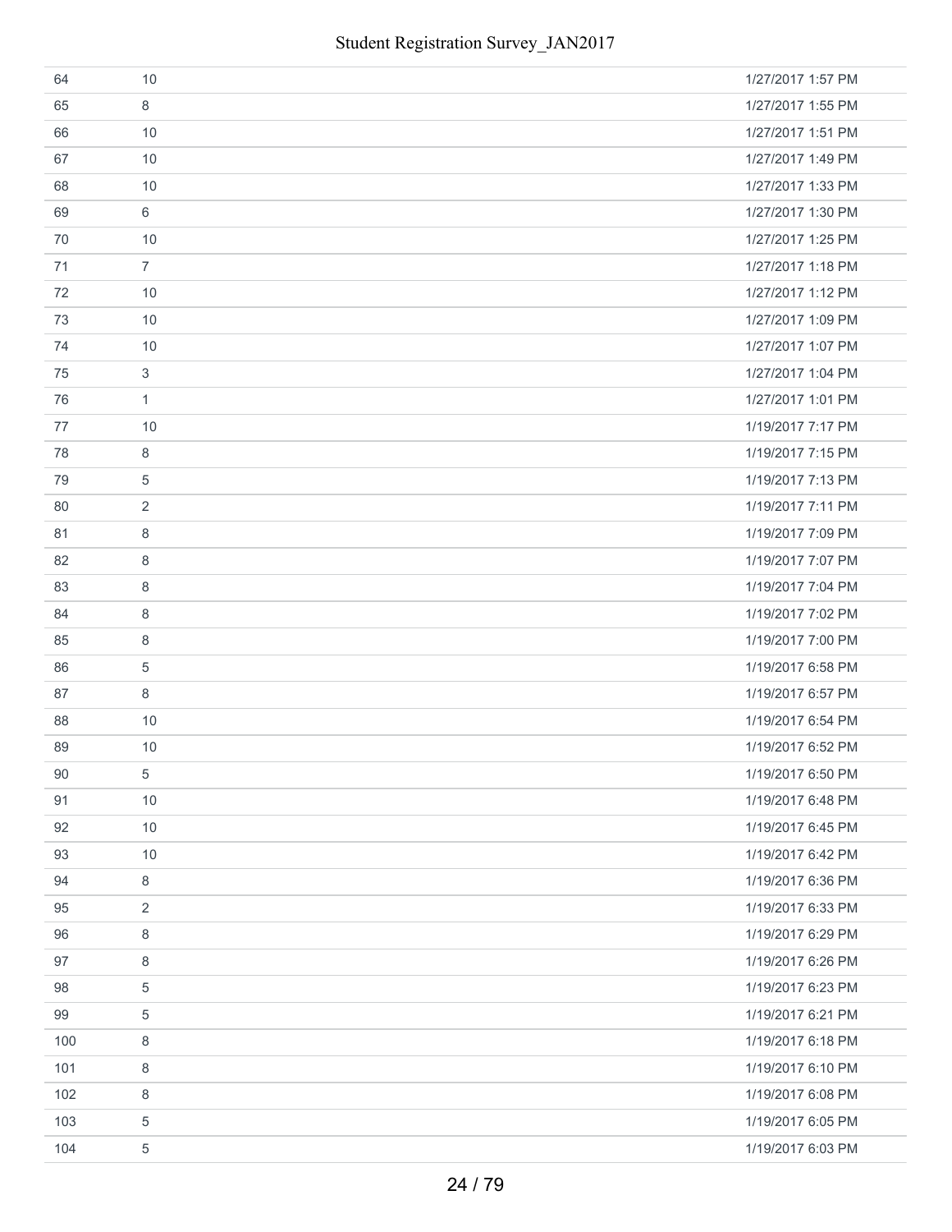| | | |
|---|---|---|
| 64 | 10 | 1/27/2017 1:57 PM |
| 65 | 8 | 1/27/2017 1:55 PM |
| 66 | 10 | 1/27/2017 1:51 PM |
| 67 | 10 | 1/27/2017 1:49 PM |
| 68 | 10 | 1/27/2017 1:33 PM |
| 69 | 6 | 1/27/2017 1:30 PM |
| 70 | 10 | 1/27/2017 1:25 PM |
| 71 | 7 | 1/27/2017 1:18 PM |
| 72 | 10 | 1/27/2017 1:12 PM |
| 73 | 10 | 1/27/2017 1:09 PM |
| 74 | 10 | 1/27/2017 1:07 PM |
| 75 | 3 | 1/27/2017 1:04 PM |
| 76 | 1 | 1/27/2017 1:01 PM |
| 77 | 10 | 1/19/2017 7:17 PM |
| 78 | 8 | 1/19/2017 7:15 PM |
| 79 | 5 | 1/19/2017 7:13 PM |
| 80 | 2 | 1/19/2017 7:11 PM |
| 81 | 8 | 1/19/2017 7:09 PM |
| 82 | 8 | 1/19/2017 7:07 PM |
| 83 | 8 | 1/19/2017 7:04 PM |
| 84 | 8 | 1/19/2017 7:02 PM |
| 85 | 8 | 1/19/2017 7:00 PM |
| 86 | 5 | 1/19/2017 6:58 PM |
| 87 | 8 | 1/19/2017 6:57 PM |
| 88 | 10 | 1/19/2017 6:54 PM |
| 89 | 10 | 1/19/2017 6:52 PM |
| 90 | 5 | 1/19/2017 6:50 PM |
| 91 | 10 | 1/19/2017 6:48 PM |
| 92 | 10 | 1/19/2017 6:45 PM |
| 93 | 10 | 1/19/2017 6:42 PM |
| 94 | 8 | 1/19/2017 6:36 PM |
| 95 | 2 | 1/19/2017 6:33 PM |
| 96 | 8 | 1/19/2017 6:29 PM |
| 97 | 8 | 1/19/2017 6:26 PM |
| 98 | 5 | 1/19/2017 6:23 PM |
| 99 | 5 | 1/19/2017 6:21 PM |
| 100 | 8 | 1/19/2017 6:18 PM |
| 101 | 8 | 1/19/2017 6:10 PM |
| 102 | 8 | 1/19/2017 6:08 PM |
| 103 | 5 | 1/19/2017 6:05 PM |
| 104 | 5 | 1/19/2017 6:03 PM |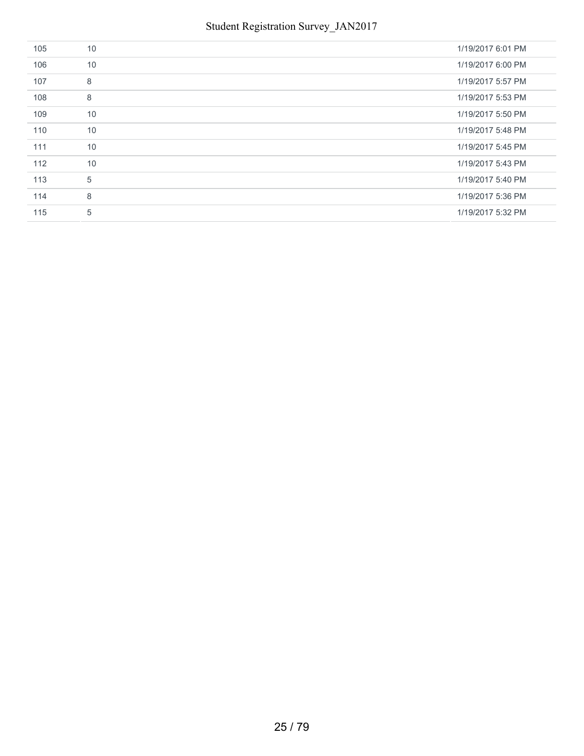| | | |
|---|---|---|
| 105 | 10 | 1/19/2017 6:01 PM |
| 106 | 10 | 1/19/2017 6:00 PM |
| 107 | 8 | 1/19/2017 5:57 PM |
| 108 | 8 | 1/19/2017 5:53 PM |
| 109 | 10 | 1/19/2017 5:50 PM |
| 110 | 10 | 1/19/2017 5:48 PM |
| 111 | 10 | 1/19/2017 5:45 PM |
| 112 | 10 | 1/19/2017 5:43 PM |
| 113 | 5 | 1/19/2017 5:40 PM |
| 114 | 8 | 1/19/2017 5:36 PM |
| 115 | 5 | 1/19/2017 5:32 PM |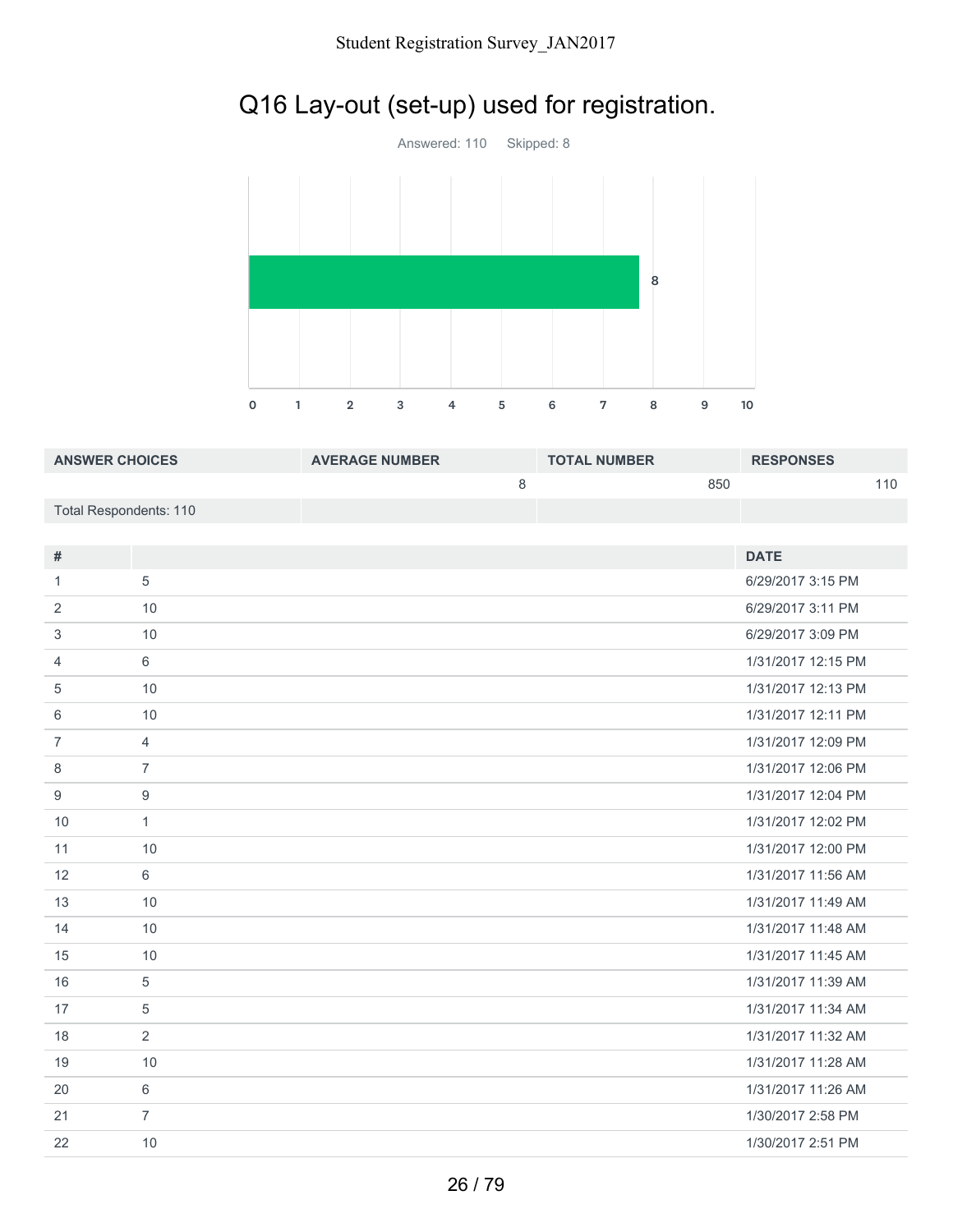# Q16 Lay-out (set-up) used for registration.

Answered: 110 Skipped: 8

| ANSWER CHOICES | AVERAGE NUMBER | TOTAL NUMBER | RESPONSES |
|---|---|---|---|
| | 8 | 850 | 110 |
| Total Respondents: 110 | | | |

| # | | DATE |
|---|---|---|
| 1 | 5 | 6/29/2017 3:15 PM |
| 2 | 10 | 6/29/2017 3:11 PM |
| 3 | 10 | 6/29/2017 3:09 PM |
| 4 | 6 | 1/31/2017 12:15 PM |
| 5 | 10 | 1/31/2017 12:13 PM |
| 6 | 10 | 1/31/2017 12:11 PM |
| 7 | 4 | 1/31/2017 12:09 PM |
| 8 | 7 | 1/31/2017 12:06 PM |
| 9 | 9 | 1/31/2017 12:04 PM |
| 10 | 1 | 1/31/2017 12:02 PM |
| 11 | 10 | 1/31/2017 12:00 PM |
| 12 | 6 | 1/31/2017 11:56 AM |
| 13 | 10 | 1/31/2017 11:49 AM |
| 14 | 10 | 1/31/2017 11:48 AM |
| 15 | 10 | 1/31/2017 11:45 AM |
| 16 | 5 | 1/31/2017 11:39 AM |
| 17 | 5 | 1/31/2017 11:34 AM |
| 18 | 2 | 1/31/2017 11:32 AM |
| 19 | 10 | 1/31/2017 11:28 AM |
| 20 | 6 | 1/31/2017 11:26 AM |
| 21 | 7 | 1/30/2017 2:58 PM |
| 22 | 10 | 1/30/2017 2:51 PM |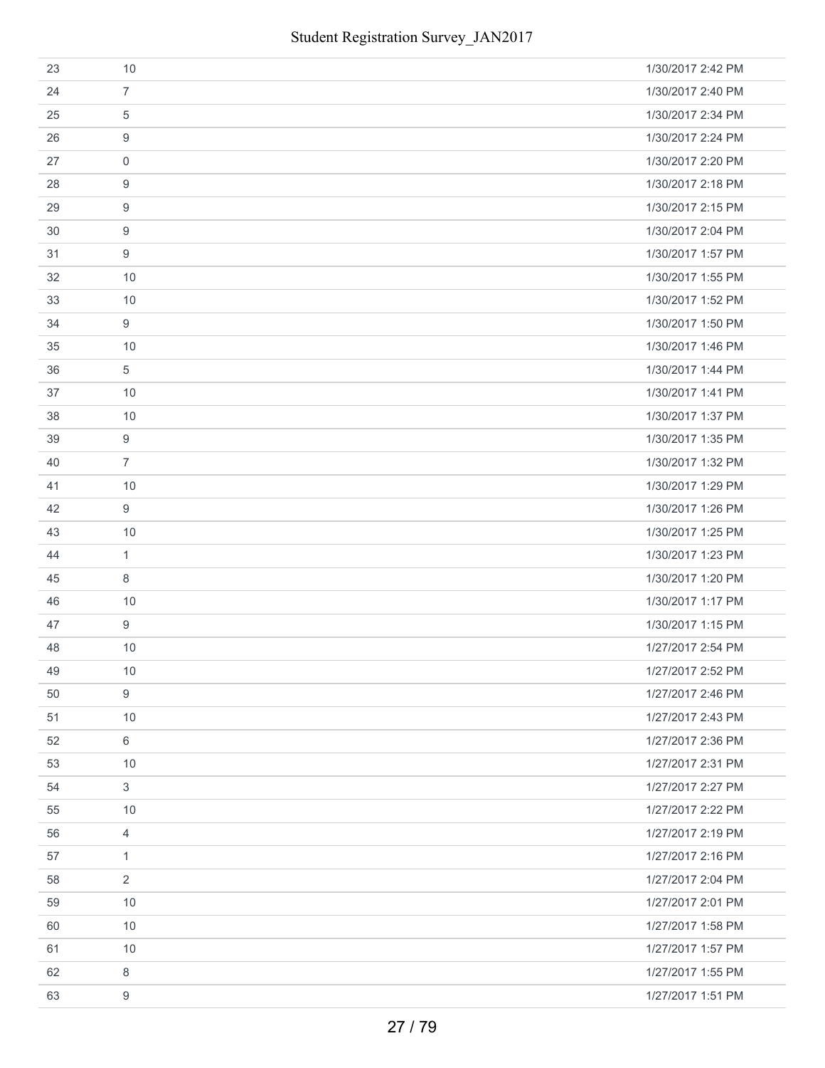| | | |
|---|---|---|
| 23 | 10 | 1/30/2017 2:42 PM |
| 24 | 7 | 1/30/2017 2:40 PM |
| 25 | 5 | 1/30/2017 2:34 PM |
| 26 | 9 | 1/30/2017 2:24 PM |
| 27 | 0 | 1/30/2017 2:20 PM |
| 28 | 9 | 1/30/2017 2:18 PM |
| 29 | 9 | 1/30/2017 2:15 PM |
| 30 | 9 | 1/30/2017 2:04 PM |
| 31 | 9 | 1/30/2017 1:57 PM |
| 32 | 10 | 1/30/2017 1:55 PM |
| 33 | 10 | 1/30/2017 1:52 PM |
| 34 | 9 | 1/30/2017 1:50 PM |
| 35 | 10 | 1/30/2017 1:46 PM |
| 36 | 5 | 1/30/2017 1:44 PM |
| 37 | 10 | 1/30/2017 1:41 PM |
| 38 | 10 | 1/30/2017 1:37 PM |
| 39 | 9 | 1/30/2017 1:35 PM |
| 40 | 7 | 1/30/2017 1:32 PM |
| 41 | 10 | 1/30/2017 1:29 PM |
| 42 | 9 | 1/30/2017 1:26 PM |
| 43 | 10 | 1/30/2017 1:25 PM |
| 44 | 1 | 1/30/2017 1:23 PM |
| 45 | 8 | 1/30/2017 1:20 PM |
| 46 | 10 | 1/30/2017 1:17 PM |
| 47 | 9 | 1/30/2017 1:15 PM |
| 48 | 10 | 1/27/2017 2:54 PM |
| 49 | 10 | 1/27/2017 2:52 PM |
| 50 | 9 | 1/27/2017 2:46 PM |
| 51 | 10 | 1/27/2017 2:43 PM |
| 52 | 6 | 1/27/2017 2:36 PM |
| 53 | 10 | 1/27/2017 2:31 PM |
| 54 | 3 | 1/27/2017 2:27 PM |
| 55 | 10 | 1/27/2017 2:22 PM |
| 56 | 4 | 1/27/2017 2:19 PM |
| 57 | 1 | 1/27/2017 2:16 PM |
| 58 | 2 | 1/27/2017 2:04 PM |
| 59 | 10 | 1/27/2017 2:01 PM |
| 60 | 10 | 1/27/2017 1:58 PM |
| 61 | 10 | 1/27/2017 1:57 PM |
| 62 | 8 | 1/27/2017 1:55 PM |
| 63 | 9 | 1/27/2017 1:51 PM |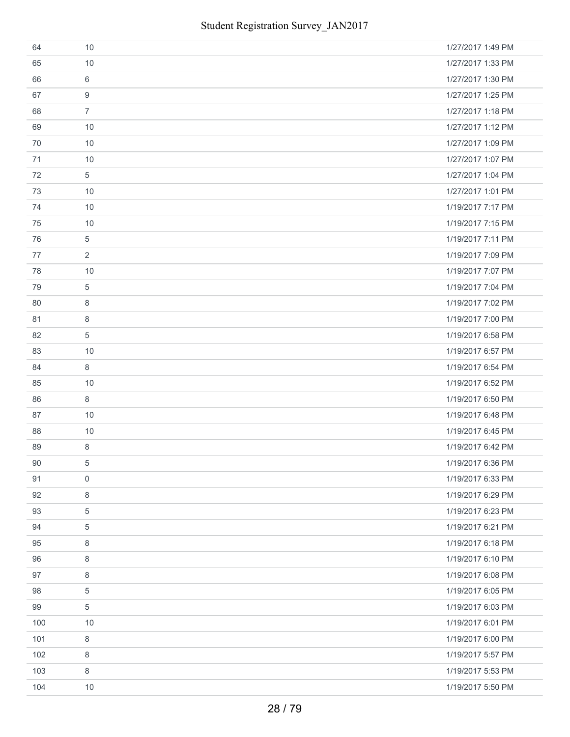| | | |
|---|---|---|
| 64 | 10 | 1/27/2017 1:49 PM |
| 65 | 10 | 1/27/2017 1:33 PM |
| 66 | 6 | 1/27/2017 1:30 PM |
| 67 | 9 | 1/27/2017 1:25 PM |
| 68 | 7 | 1/27/2017 1:18 PM |
| 69 | 10 | 1/27/2017 1:12 PM |
| 70 | 10 | 1/27/2017 1:09 PM |
| 71 | 10 | 1/27/2017 1:07 PM |
| 72 | 5 | 1/27/2017 1:04 PM |
| 73 | 10 | 1/27/2017 1:01 PM |
| 74 | 10 | 1/19/2017 7:17 PM |
| 75 | 10 | 1/19/2017 7:15 PM |
| 76 | 5 | 1/19/2017 7:11 PM |
| 77 | 2 | 1/19/2017 7:09 PM |
| 78 | 10 | 1/19/2017 7:07 PM |
| 79 | 5 | 1/19/2017 7:04 PM |
| 80 | 8 | 1/19/2017 7:02 PM |
| 81 | 8 | 1/19/2017 7:00 PM |
| 82 | 5 | 1/19/2017 6:58 PM |
| 83 | 10 | 1/19/2017 6:57 PM |
| 84 | 8 | 1/19/2017 6:54 PM |
| 85 | 10 | 1/19/2017 6:52 PM |
| 86 | 8 | 1/19/2017 6:50 PM |
| 87 | 10 | 1/19/2017 6:48 PM |
| 88 | 10 | 1/19/2017 6:45 PM |
| 89 | 8 | 1/19/2017 6:42 PM |
| 90 | 5 | 1/19/2017 6:36 PM |
| 91 | 0 | 1/19/2017 6:33 PM |
| 92 | 8 | 1/19/2017 6:29 PM |
| 93 | 5 | 1/19/2017 6:23 PM |
| 94 | 5 | 1/19/2017 6:21 PM |
| 95 | 8 | 1/19/2017 6:18 PM |
| 96 | 8 | 1/19/2017 6:10 PM |
| 97 | 8 | 1/19/2017 6:08 PM |
| 98 | 5 | 1/19/2017 6:05 PM |
| 99 | 5 | 1/19/2017 6:03 PM |
| 100 | 10 | 1/19/2017 6:01 PM |
| 101 | 8 | 1/19/2017 6:00 PM |
| 102 | 8 | 1/19/2017 5:57 PM |
| 103 | 8 | 1/19/2017 5:53 PM |
| 104 | 10 | 1/19/2017 5:50 PM |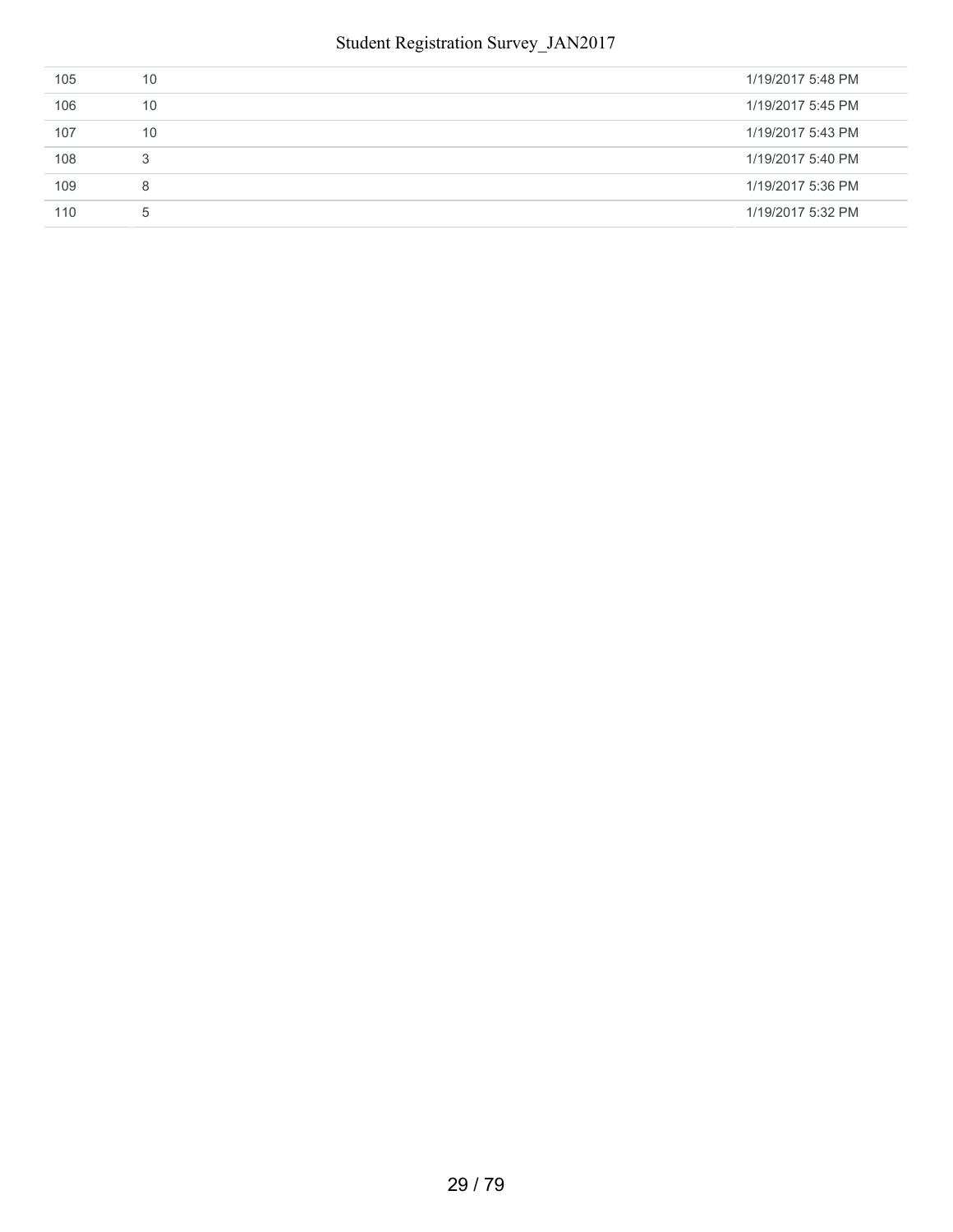| | | |
|---|---|---|
| 105 | 10 | 1/19/2017 5:48 PM |
| 106 | 10 | 1/19/2017 5:45 PM |
| 107 | 10 | 1/19/2017 5:43 PM |
| 108 | 3 | 1/19/2017 5:40 PM |
| 109 | 8 | 1/19/2017 5:36 PM |
| 110 | 5 | 1/19/2017 5:32 PM |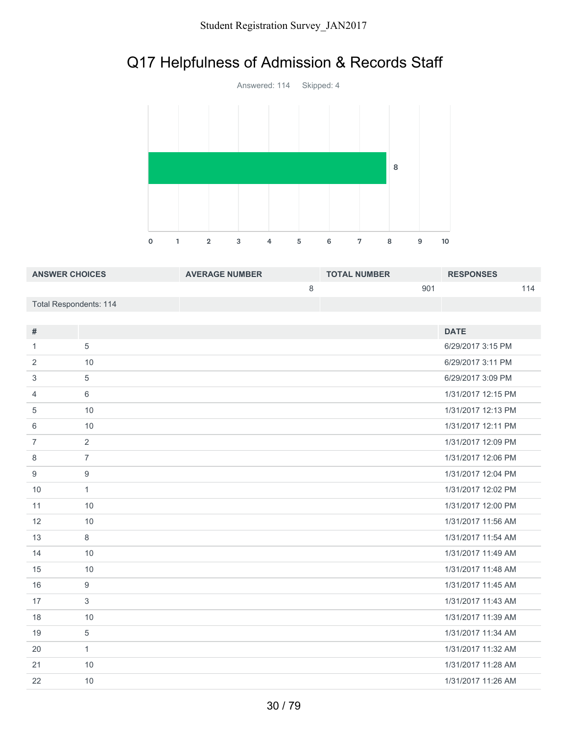# Q17 Helpfulness of Admission & Records Staff

Answered: 114 Skipped: 4

| ANSWER CHOICES | AVERAGE NUMBER | TOTAL NUMBER | RESPONSES |
|---|---|---|---|
| | 8 | 901 | 114 |
| Total Respondents: 114 | | | |

| # | | DATE |
|---|---|---|
| 1 | 5 | 6/29/2017 3:15 PM |
| 2 | 10 | 6/29/2017 3:11 PM |
| 3 | 5 | 6/29/2017 3:09 PM |
| 4 | 6 | 1/31/2017 12:15 PM |
| 5 | 10 | 1/31/2017 12:13 PM |
| 6 | 10 | 1/31/2017 12:11 PM |
| 7 | 2 | 1/31/2017 12:09 PM |
| 8 | 7 | 1/31/2017 12:06 PM |
| 9 | 9 | 1/31/2017 12:04 PM |
| 10 | 1 | 1/31/2017 12:02 PM |
| 11 | 10 | 1/31/2017 12:00 PM |
| 12 | 10 | 1/31/2017 11:56 AM |
| 13 | 8 | 1/31/2017 11:54 AM |
| 14 | 10 | 1/31/2017 11:49 AM |
| 15 | 10 | 1/31/2017 11:48 AM |
| 16 | 9 | 1/31/2017 11:45 AM |
| 17 | 3 | 1/31/2017 11:43 AM |
| 18 | 10 | 1/31/2017 11:39 AM |
| 19 | 5 | 1/31/2017 11:34 AM |
| 20 | 1 | 1/31/2017 11:32 AM |
| 21 | 10 | 1/31/2017 11:28 AM |
| 22 | 10 | 1/31/2017 11:26 AM |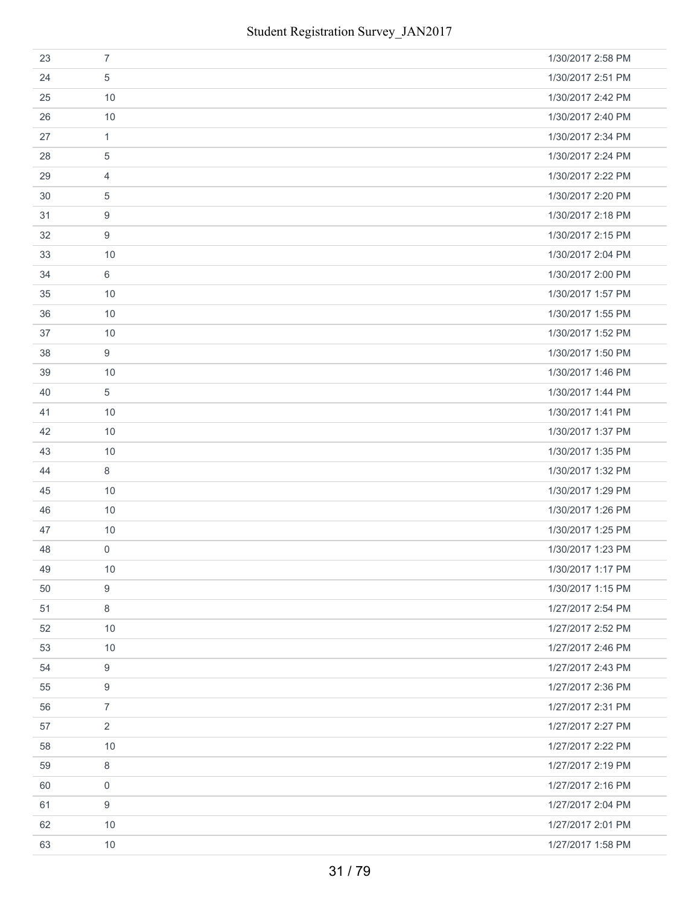| | | |
|---|---|---|
| 23 | 7 | 1/30/2017 2:58 PM |
| 24 | 5 | 1/30/2017 2:51 PM |
| 25 | 10 | 1/30/2017 2:42 PM |
| 26 | 10 | 1/30/2017 2:40 PM |
| 27 | 1 | 1/30/2017 2:34 PM |
| 28 | 5 | 1/30/2017 2:24 PM |
| 29 | 4 | 1/30/2017 2:22 PM |
| 30 | 5 | 1/30/2017 2:20 PM |
| 31 | 9 | 1/30/2017 2:18 PM |
| 32 | 9 | 1/30/2017 2:15 PM |
| 33 | 10 | 1/30/2017 2:04 PM |
| 34 | 6 | 1/30/2017 2:00 PM |
| 35 | 10 | 1/30/2017 1:57 PM |
| 36 | 10 | 1/30/2017 1:55 PM |
| 37 | 10 | 1/30/2017 1:52 PM |
| 38 | 9 | 1/30/2017 1:50 PM |
| 39 | 10 | 1/30/2017 1:46 PM |
| 40 | 5 | 1/30/2017 1:44 PM |
| 41 | 10 | 1/30/2017 1:41 PM |
| 42 | 10 | 1/30/2017 1:37 PM |
| 43 | 10 | 1/30/2017 1:35 PM |
| 44 | 8 | 1/30/2017 1:32 PM |
| 45 | 10 | 1/30/2017 1:29 PM |
| 46 | 10 | 1/30/2017 1:26 PM |
| 47 | 10 | 1/30/2017 1:25 PM |
| 48 | 0 | 1/30/2017 1:23 PM |
| 49 | 10 | 1/30/2017 1:17 PM |
| 50 | 9 | 1/30/2017 1:15 PM |
| 51 | 8 | 1/27/2017 2:54 PM |
| 52 | 10 | 1/27/2017 2:52 PM |
| 53 | 10 | 1/27/2017 2:46 PM |
| 54 | 9 | 1/27/2017 2:43 PM |
| 55 | 9 | 1/27/2017 2:36 PM |
| 56 | 7 | 1/27/2017 2:31 PM |
| 57 | 2 | 1/27/2017 2:27 PM |
| 58 | 10 | 1/27/2017 2:22 PM |
| 59 | 8 | 1/27/2017 2:19 PM |
| 60 | 0 | 1/27/2017 2:16 PM |
| 61 | 9 | 1/27/2017 2:04 PM |
| 62 | 10 | 1/27/2017 2:01 PM |
| 63 | 10 | 1/27/2017 1:58 PM |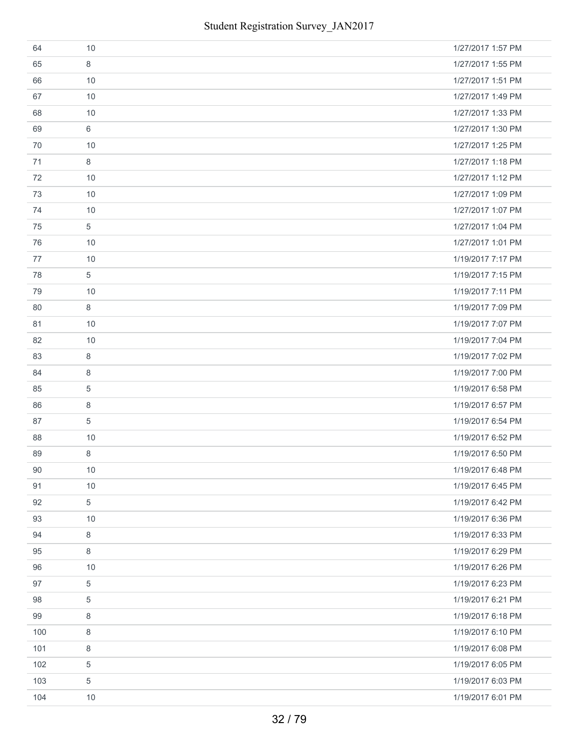| | | |
|---|---|---|
| 64 | 10 | 1/27/2017 1:57 PM |
| 65 | 8 | 1/27/2017 1:55 PM |
| 66 | 10 | 1/27/2017 1:51 PM |
| 67 | 10 | 1/27/2017 1:49 PM |
| 68 | 10 | 1/27/2017 1:33 PM |
| 69 | 6 | 1/27/2017 1:30 PM |
| 70 | 10 | 1/27/2017 1:25 PM |
| 71 | 8 | 1/27/2017 1:18 PM |
| 72 | 10 | 1/27/2017 1:12 PM |
| 73 | 10 | 1/27/2017 1:09 PM |
| 74 | 10 | 1/27/2017 1:07 PM |
| 75 | 5 | 1/27/2017 1:04 PM |
| 76 | 10 | 1/27/2017 1:01 PM |
| 77 | 10 | 1/19/2017 7:17 PM |
| 78 | 5 | 1/19/2017 7:15 PM |
| 79 | 10 | 1/19/2017 7:11 PM |
| 80 | 8 | 1/19/2017 7:09 PM |
| 81 | 10 | 1/19/2017 7:07 PM |
| 82 | 10 | 1/19/2017 7:04 PM |
| 83 | 8 | 1/19/2017 7:02 PM |
| 84 | 8 | 1/19/2017 7:00 PM |
| 85 | 5 | 1/19/2017 6:58 PM |
| 86 | 8 | 1/19/2017 6:57 PM |
| 87 | 5 | 1/19/2017 6:54 PM |
| 88 | 10 | 1/19/2017 6:52 PM |
| 89 | 8 | 1/19/2017 6:50 PM |
| 90 | 10 | 1/19/2017 6:48 PM |
| 91 | 10 | 1/19/2017 6:45 PM |
| 92 | 5 | 1/19/2017 6:42 PM |
| 93 | 10 | 1/19/2017 6:36 PM |
| 94 | 8 | 1/19/2017 6:33 PM |
| 95 | 8 | 1/19/2017 6:29 PM |
| 96 | 10 | 1/19/2017 6:26 PM |
| 97 | 5 | 1/19/2017 6:23 PM |
| 98 | 5 | 1/19/2017 6:21 PM |
| 99 | 8 | 1/19/2017 6:18 PM |
| 100 | 8 | 1/19/2017 6:10 PM |
| 101 | 8 | 1/19/2017 6:08 PM |
| 102 | 5 | 1/19/2017 6:05 PM |
| 103 | 5 | 1/19/2017 6:03 PM |
| 104 | 10 | 1/19/2017 6:01 PM |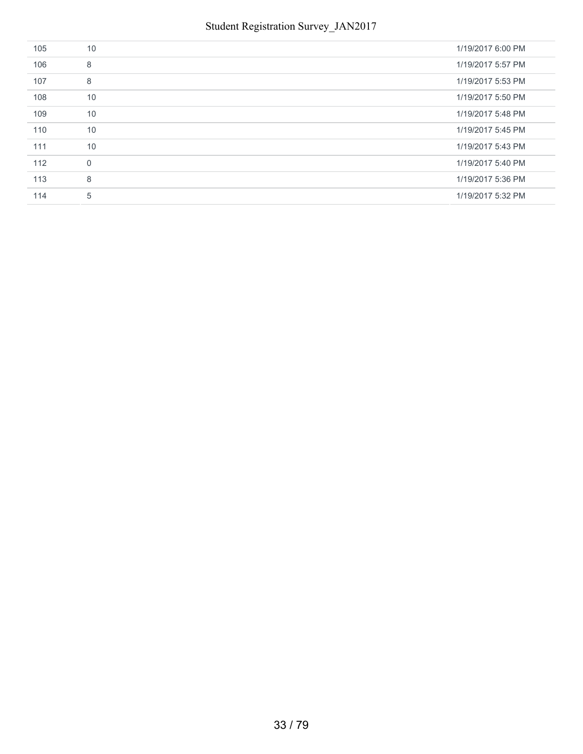| | | |
|---|---|---|
| 105 | 10 | 1/19/2017 6:00 PM |
| 106 | 8 | 1/19/2017 5:57 PM |
| 107 | 8 | 1/19/2017 5:53 PM |
| 108 | 10 | 1/19/2017 5:50 PM |
| 109 | 10 | 1/19/2017 5:48 PM |
| 110 | 10 | 1/19/2017 5:45 PM |
| 111 | 10 | 1/19/2017 5:43 PM |
| 112 | 0 | 1/19/2017 5:40 PM |
| 113 | 8 | 1/19/2017 5:36 PM |
| 114 | 5 | 1/19/2017 5:32 PM |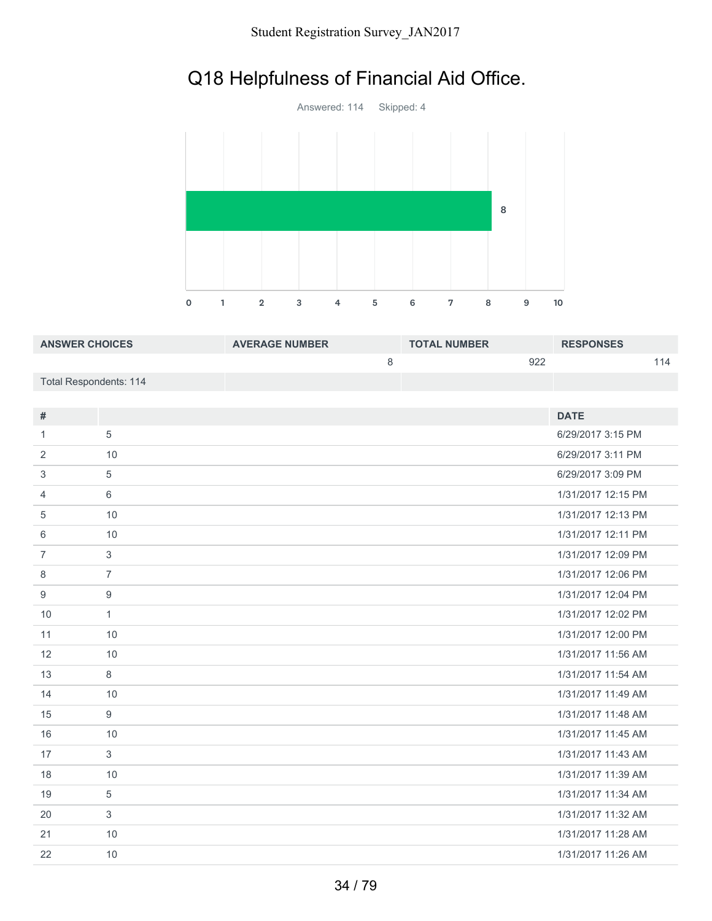# Q18 Helpfulness of Financial Aid Office.

Answered: 114 Skipped: 4

| ANSWER CHOICES | AVERAGE NUMBER | TOTAL NUMBER | RESPONSES |
|---|---|---|---|
| | 8 | 922 | 114 |
| Total Respondents: 114 | | | |

| # | | DATE |
|---|---|---|
| 1 | 5 | 6/29/2017 3:15 PM |
| 2 | 10 | 6/29/2017 3:11 PM |
| 3 | 5 | 6/29/2017 3:09 PM |
| 4 | 6 | 1/31/2017 12:15 PM |
| 5 | 10 | 1/31/2017 12:13 PM |
| 6 | 10 | 1/31/2017 12:11 PM |
| 7 | 3 | 1/31/2017 12:09 PM |
| 8 | 7 | 1/31/2017 12:06 PM |
| 9 | 9 | 1/31/2017 12:04 PM |
| 10 | 1 | 1/31/2017 12:02 PM |
| 11 | 10 | 1/31/2017 12:00 PM |
| 12 | 10 | 1/31/2017 11:56 AM |
| 13 | 8 | 1/31/2017 11:54 AM |
| 14 | 10 | 1/31/2017 11:49 AM |
| 15 | 9 | 1/31/2017 11:48 AM |
| 16 | 10 | 1/31/2017 11:45 AM |
| 17 | 3 | 1/31/2017 11:43 AM |
| 18 | 10 | 1/31/2017 11:39 AM |
| 19 | 5 | 1/31/2017 11:34 AM |
| 20 | 3 | 1/31/2017 11:32 AM |
| 21 | 10 | 1/31/2017 11:28 AM |
| 22 | 10 | 1/31/2017 11:26 AM |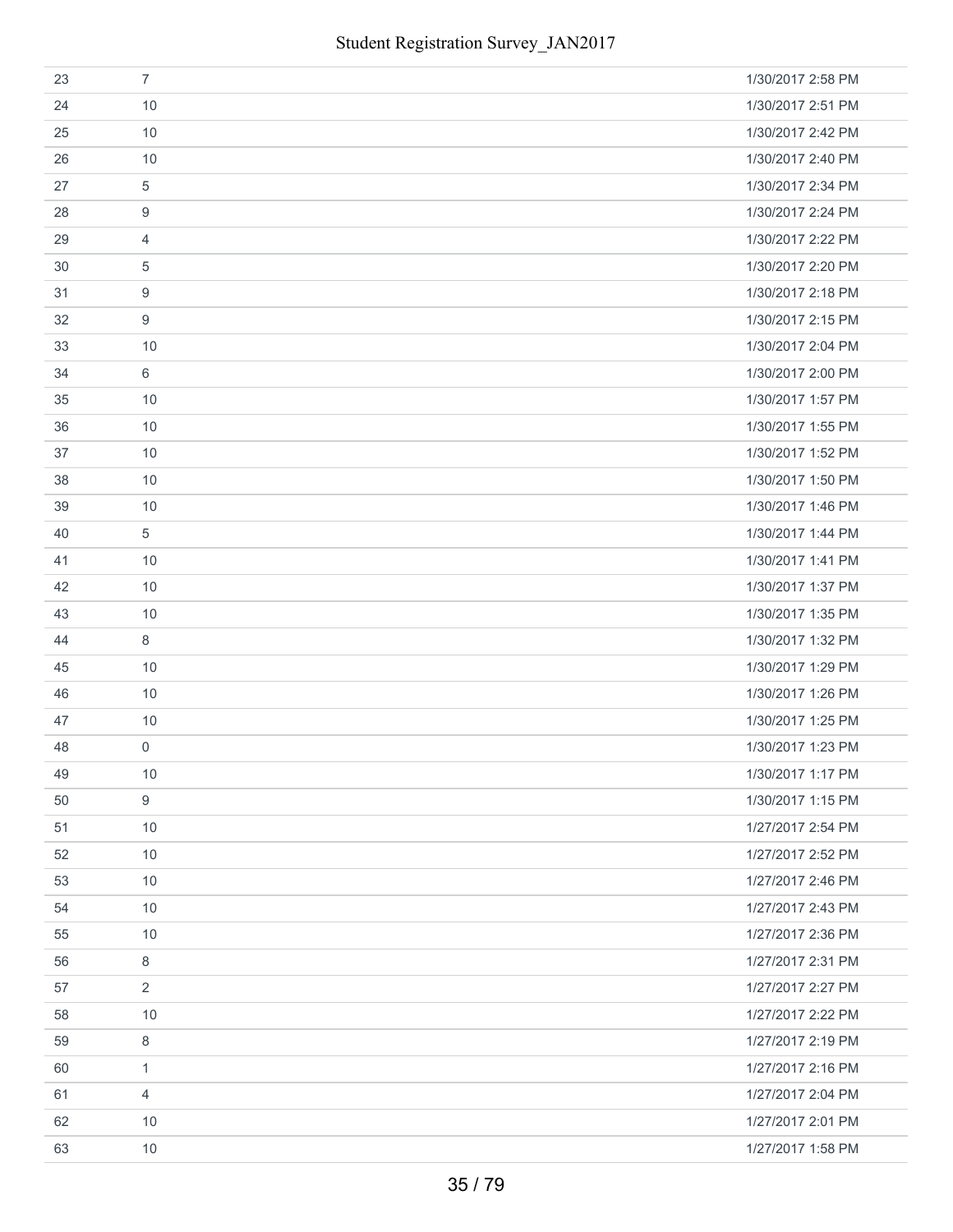| | | |
|---|---|---|
| 23 | 7 | 1/30/2017 2:58 PM |
| 24 | 10 | 1/30/2017 2:51 PM |
| 25 | 10 | 1/30/2017 2:42 PM |
| 26 | 10 | 1/30/2017 2:40 PM |
| 27 | 5 | 1/30/2017 2:34 PM |
| 28 | 9 | 1/30/2017 2:24 PM |
| 29 | 4 | 1/30/2017 2:22 PM |
| 30 | 5 | 1/30/2017 2:20 PM |
| 31 | 9 | 1/30/2017 2:18 PM |
| 32 | 9 | 1/30/2017 2:15 PM |
| 33 | 10 | 1/30/2017 2:04 PM |
| 34 | 6 | 1/30/2017 2:00 PM |
| 35 | 10 | 1/30/2017 1:57 PM |
| 36 | 10 | 1/30/2017 1:55 PM |
| 37 | 10 | 1/30/2017 1:52 PM |
| 38 | 10 | 1/30/2017 1:50 PM |
| 39 | 10 | 1/30/2017 1:46 PM |
| 40 | 5 | 1/30/2017 1:44 PM |
| 41 | 10 | 1/30/2017 1:41 PM |
| 42 | 10 | 1/30/2017 1:37 PM |
| 43 | 10 | 1/30/2017 1:35 PM |
| 44 | 8 | 1/30/2017 1:32 PM |
| 45 | 10 | 1/30/2017 1:29 PM |
| 46 | 10 | 1/30/2017 1:26 PM |
| 47 | 10 | 1/30/2017 1:25 PM |
| 48 | 0 | 1/30/2017 1:23 PM |
| 49 | 10 | 1/30/2017 1:17 PM |
| 50 | 9 | 1/30/2017 1:15 PM |
| 51 | 10 | 1/27/2017 2:54 PM |
| 52 | 10 | 1/27/2017 2:52 PM |
| 53 | 10 | 1/27/2017 2:46 PM |
| 54 | 10 | 1/27/2017 2:43 PM |
| 55 | 10 | 1/27/2017 2:36 PM |
| 56 | 8 | 1/27/2017 2:31 PM |
| 57 | 2 | 1/27/2017 2:27 PM |
| 58 | 10 | 1/27/2017 2:22 PM |
| 59 | 8 | 1/27/2017 2:19 PM |
| 60 | 1 | 1/27/2017 2:16 PM |
| 61 | 4 | 1/27/2017 2:04 PM |
| 62 | 10 | 1/27/2017 2:01 PM |
| 63 | 10 | 1/27/2017 1:58 PM |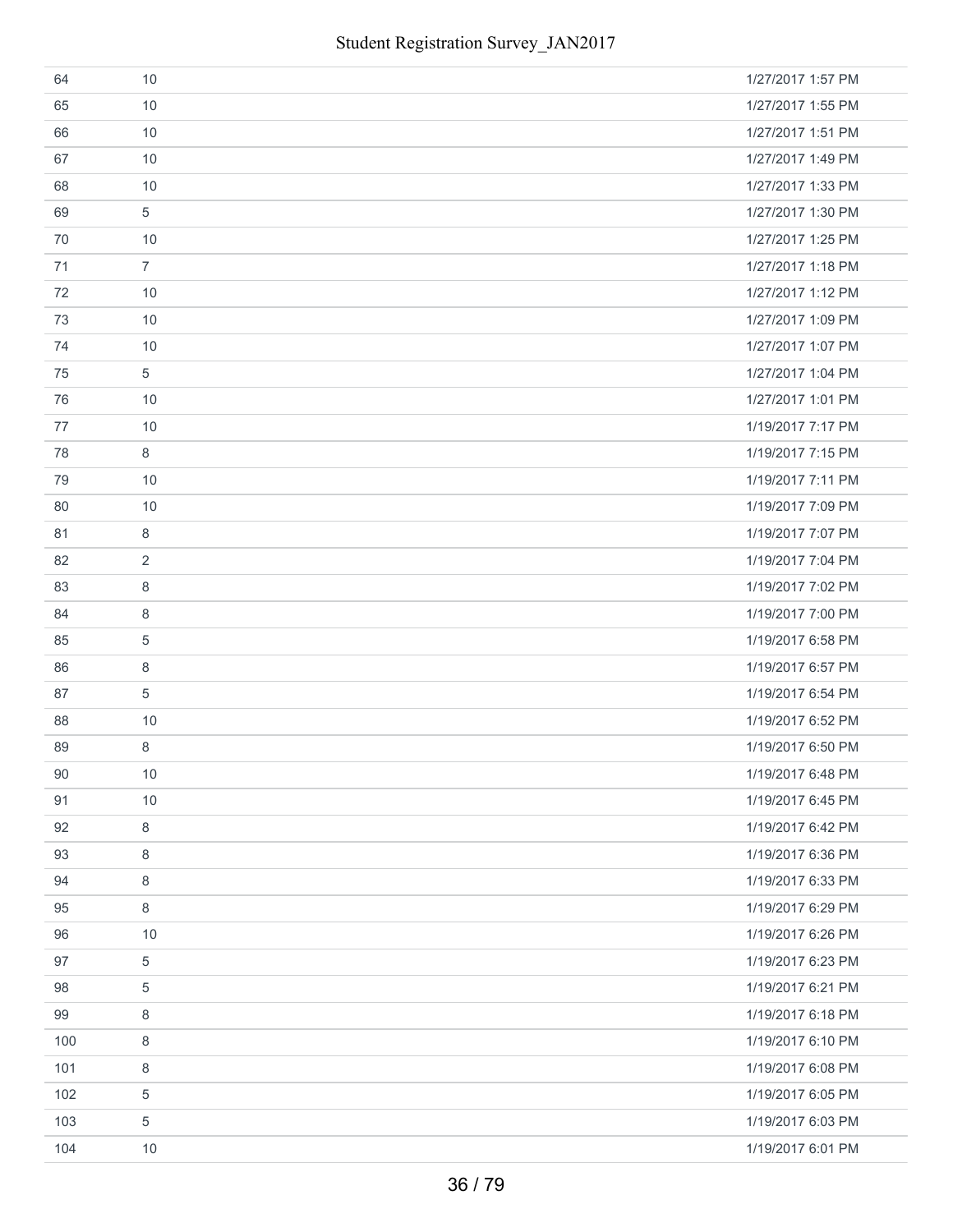| | | |
|---|---|---|
| 64 | 10 | 1/27/2017 1:57 PM |
| 65 | 10 | 1/27/2017 1:55 PM |
| 66 | 10 | 1/27/2017 1:51 PM |
| 67 | 10 | 1/27/2017 1:49 PM |
| 68 | 10 | 1/27/2017 1:33 PM |
| 69 | 5 | 1/27/2017 1:30 PM |
| 70 | 10 | 1/27/2017 1:25 PM |
| 71 | 7 | 1/27/2017 1:18 PM |
| 72 | 10 | 1/27/2017 1:12 PM |
| 73 | 10 | 1/27/2017 1:09 PM |
| 74 | 10 | 1/27/2017 1:07 PM |
| 75 | 5 | 1/27/2017 1:04 PM |
| 76 | 10 | 1/27/2017 1:01 PM |
| 77 | 10 | 1/19/2017 7:17 PM |
| 78 | 8 | 1/19/2017 7:15 PM |
| 79 | 10 | 1/19/2017 7:11 PM |
| 80 | 10 | 1/19/2017 7:09 PM |
| 81 | 8 | 1/19/2017 7:07 PM |
| 82 | 2 | 1/19/2017 7:04 PM |
| 83 | 8 | 1/19/2017 7:02 PM |
| 84 | 8 | 1/19/2017 7:00 PM |
| 85 | 5 | 1/19/2017 6:58 PM |
| 86 | 8 | 1/19/2017 6:57 PM |
| 87 | 5 | 1/19/2017 6:54 PM |
| 88 | 10 | 1/19/2017 6:52 PM |
| 89 | 8 | 1/19/2017 6:50 PM |
| 90 | 10 | 1/19/2017 6:48 PM |
| 91 | 10 | 1/19/2017 6:45 PM |
| 92 | 8 | 1/19/2017 6:42 PM |
| 93 | 8 | 1/19/2017 6:36 PM |
| 94 | 8 | 1/19/2017 6:33 PM |
| 95 | 8 | 1/19/2017 6:29 PM |
| 96 | 10 | 1/19/2017 6:26 PM |
| 97 | 5 | 1/19/2017 6:23 PM |
| 98 | 5 | 1/19/2017 6:21 PM |
| 99 | 8 | 1/19/2017 6:18 PM |
| 100 | 8 | 1/19/2017 6:10 PM |
| 101 | 8 | 1/19/2017 6:08 PM |
| 102 | 5 | 1/19/2017 6:05 PM |
| 103 | 5 | 1/19/2017 6:03 PM |
| 104 | 10 | 1/19/2017 6:01 PM |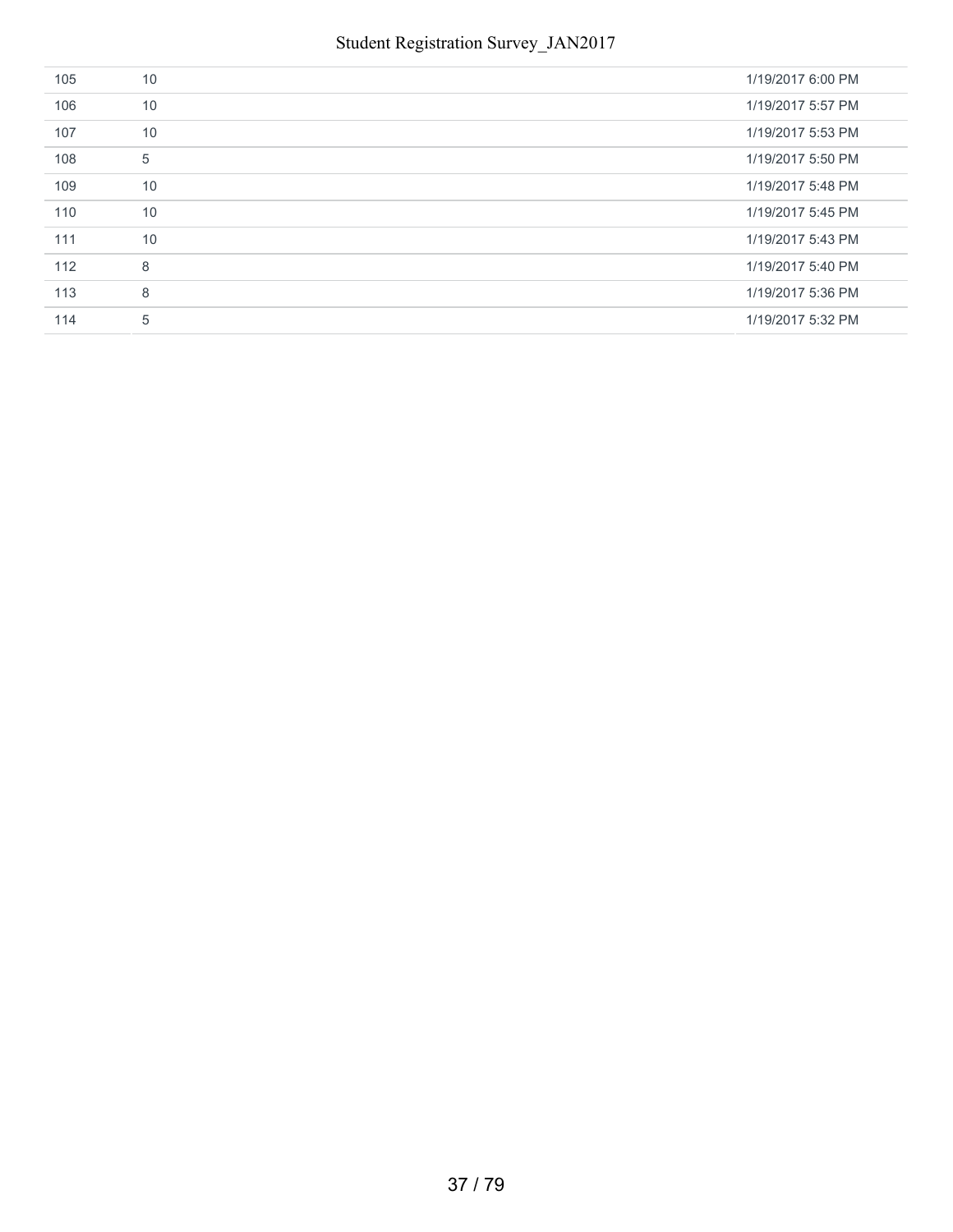| | | |
|---|---|---|
| 105 | 10 | 1/19/2017 6:00 PM |
| 106 | 10 | 1/19/2017 5:57 PM |
| 107 | 10 | 1/19/2017 5:53 PM |
| 108 | 5 | 1/19/2017 5:50 PM |
| 109 | 10 | 1/19/2017 5:48 PM |
| 110 | 10 | 1/19/2017 5:45 PM |
| 111 | 10 | 1/19/2017 5:43 PM |
| 112 | 8 | 1/19/2017 5:40 PM |
| 113 | 8 | 1/19/2017 5:36 PM |
| 114 | 5 | 1/19/2017 5:32 PM |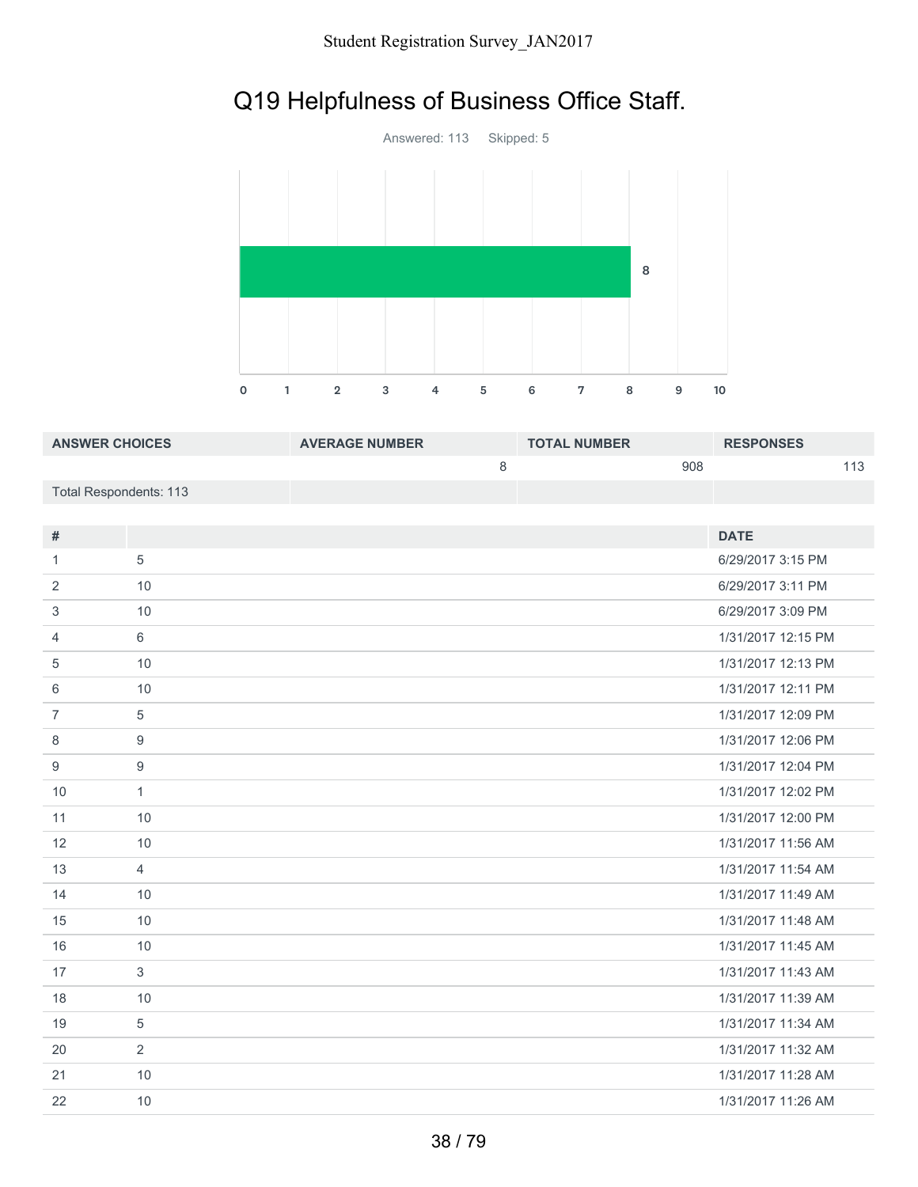# Q19 Helpfulness of Business Office Staff.

Answered: 113 Skipped: 5

| ANSWER CHOICES | AVERAGE NUMBER | TOTAL NUMBER | RESPONSES |
|---|---|---|---|
| | 8 | 908 | 113 |
| Total Respondents: 113 | | | |

| # | | DATE |
|---|---|---|
| 1 | 5 | 6/29/2017 3:15 PM |
| 2 | 10 | 6/29/2017 3:11 PM |
| 3 | 10 | 6/29/2017 3:09 PM |
| 4 | 6 | 1/31/2017 12:15 PM |
| 5 | 10 | 1/31/2017 12:13 PM |
| 6 | 10 | 1/31/2017 12:11 PM |
| 7 | 5 | 1/31/2017 12:09 PM |
| 8 | 9 | 1/31/2017 12:06 PM |
| 9 | 9 | 1/31/2017 12:04 PM |
| 10 | 1 | 1/31/2017 12:02 PM |
| 11 | 10 | 1/31/2017 12:00 PM |
| 12 | 10 | 1/31/2017 11:56 AM |
| 13 | 4 | 1/31/2017 11:54 AM |
| 14 | 10 | 1/31/2017 11:49 AM |
| 15 | 10 | 1/31/2017 11:48 AM |
| 16 | 10 | 1/31/2017 11:45 AM |
| 17 | 3 | 1/31/2017 11:43 AM |
| 18 | 10 | 1/31/2017 11:39 AM |
| 19 | 5 | 1/31/2017 11:34 AM |
| 20 | 2 | 1/31/2017 11:32 AM |
| 21 | 10 | 1/31/2017 11:28 AM |
| 22 | 10 | 1/31/2017 11:26 AM |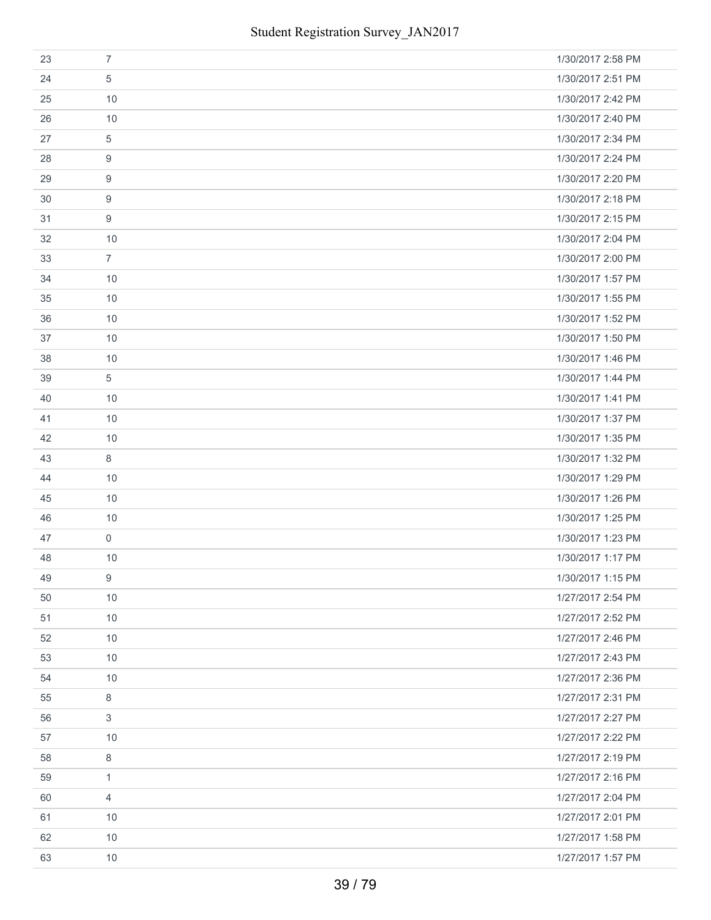| | | |
|---|---|---|
| 23 | 7 | 1/30/2017 2:58 PM |
| 24 | 5 | 1/30/2017 2:51 PM |
| 25 | 10 | 1/30/2017 2:42 PM |
| 26 | 10 | 1/30/2017 2:40 PM |
| 27 | 5 | 1/30/2017 2:34 PM |
| 28 | 9 | 1/30/2017 2:24 PM |
| 29 | 9 | 1/30/2017 2:20 PM |
| 30 | 9 | 1/30/2017 2:18 PM |
| 31 | 9 | 1/30/2017 2:15 PM |
| 32 | 10 | 1/30/2017 2:04 PM |
| 33 | 7 | 1/30/2017 2:00 PM |
| 34 | 10 | 1/30/2017 1:57 PM |
| 35 | 10 | 1/30/2017 1:55 PM |
| 36 | 10 | 1/30/2017 1:52 PM |
| 37 | 10 | 1/30/2017 1:50 PM |
| 38 | 10 | 1/30/2017 1:46 PM |
| 39 | 5 | 1/30/2017 1:44 PM |
| 40 | 10 | 1/30/2017 1:41 PM |
| 41 | 10 | 1/30/2017 1:37 PM |
| 42 | 10 | 1/30/2017 1:35 PM |
| 43 | 8 | 1/30/2017 1:32 PM |
| 44 | 10 | 1/30/2017 1:29 PM |
| 45 | 10 | 1/30/2017 1:26 PM |
| 46 | 10 | 1/30/2017 1:25 PM |
| 47 | 0 | 1/30/2017 1:23 PM |
| 48 | 10 | 1/30/2017 1:17 PM |
| 49 | 9 | 1/30/2017 1:15 PM |
| 50 | 10 | 1/27/2017 2:54 PM |
| 51 | 10 | 1/27/2017 2:52 PM |
| 52 | 10 | 1/27/2017 2:46 PM |
| 53 | 10 | 1/27/2017 2:43 PM |
| 54 | 10 | 1/27/2017 2:36 PM |
| 55 | 8 | 1/27/2017 2:31 PM |
| 56 | 3 | 1/27/2017 2:27 PM |
| 57 | 10 | 1/27/2017 2:22 PM |
| 58 | 8 | 1/27/2017 2:19 PM |
| 59 | 1 | 1/27/2017 2:16 PM |
| 60 | 4 | 1/27/2017 2:04 PM |
| 61 | 10 | 1/27/2017 2:01 PM |
| 62 | 10 | 1/27/2017 1:58 PM |
| 63 | 10 | 1/27/2017 1:57 PM |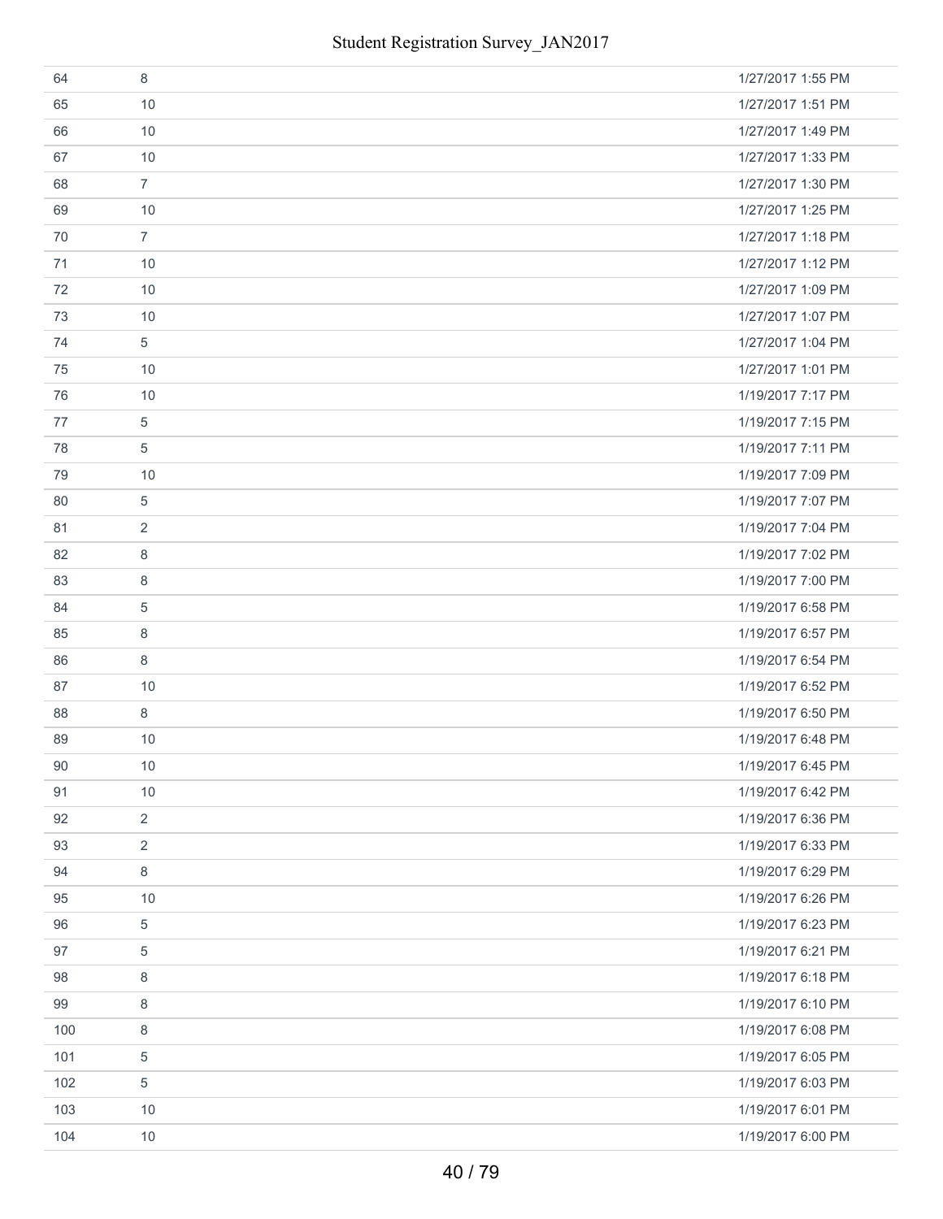| | | |
|---|---|---|
| 64 | 8 | 1/27/2017 1:55 PM |
| 65 | 10 | 1/27/2017 1:51 PM |
| 66 | 10 | 1/27/2017 1:49 PM |
| 67 | 10 | 1/27/2017 1:33 PM |
| 68 | 7 | 1/27/2017 1:30 PM |
| 69 | 10 | 1/27/2017 1:25 PM |
| 70 | 7 | 1/27/2017 1:18 PM |
| 71 | 10 | 1/27/2017 1:12 PM |
| 72 | 10 | 1/27/2017 1:09 PM |
| 73 | 10 | 1/27/2017 1:07 PM |
| 74 | 5 | 1/27/2017 1:04 PM |
| 75 | 10 | 1/27/2017 1:01 PM |
| 76 | 10 | 1/19/2017 7:17 PM |
| 77 | 5 | 1/19/2017 7:15 PM |
| 78 | 5 | 1/19/2017 7:11 PM |
| 79 | 10 | 1/19/2017 7:09 PM |
| 80 | 5 | 1/19/2017 7:07 PM |
| 81 | 2 | 1/19/2017 7:04 PM |
| 82 | 8 | 1/19/2017 7:02 PM |
| 83 | 8 | 1/19/2017 7:00 PM |
| 84 | 5 | 1/19/2017 6:58 PM |
| 85 | 8 | 1/19/2017 6:57 PM |
| 86 | 8 | 1/19/2017 6:54 PM |
| 87 | 10 | 1/19/2017 6:52 PM |
| 88 | 8 | 1/19/2017 6:50 PM |
| 89 | 10 | 1/19/2017 6:48 PM |
| 90 | 10 | 1/19/2017 6:45 PM |
| 91 | 10 | 1/19/2017 6:42 PM |
| 92 | 2 | 1/19/2017 6:36 PM |
| 93 | 2 | 1/19/2017 6:33 PM |
| 94 | 8 | 1/19/2017 6:29 PM |
| 95 | 10 | 1/19/2017 6:26 PM |
| 96 | 5 | 1/19/2017 6:23 PM |
| 97 | 5 | 1/19/2017 6:21 PM |
| 98 | 8 | 1/19/2017 6:18 PM |
| 99 | 8 | 1/19/2017 6:10 PM |
| 100 | 8 | 1/19/2017 6:08 PM |
| 101 | 5 | 1/19/2017 6:05 PM |
| 102 | 5 | 1/19/2017 6:03 PM |
| 103 | 10 | 1/19/2017 6:01 PM |
| 104 | 10 | 1/19/2017 6:00 PM |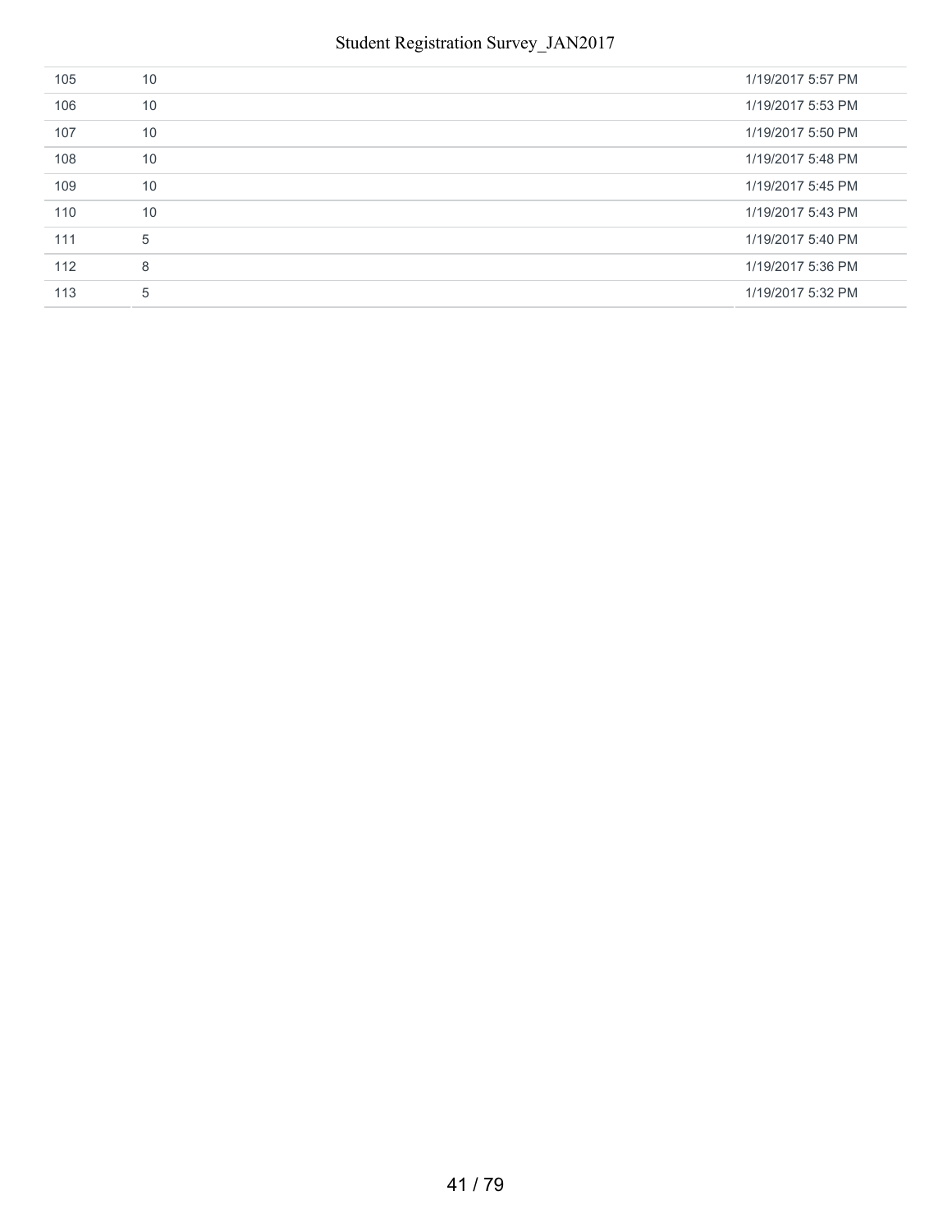| | | |
|---|---|---|
| 105 | 10 | 1/19/2017 5:57 PM |
| 106 | 10 | 1/19/2017 5:53 PM |
| 107 | 10 | 1/19/2017 5:50 PM |
| 108 | 10 | 1/19/2017 5:48 PM |
| 109 | 10 | 1/19/2017 5:45 PM |
| 110 | 10 | 1/19/2017 5:43 PM |
| 111 | 5 | 1/19/2017 5:40 PM |
| 112 | 8 | 1/19/2017 5:36 PM |
| 113 | 5 | 1/19/2017 5:32 PM |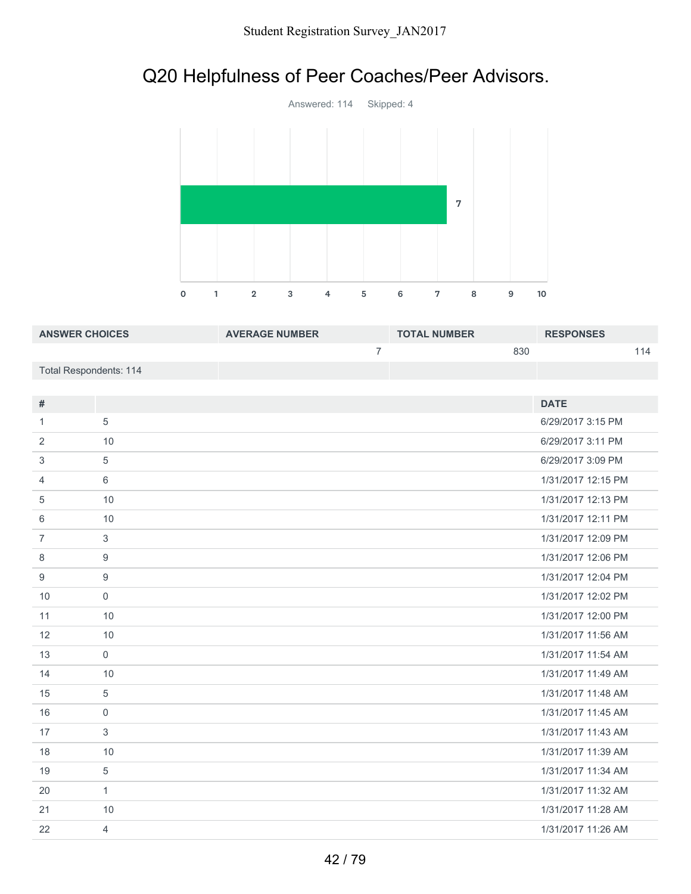# Q20 Helpfulness of Peer Coaches/Peer Advisors.

Answered: 114 Skipped: 4

| ANSWER CHOICES | AVERAGE NUMBER | TOTAL NUMBER | RESPONSES |
|---|---|---|---|
| | 7 | 830 | 114 |
| Total Respondents: 114 | | | |

| # | | DATE |
|---|---|---|
| 1 | 5 | 6/29/2017 3:15 PM |
| 2 | 10 | 6/29/2017 3:11 PM |
| 3 | 5 | 6/29/2017 3:09 PM |
| 4 | 6 | 1/31/2017 12:15 PM |
| 5 | 10 | 1/31/2017 12:13 PM |
| 6 | 10 | 1/31/2017 12:11 PM |
| 7 | 3 | 1/31/2017 12:09 PM |
| 8 | 9 | 1/31/2017 12:06 PM |
| 9 | 9 | 1/31/2017 12:04 PM |
| 10 | 0 | 1/31/2017 12:02 PM |
| 11 | 10 | 1/31/2017 12:00 PM |
| 12 | 10 | 1/31/2017 11:56 AM |
| 13 | 0 | 1/31/2017 11:54 AM |
| 14 | 10 | 1/31/2017 11:49 AM |
| 15 | 5 | 1/31/2017 11:48 AM |
| 16 | 0 | 1/31/2017 11:45 AM |
| 17 | 3 | 1/31/2017 11:43 AM |
| 18 | 10 | 1/31/2017 11:39 AM |
| 19 | 5 | 1/31/2017 11:34 AM |
| 20 | 1 | 1/31/2017 11:32 AM |
| 21 | 10 | 1/31/2017 11:28 AM |
| 22 | 4 | 1/31/2017 11:26 AM |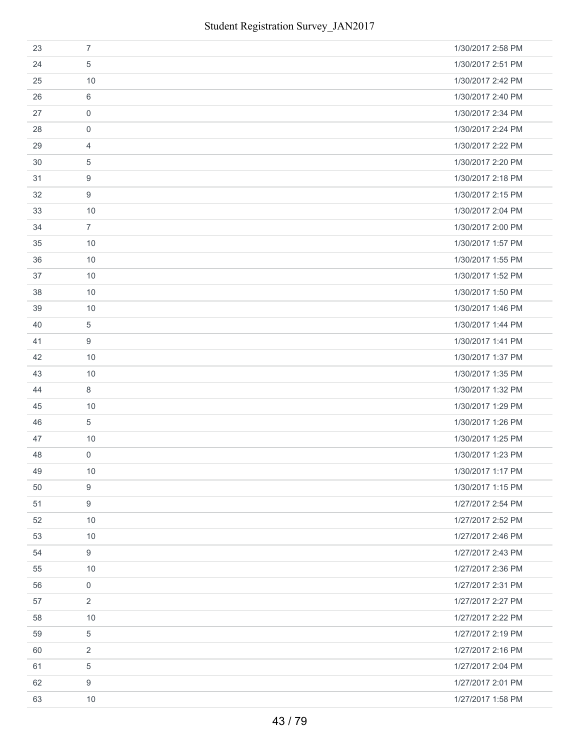| | | |
|---|---|---|
| 23 | 7 | 1/30/2017 2:58 PM |
| 24 | 5 | 1/30/2017 2:51 PM |
| 25 | 10 | 1/30/2017 2:42 PM |
| 26 | 6 | 1/30/2017 2:40 PM |
| 27 | 0 | 1/30/2017 2:34 PM |
| 28 | 0 | 1/30/2017 2:24 PM |
| 29 | 4 | 1/30/2017 2:22 PM |
| 30 | 5 | 1/30/2017 2:20 PM |
| 31 | 9 | 1/30/2017 2:18 PM |
| 32 | 9 | 1/30/2017 2:15 PM |
| 33 | 10 | 1/30/2017 2:04 PM |
| 34 | 7 | 1/30/2017 2:00 PM |
| 35 | 10 | 1/30/2017 1:57 PM |
| 36 | 10 | 1/30/2017 1:55 PM |
| 37 | 10 | 1/30/2017 1:52 PM |
| 38 | 10 | 1/30/2017 1:50 PM |
| 39 | 10 | 1/30/2017 1:46 PM |
| 40 | 5 | 1/30/2017 1:44 PM |
| 41 | 9 | 1/30/2017 1:41 PM |
| 42 | 10 | 1/30/2017 1:37 PM |
| 43 | 10 | 1/30/2017 1:35 PM |
| 44 | 8 | 1/30/2017 1:32 PM |
| 45 | 10 | 1/30/2017 1:29 PM |
| 46 | 5 | 1/30/2017 1:26 PM |
| 47 | 10 | 1/30/2017 1:25 PM |
| 48 | 0 | 1/30/2017 1:23 PM |
| 49 | 10 | 1/30/2017 1:17 PM |
| 50 | 9 | 1/30/2017 1:15 PM |
| 51 | 9 | 1/27/2017 2:54 PM |
| 52 | 10 | 1/27/2017 2:52 PM |
| 53 | 10 | 1/27/2017 2:46 PM |
| 54 | 9 | 1/27/2017 2:43 PM |
| 55 | 10 | 1/27/2017 2:36 PM |
| 56 | 0 | 1/27/2017 2:31 PM |
| 57 | 2 | 1/27/2017 2:27 PM |
| 58 | 10 | 1/27/2017 2:22 PM |
| 59 | 5 | 1/27/2017 2:19 PM |
| 60 | 2 | 1/27/2017 2:16 PM |
| 61 | 5 | 1/27/2017 2:04 PM |
| 62 | 9 | 1/27/2017 2:01 PM |
| 63 | 10 | 1/27/2017 1:58 PM |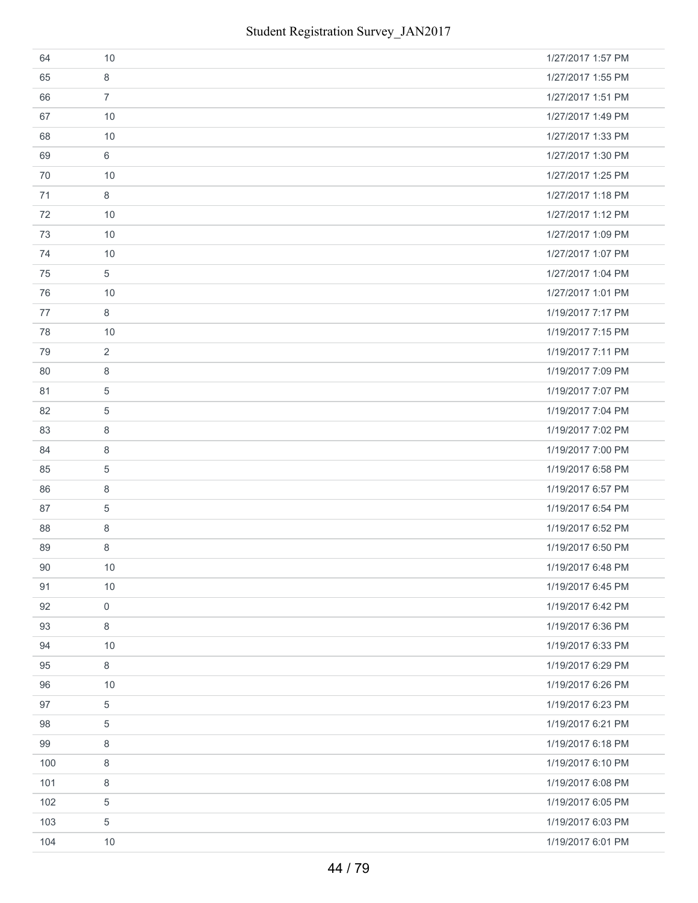| | | |
|---|---|---|
| 64 | 10 | 1/27/2017 1:57 PM |
| 65 | 8 | 1/27/2017 1:55 PM |
| 66 | 7 | 1/27/2017 1:51 PM |
| 67 | 10 | 1/27/2017 1:49 PM |
| 68 | 10 | 1/27/2017 1:33 PM |
| 69 | 6 | 1/27/2017 1:30 PM |
| 70 | 10 | 1/27/2017 1:25 PM |
| 71 | 8 | 1/27/2017 1:18 PM |
| 72 | 10 | 1/27/2017 1:12 PM |
| 73 | 10 | 1/27/2017 1:09 PM |
| 74 | 10 | 1/27/2017 1:07 PM |
| 75 | 5 | 1/27/2017 1:04 PM |
| 76 | 10 | 1/27/2017 1:01 PM |
| 77 | 8 | 1/19/2017 7:17 PM |
| 78 | 10 | 1/19/2017 7:15 PM |
| 79 | 2 | 1/19/2017 7:11 PM |
| 80 | 8 | 1/19/2017 7:09 PM |
| 81 | 5 | 1/19/2017 7:07 PM |
| 82 | 5 | 1/19/2017 7:04 PM |
| 83 | 8 | 1/19/2017 7:02 PM |
| 84 | 8 | 1/19/2017 7:00 PM |
| 85 | 5 | 1/19/2017 6:58 PM |
| 86 | 8 | 1/19/2017 6:57 PM |
| 87 | 5 | 1/19/2017 6:54 PM |
| 88 | 8 | 1/19/2017 6:52 PM |
| 89 | 8 | 1/19/2017 6:50 PM |
| 90 | 10 | 1/19/2017 6:48 PM |
| 91 | 10 | 1/19/2017 6:45 PM |
| 92 | 0 | 1/19/2017 6:42 PM |
| 93 | 8 | 1/19/2017 6:36 PM |
| 94 | 10 | 1/19/2017 6:33 PM |
| 95 | 8 | 1/19/2017 6:29 PM |
| 96 | 10 | 1/19/2017 6:26 PM |
| 97 | 5 | 1/19/2017 6:23 PM |
| 98 | 5 | 1/19/2017 6:21 PM |
| 99 | 8 | 1/19/2017 6:18 PM |
| 100 | 8 | 1/19/2017 6:10 PM |
| 101 | 8 | 1/19/2017 6:08 PM |
| 102 | 5 | 1/19/2017 6:05 PM |
| 103 | 5 | 1/19/2017 6:03 PM |
| 104 | 10 | 1/19/2017 6:01 PM |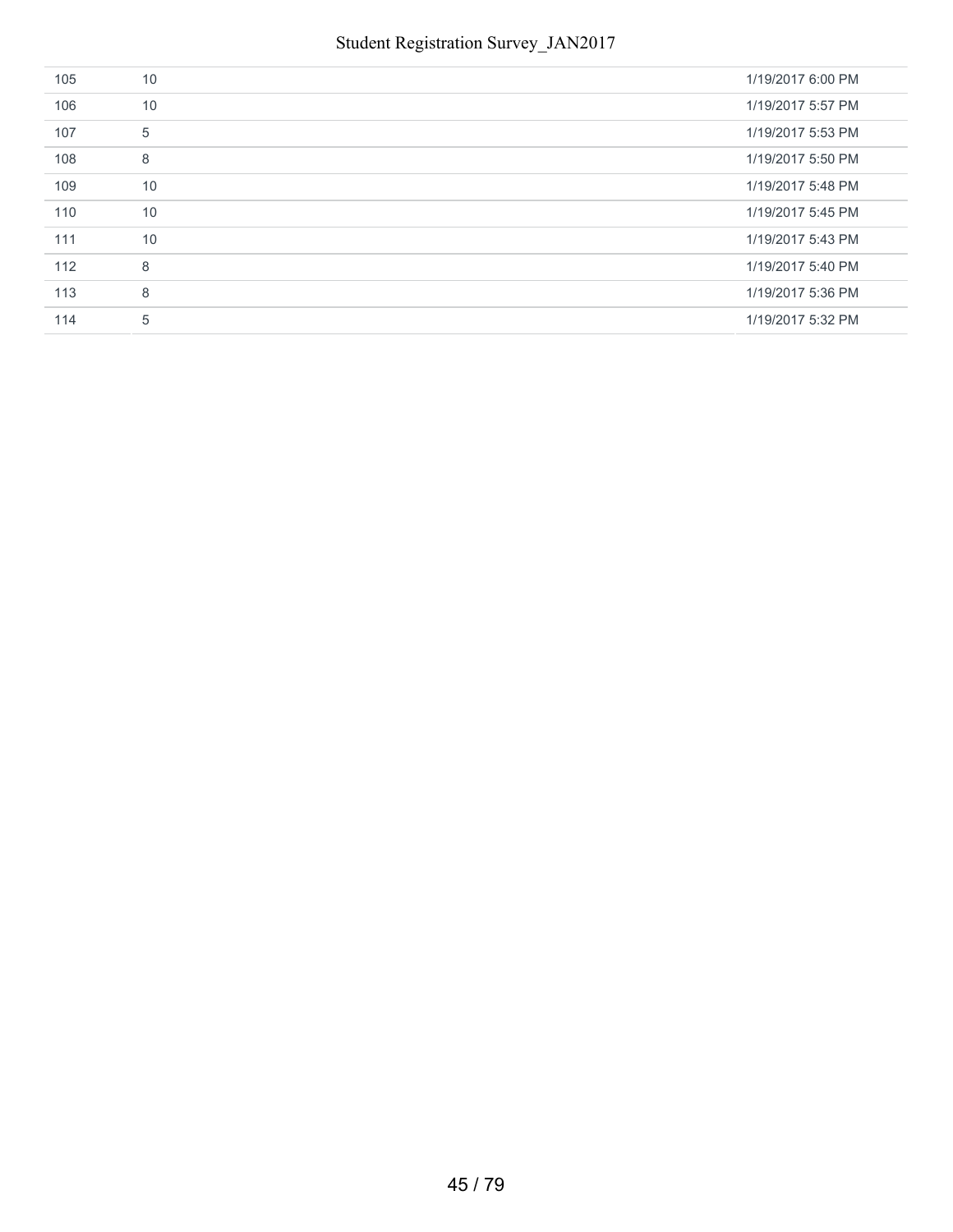| | | |
|---|---|---|
| 105 | 10 | 1/19/2017 6:00 PM |
| 106 | 10 | 1/19/2017 5:57 PM |
| 107 | 5 | 1/19/2017 5:53 PM |
| 108 | 8 | 1/19/2017 5:50 PM |
| 109 | 10 | 1/19/2017 5:48 PM |
| 110 | 10 | 1/19/2017 5:45 PM |
| 111 | 10 | 1/19/2017 5:43 PM |
| 112 | 8 | 1/19/2017 5:40 PM |
| 113 | 8 | 1/19/2017 5:36 PM |
| 114 | 5 | 1/19/2017 5:32 PM |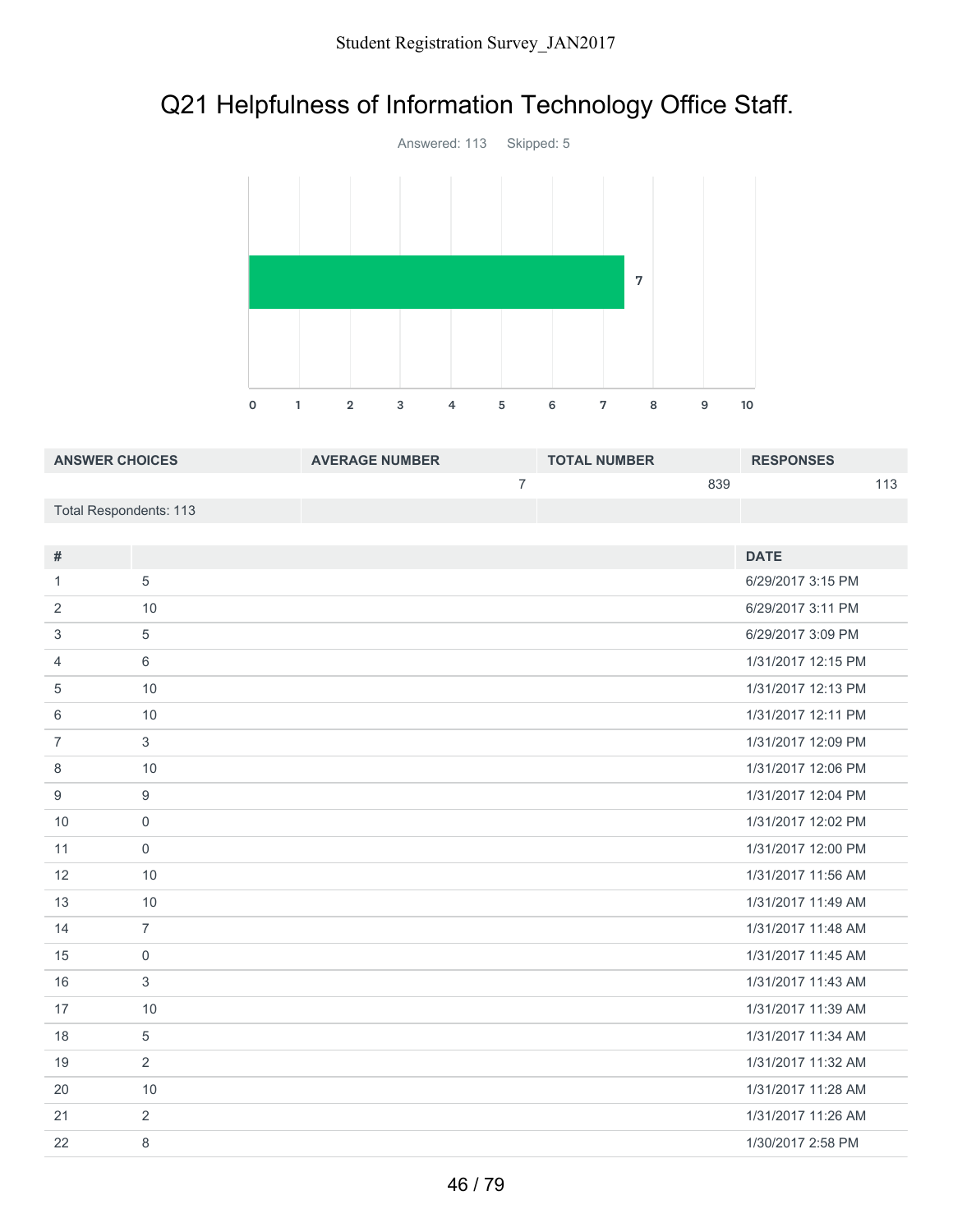# Q21 Helpfulness of Information Technology Office Staff.

Answered: 113 Skipped: 5

| ANSWER CHOICES | AVERAGE NUMBER | TOTAL NUMBER | RESPONSES |
|---|---|---|---|
| | 7 | 839 | 113 |
| Total Respondents: 113 | | | |

| # | | DATE |
|---|---|---|
| 1 | 5 | 6/29/2017 3:15 PM |
| 2 | 10 | 6/29/2017 3:11 PM |
| 3 | 5 | 6/29/2017 3:09 PM |
| 4 | 6 | 1/31/2017 12:15 PM |
| 5 | 10 | 1/31/2017 12:13 PM |
| 6 | 10 | 1/31/2017 12:11 PM |
| 7 | 3 | 1/31/2017 12:09 PM |
| 8 | 10 | 1/31/2017 12:06 PM |
| 9 | 9 | 1/31/2017 12:04 PM |
| 10 | 0 | 1/31/2017 12:02 PM |
| 11 | 0 | 1/31/2017 12:00 PM |
| 12 | 10 | 1/31/2017 11:56 AM |
| 13 | 10 | 1/31/2017 11:49 AM |
| 14 | 7 | 1/31/2017 11:48 AM |
| 15 | 0 | 1/31/2017 11:45 AM |
| 16 | 3 | 1/31/2017 11:43 AM |
| 17 | 10 | 1/31/2017 11:39 AM |
| 18 | 5 | 1/31/2017 11:34 AM |
| 19 | 2 | 1/31/2017 11:32 AM |
| 20 | 10 | 1/31/2017 11:28 AM |
| 21 | 2 | 1/31/2017 11:26 AM |
| 22 | 8 | 1/30/2017 2:58 PM |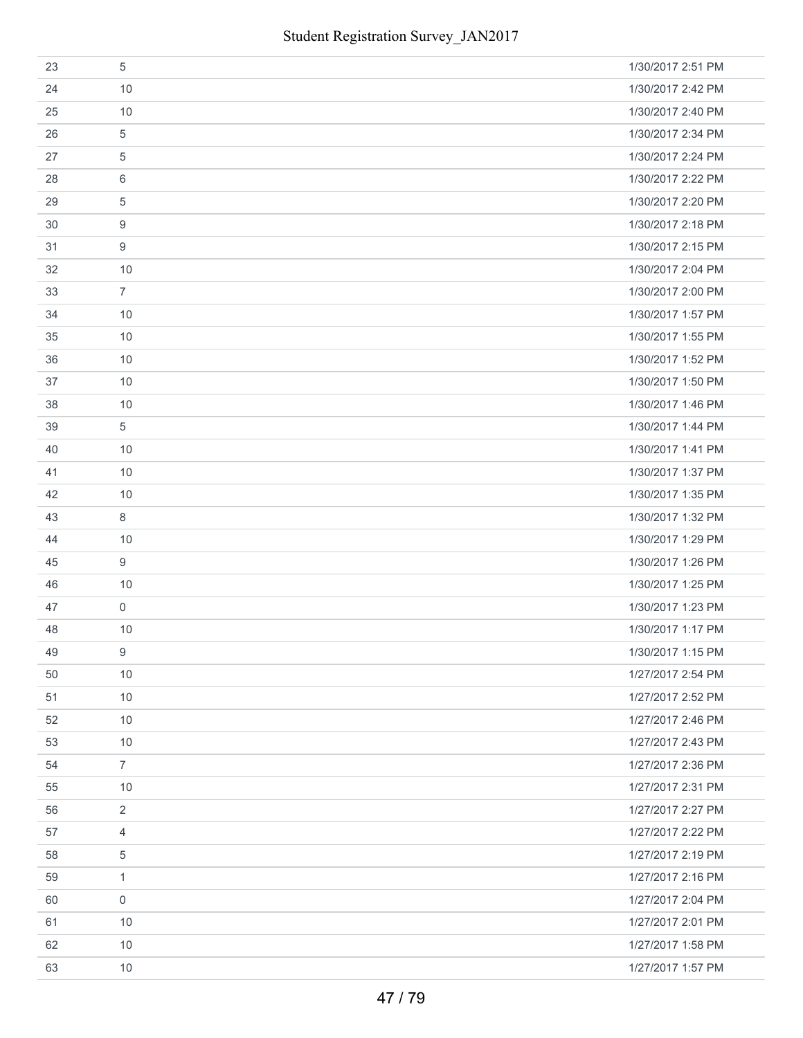| | | |
|---|---|---|
| 23 | 5 | 1/30/2017 2:51 PM |
| 24 | 10 | 1/30/2017 2:42 PM |
| 25 | 10 | 1/30/2017 2:40 PM |
| 26 | 5 | 1/30/2017 2:34 PM |
| 27 | 5 | 1/30/2017 2:24 PM |
| 28 | 6 | 1/30/2017 2:22 PM |
| 29 | 5 | 1/30/2017 2:20 PM |
| 30 | 9 | 1/30/2017 2:18 PM |
| 31 | 9 | 1/30/2017 2:15 PM |
| 32 | 10 | 1/30/2017 2:04 PM |
| 33 | 7 | 1/30/2017 2:00 PM |
| 34 | 10 | 1/30/2017 1:57 PM |
| 35 | 10 | 1/30/2017 1:55 PM |
| 36 | 10 | 1/30/2017 1:52 PM |
| 37 | 10 | 1/30/2017 1:50 PM |
| 38 | 10 | 1/30/2017 1:46 PM |
| 39 | 5 | 1/30/2017 1:44 PM |
| 40 | 10 | 1/30/2017 1:41 PM |
| 41 | 10 | 1/30/2017 1:37 PM |
| 42 | 10 | 1/30/2017 1:35 PM |
| 43 | 8 | 1/30/2017 1:32 PM |
| 44 | 10 | 1/30/2017 1:29 PM |
| 45 | 9 | 1/30/2017 1:26 PM |
| 46 | 10 | 1/30/2017 1:25 PM |
| 47 | 0 | 1/30/2017 1:23 PM |
| 48 | 10 | 1/30/2017 1:17 PM |
| 49 | 9 | 1/30/2017 1:15 PM |
| 50 | 10 | 1/27/2017 2:54 PM |
| 51 | 10 | 1/27/2017 2:52 PM |
| 52 | 10 | 1/27/2017 2:46 PM |
| 53 | 10 | 1/27/2017 2:43 PM |
| 54 | 7 | 1/27/2017 2:36 PM |
| 55 | 10 | 1/27/2017 2:31 PM |
| 56 | 2 | 1/27/2017 2:27 PM |
| 57 | 4 | 1/27/2017 2:22 PM |
| 58 | 5 | 1/27/2017 2:19 PM |
| 59 | 1 | 1/27/2017 2:16 PM |
| 60 | 0 | 1/27/2017 2:04 PM |
| 61 | 10 | 1/27/2017 2:01 PM |
| 62 | 10 | 1/27/2017 1:58 PM |
| 63 | 10 | 1/27/2017 1:57 PM |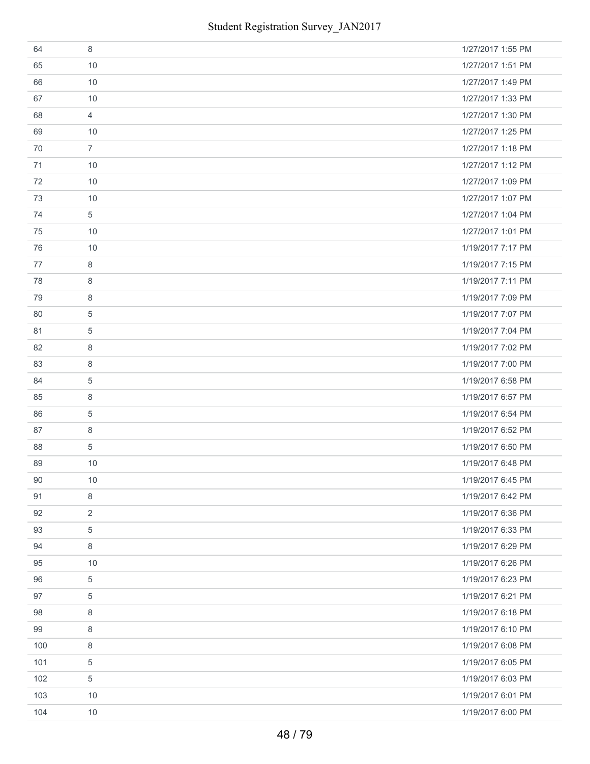| | | |
|---|---|---|
| 64 | 8 | 1/27/2017 1:55 PM |
| 65 | 10 | 1/27/2017 1:51 PM |
| 66 | 10 | 1/27/2017 1:49 PM |
| 67 | 10 | 1/27/2017 1:33 PM |
| 68 | 4 | 1/27/2017 1:30 PM |
| 69 | 10 | 1/27/2017 1:25 PM |
| 70 | 7 | 1/27/2017 1:18 PM |
| 71 | 10 | 1/27/2017 1:12 PM |
| 72 | 10 | 1/27/2017 1:09 PM |
| 73 | 10 | 1/27/2017 1:07 PM |
| 74 | 5 | 1/27/2017 1:04 PM |
| 75 | 10 | 1/27/2017 1:01 PM |
| 76 | 10 | 1/19/2017 7:17 PM |
| 77 | 8 | 1/19/2017 7:15 PM |
| 78 | 8 | 1/19/2017 7:11 PM |
| 79 | 8 | 1/19/2017 7:09 PM |
| 80 | 5 | 1/19/2017 7:07 PM |
| 81 | 5 | 1/19/2017 7:04 PM |
| 82 | 8 | 1/19/2017 7:02 PM |
| 83 | 8 | 1/19/2017 7:00 PM |
| 84 | 5 | 1/19/2017 6:58 PM |
| 85 | 8 | 1/19/2017 6:57 PM |
| 86 | 5 | 1/19/2017 6:54 PM |
| 87 | 8 | 1/19/2017 6:52 PM |
| 88 | 5 | 1/19/2017 6:50 PM |
| 89 | 10 | 1/19/2017 6:48 PM |
| 90 | 10 | 1/19/2017 6:45 PM |
| 91 | 8 | 1/19/2017 6:42 PM |
| 92 | 2 | 1/19/2017 6:36 PM |
| 93 | 5 | 1/19/2017 6:33 PM |
| 94 | 8 | 1/19/2017 6:29 PM |
| 95 | 10 | 1/19/2017 6:26 PM |
| 96 | 5 | 1/19/2017 6:23 PM |
| 97 | 5 | 1/19/2017 6:21 PM |
| 98 | 8 | 1/19/2017 6:18 PM |
| 99 | 8 | 1/19/2017 6:10 PM |
| 100 | 8 | 1/19/2017 6:08 PM |
| 101 | 5 | 1/19/2017 6:05 PM |
| 102 | 5 | 1/19/2017 6:03 PM |
| 103 | 10 | 1/19/2017 6:01 PM |
| 104 | 10 | 1/19/2017 6:00 PM |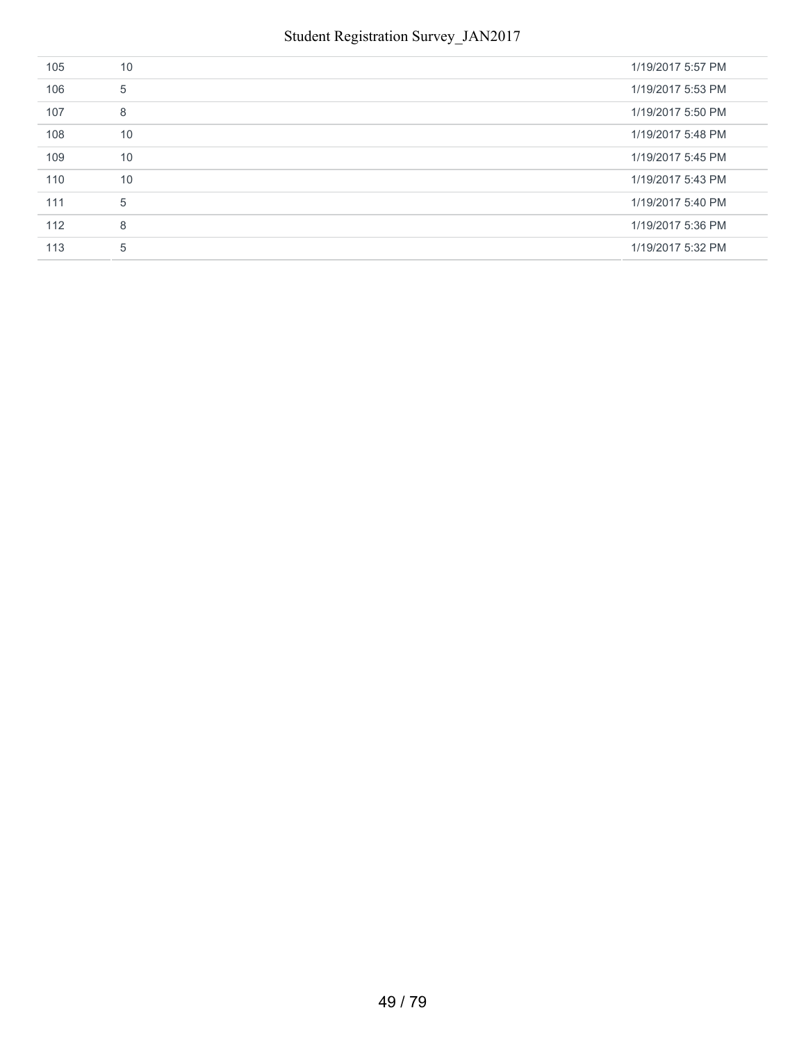| | | |
|---|---|---|
| 105 | 10 | 1/19/2017 5:57 PM |
| 106 | 5 | 1/19/2017 5:53 PM |
| 107 | 8 | 1/19/2017 5:50 PM |
| 108 | 10 | 1/19/2017 5:48 PM |
| 109 | 10 | 1/19/2017 5:45 PM |
| 110 | 10 | 1/19/2017 5:43 PM |
| 111 | 5 | 1/19/2017 5:40 PM |
| 112 | 8 | 1/19/2017 5:36 PM |
| 113 | 5 | 1/19/2017 5:32 PM |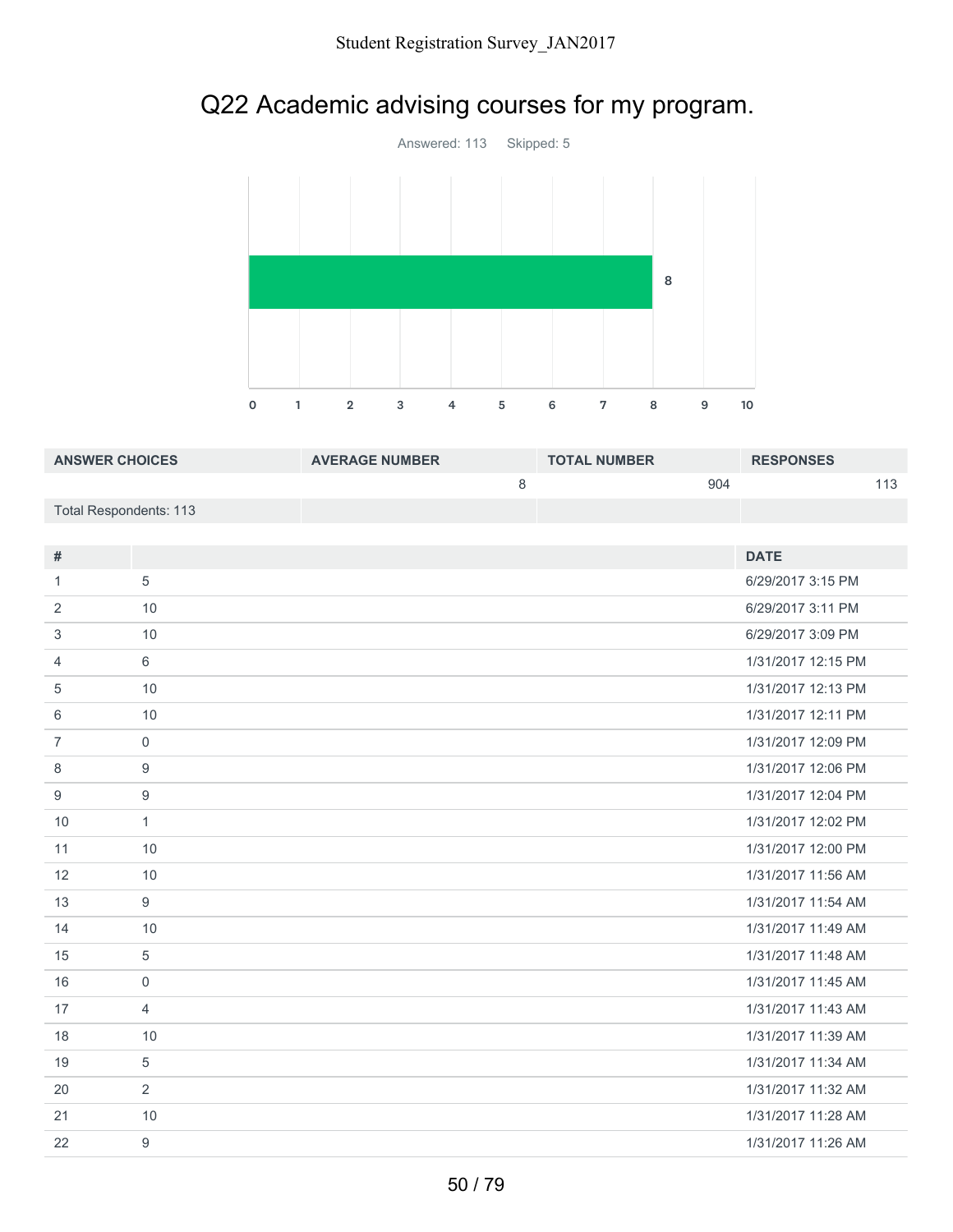## Q22 Academic advising courses for my program.

Answered: 113    Skipped: 5

| ANSWER CHOICES | AVERAGE NUMBER | TOTAL NUMBER | RESPONSES |
|---|---|---|---|
| | 8 | 904 | 113 |
| Total Respondents: 113 | | | |

| # | | DATE |
|---|---|---|
| 1 | 5 | 6/29/2017 3:15 PM |
| 2 | 10 | 6/29/2017 3:11 PM |
| 3 | 10 | 6/29/2017 3:09 PM |
| 4 | 6 | 1/31/2017 12:15 PM |
| 5 | 10 | 1/31/2017 12:13 PM |
| 6 | 10 | 1/31/2017 12:11 PM |
| 7 | 0 | 1/31/2017 12:09 PM |
| 8 | 9 | 1/31/2017 12:06 PM |
| 9 | 9 | 1/31/2017 12:04 PM |
| 10 | 1 | 1/31/2017 12:02 PM |
| 11 | 10 | 1/31/2017 12:00 PM |
| 12 | 10 | 1/31/2017 11:56 AM |
| 13 | 9 | 1/31/2017 11:54 AM |
| 14 | 10 | 1/31/2017 11:49 AM |
| 15 | 5 | 1/31/2017 11:48 AM |
| 16 | 0 | 1/31/2017 11:45 AM |
| 17 | 4 | 1/31/2017 11:43 AM |
| 18 | 10 | 1/31/2017 11:39 AM |
| 19 | 5 | 1/31/2017 11:34 AM |
| 20 | 2 | 1/31/2017 11:32 AM |
| 21 | 10 | 1/31/2017 11:28 AM |
| 22 | 9 | 1/31/2017 11:26 AM |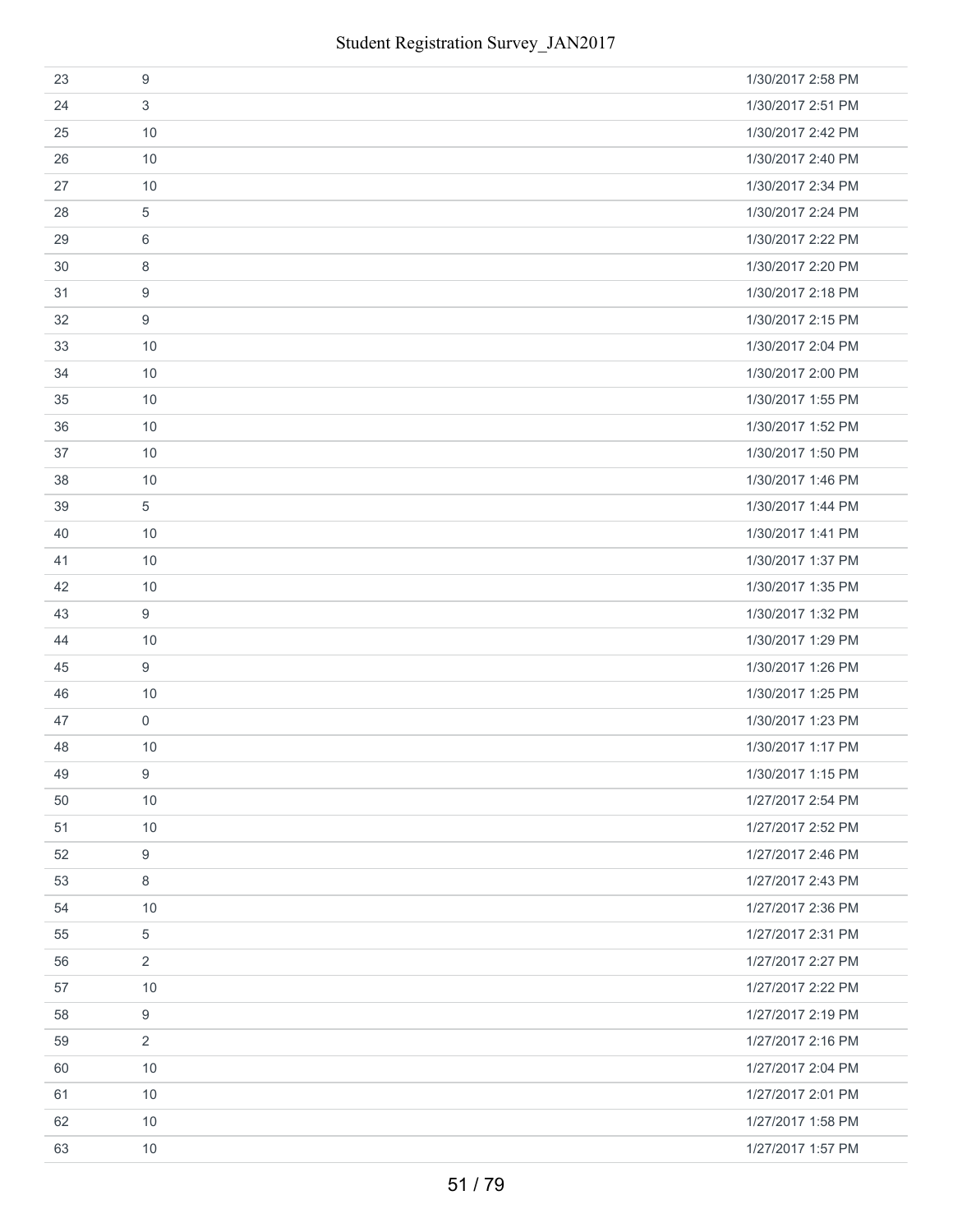| | | |
|---|---|---|
| 23 | 9 | 1/30/2017 2:58 PM |
| 24 | 3 | 1/30/2017 2:51 PM |
| 25 | 10 | 1/30/2017 2:42 PM |
| 26 | 10 | 1/30/2017 2:40 PM |
| 27 | 10 | 1/30/2017 2:34 PM |
| 28 | 5 | 1/30/2017 2:24 PM |
| 29 | 6 | 1/30/2017 2:22 PM |
| 30 | 8 | 1/30/2017 2:20 PM |
| 31 | 9 | 1/30/2017 2:18 PM |
| 32 | 9 | 1/30/2017 2:15 PM |
| 33 | 10 | 1/30/2017 2:04 PM |
| 34 | 10 | 1/30/2017 2:00 PM |
| 35 | 10 | 1/30/2017 1:55 PM |
| 36 | 10 | 1/30/2017 1:52 PM |
| 37 | 10 | 1/30/2017 1:50 PM |
| 38 | 10 | 1/30/2017 1:46 PM |
| 39 | 5 | 1/30/2017 1:44 PM |
| 40 | 10 | 1/30/2017 1:41 PM |
| 41 | 10 | 1/30/2017 1:37 PM |
| 42 | 10 | 1/30/2017 1:35 PM |
| 43 | 9 | 1/30/2017 1:32 PM |
| 44 | 10 | 1/30/2017 1:29 PM |
| 45 | 9 | 1/30/2017 1:26 PM |
| 46 | 10 | 1/30/2017 1:25 PM |
| 47 | 0 | 1/30/2017 1:23 PM |
| 48 | 10 | 1/30/2017 1:17 PM |
| 49 | 9 | 1/30/2017 1:15 PM |
| 50 | 10 | 1/27/2017 2:54 PM |
| 51 | 10 | 1/27/2017 2:52 PM |
| 52 | 9 | 1/27/2017 2:46 PM |
| 53 | 8 | 1/27/2017 2:43 PM |
| 54 | 10 | 1/27/2017 2:36 PM |
| 55 | 5 | 1/27/2017 2:31 PM |
| 56 | 2 | 1/27/2017 2:27 PM |
| 57 | 10 | 1/27/2017 2:22 PM |
| 58 | 9 | 1/27/2017 2:19 PM |
| 59 | 2 | 1/27/2017 2:16 PM |
| 60 | 10 | 1/27/2017 2:04 PM |
| 61 | 10 | 1/27/2017 2:01 PM |
| 62 | 10 | 1/27/2017 1:58 PM |
| 63 | 10 | 1/27/2017 1:57 PM |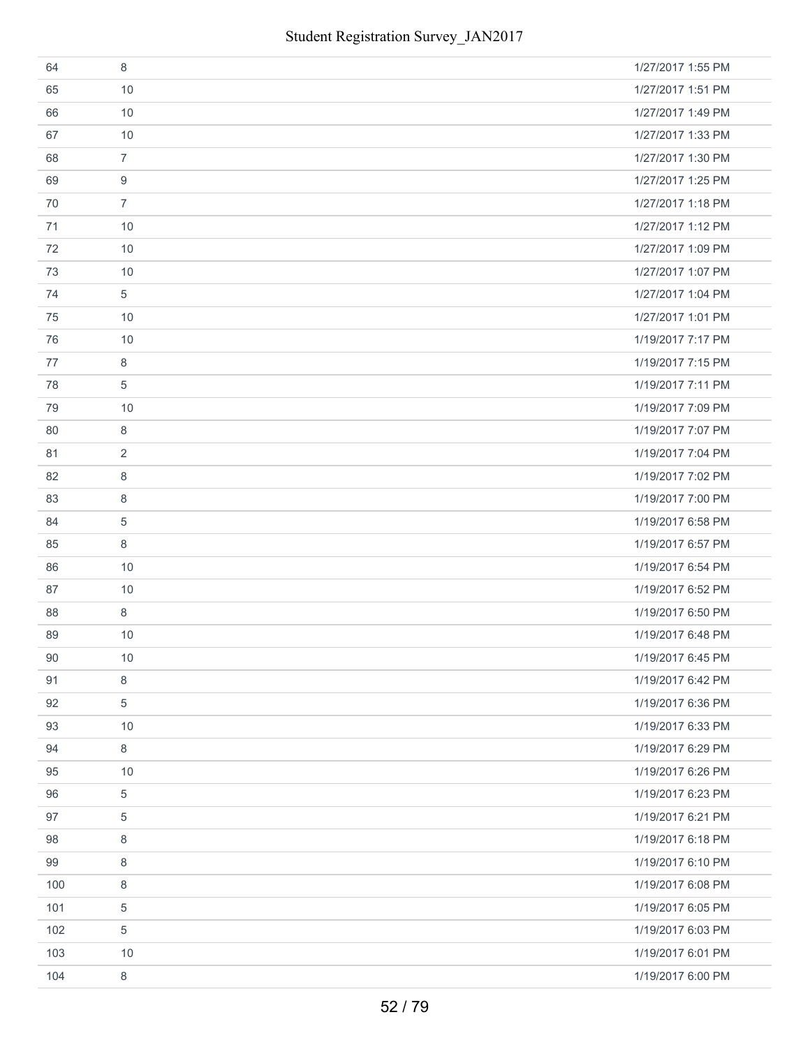| | | |
|---|---|---|
| 64 | 8 | 1/27/2017 1:55 PM |
| 65 | 10 | 1/27/2017 1:51 PM |
| 66 | 10 | 1/27/2017 1:49 PM |
| 67 | 10 | 1/27/2017 1:33 PM |
| 68 | 7 | 1/27/2017 1:30 PM |
| 69 | 9 | 1/27/2017 1:25 PM |
| 70 | 7 | 1/27/2017 1:18 PM |
| 71 | 10 | 1/27/2017 1:12 PM |
| 72 | 10 | 1/27/2017 1:09 PM |
| 73 | 10 | 1/27/2017 1:07 PM |
| 74 | 5 | 1/27/2017 1:04 PM |
| 75 | 10 | 1/27/2017 1:01 PM |
| 76 | 10 | 1/19/2017 7:17 PM |
| 77 | 8 | 1/19/2017 7:15 PM |
| 78 | 5 | 1/19/2017 7:11 PM |
| 79 | 10 | 1/19/2017 7:09 PM |
| 80 | 8 | 1/19/2017 7:07 PM |
| 81 | 2 | 1/19/2017 7:04 PM |
| 82 | 8 | 1/19/2017 7:02 PM |
| 83 | 8 | 1/19/2017 7:00 PM |
| 84 | 5 | 1/19/2017 6:58 PM |
| 85 | 8 | 1/19/2017 6:57 PM |
| 86 | 10 | 1/19/2017 6:54 PM |
| 87 | 10 | 1/19/2017 6:52 PM |
| 88 | 8 | 1/19/2017 6:50 PM |
| 89 | 10 | 1/19/2017 6:48 PM |
| 90 | 10 | 1/19/2017 6:45 PM |
| 91 | 8 | 1/19/2017 6:42 PM |
| 92 | 5 | 1/19/2017 6:36 PM |
| 93 | 10 | 1/19/2017 6:33 PM |
| 94 | 8 | 1/19/2017 6:29 PM |
| 95 | 10 | 1/19/2017 6:26 PM |
| 96 | 5 | 1/19/2017 6:23 PM |
| 97 | 5 | 1/19/2017 6:21 PM |
| 98 | 8 | 1/19/2017 6:18 PM |
| 99 | 8 | 1/19/2017 6:10 PM |
| 100 | 8 | 1/19/2017 6:08 PM |
| 101 | 5 | 1/19/2017 6:05 PM |
| 102 | 5 | 1/19/2017 6:03 PM |
| 103 | 10 | 1/19/2017 6:01 PM |
| 104 | 8 | 1/19/2017 6:00 PM |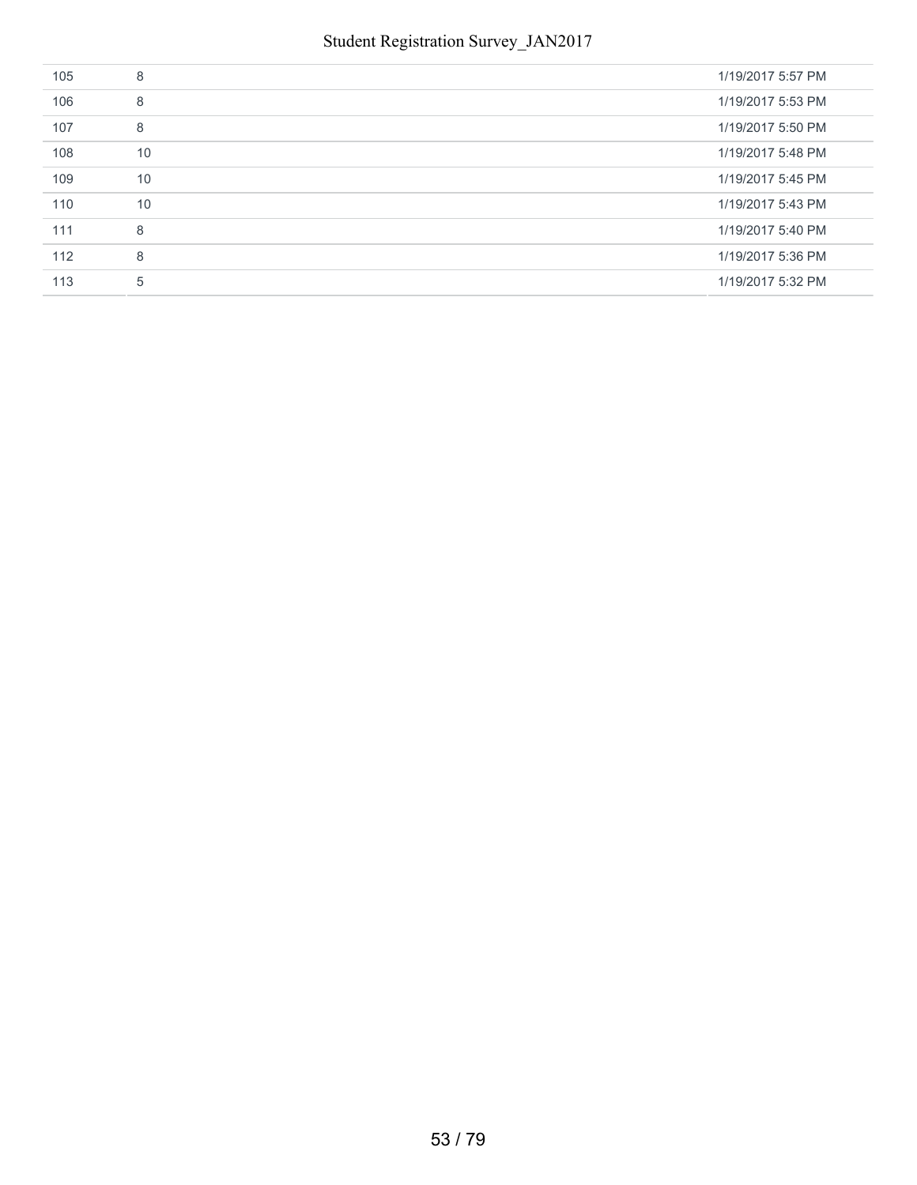| | | |
|---|---|---|
| 105 | 8 | 1/19/2017 5:57 PM |
| 106 | 8 | 1/19/2017 5:53 PM |
| 107 | 8 | 1/19/2017 5:50 PM |
| 108 | 10 | 1/19/2017 5:48 PM |
| 109 | 10 | 1/19/2017 5:45 PM |
| 110 | 10 | 1/19/2017 5:43 PM |
| 111 | 8 | 1/19/2017 5:40 PM |
| 112 | 8 | 1/19/2017 5:36 PM |
| 113 | 5 | 1/19/2017 5:32 PM |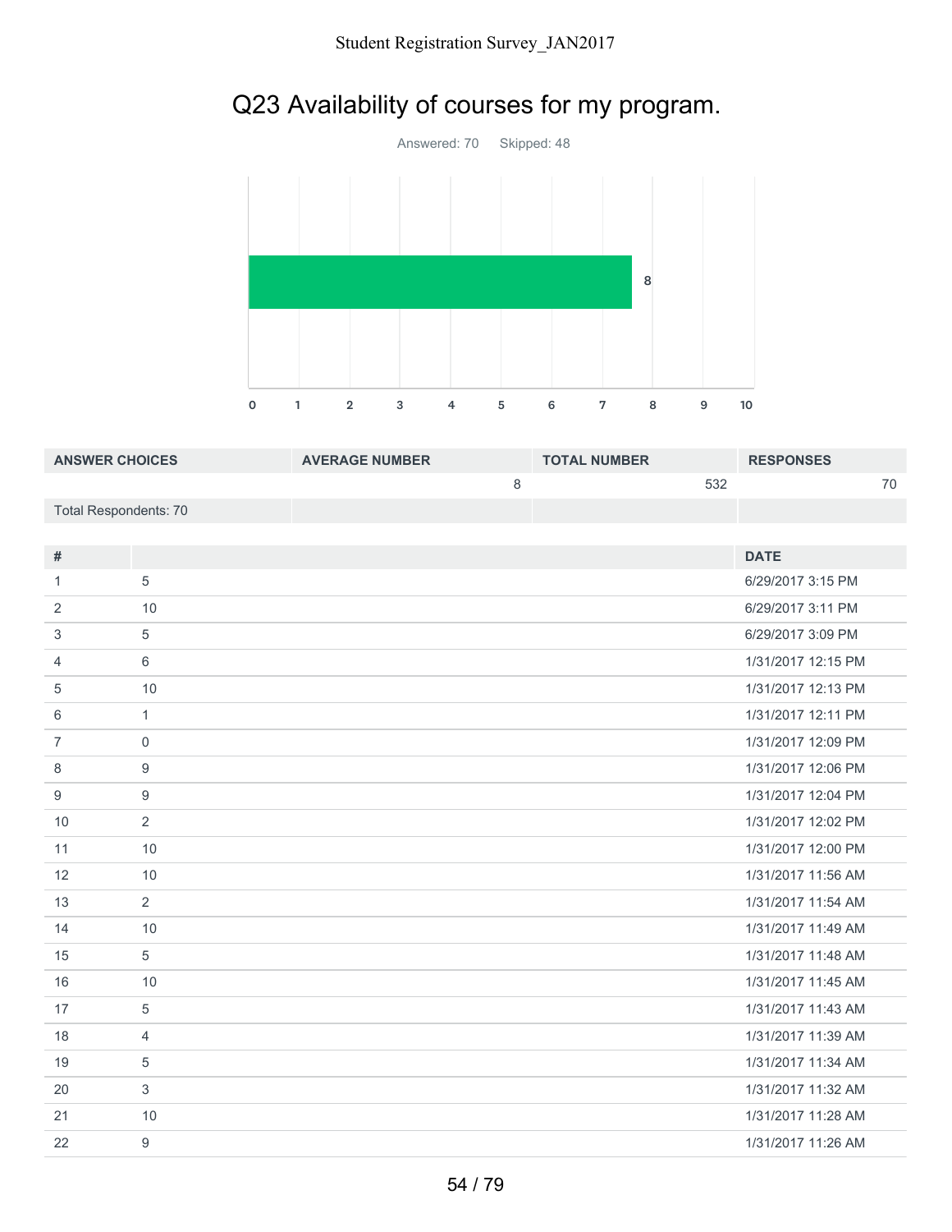## Q23 Availability of courses for my program.

Answered: 70 Skipped: 48

| ANSWER CHOICES | AVERAGE NUMBER | TOTAL NUMBER | RESPONSES |
|---|---|---|---|
| | 8 | 532 | 70 |
| Total Respondents: 70 | | | |

| # | | DATE |
|---|---|---|
| 1 | 5 | 6/29/2017 3:15 PM |
| 2 | 10 | 6/29/2017 3:11 PM |
| 3 | 5 | 6/29/2017 3:09 PM |
| 4 | 6 | 1/31/2017 12:15 PM |
| 5 | 10 | 1/31/2017 12:13 PM |
| 6 | 1 | 1/31/2017 12:11 PM |
| 7 | 0 | 1/31/2017 12:09 PM |
| 8 | 9 | 1/31/2017 12:06 PM |
| 9 | 9 | 1/31/2017 12:04 PM |
| 10 | 2 | 1/31/2017 12:02 PM |
| 11 | 10 | 1/31/2017 12:00 PM |
| 12 | 10 | 1/31/2017 11:56 AM |
| 13 | 2 | 1/31/2017 11:54 AM |
| 14 | 10 | 1/31/2017 11:49 AM |
| 15 | 5 | 1/31/2017 11:48 AM |
| 16 | 10 | 1/31/2017 11:45 AM |
| 17 | 5 | 1/31/2017 11:43 AM |
| 18 | 4 | 1/31/2017 11:39 AM |
| 19 | 5 | 1/31/2017 11:34 AM |
| 20 | 3 | 1/31/2017 11:32 AM |
| 21 | 10 | 1/31/2017 11:28 AM |
| 22 | 9 | 1/31/2017 11:26 AM |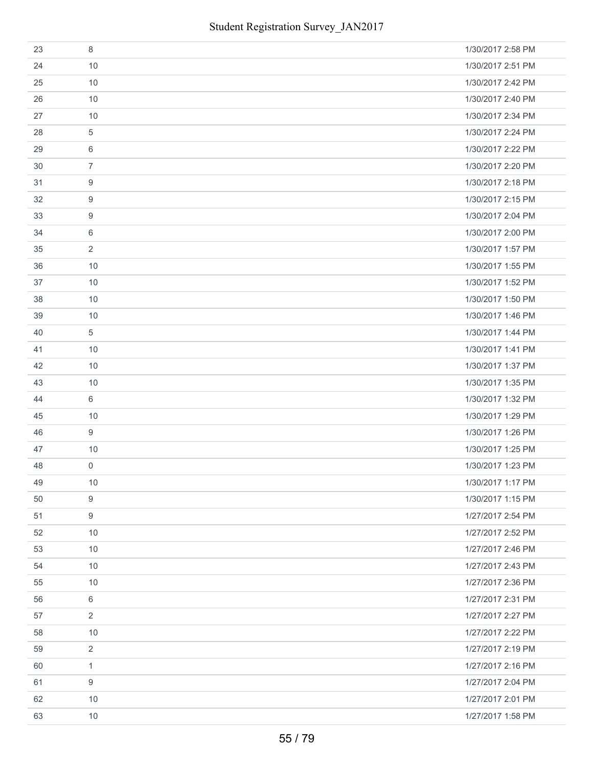| | | |
|---|---|---|
| 23 | 8 | 1/30/2017 2:58 PM |
| 24 | 10 | 1/30/2017 2:51 PM |
| 25 | 10 | 1/30/2017 2:42 PM |
| 26 | 10 | 1/30/2017 2:40 PM |
| 27 | 10 | 1/30/2017 2:34 PM |
| 28 | 5 | 1/30/2017 2:24 PM |
| 29 | 6 | 1/30/2017 2:22 PM |
| 30 | 7 | 1/30/2017 2:20 PM |
| 31 | 9 | 1/30/2017 2:18 PM |
| 32 | 9 | 1/30/2017 2:15 PM |
| 33 | 9 | 1/30/2017 2:04 PM |
| 34 | 6 | 1/30/2017 2:00 PM |
| 35 | 2 | 1/30/2017 1:57 PM |
| 36 | 10 | 1/30/2017 1:55 PM |
| 37 | 10 | 1/30/2017 1:52 PM |
| 38 | 10 | 1/30/2017 1:50 PM |
| 39 | 10 | 1/30/2017 1:46 PM |
| 40 | 5 | 1/30/2017 1:44 PM |
| 41 | 10 | 1/30/2017 1:41 PM |
| 42 | 10 | 1/30/2017 1:37 PM |
| 43 | 10 | 1/30/2017 1:35 PM |
| 44 | 6 | 1/30/2017 1:32 PM |
| 45 | 10 | 1/30/2017 1:29 PM |
| 46 | 9 | 1/30/2017 1:26 PM |
| 47 | 10 | 1/30/2017 1:25 PM |
| 48 | 0 | 1/30/2017 1:23 PM |
| 49 | 10 | 1/30/2017 1:17 PM |
| 50 | 9 | 1/30/2017 1:15 PM |
| 51 | 9 | 1/27/2017 2:54 PM |
| 52 | 10 | 1/27/2017 2:52 PM |
| 53 | 10 | 1/27/2017 2:46 PM |
| 54 | 10 | 1/27/2017 2:43 PM |
| 55 | 10 | 1/27/2017 2:36 PM |
| 56 | 6 | 1/27/2017 2:31 PM |
| 57 | 2 | 1/27/2017 2:27 PM |
| 58 | 10 | 1/27/2017 2:22 PM |
| 59 | 2 | 1/27/2017 2:19 PM |
| 60 | 1 | 1/27/2017 2:16 PM |
| 61 | 9 | 1/27/2017 2:04 PM |
| 62 | 10 | 1/27/2017 2:01 PM |
| 63 | 10 | 1/27/2017 1:58 PM |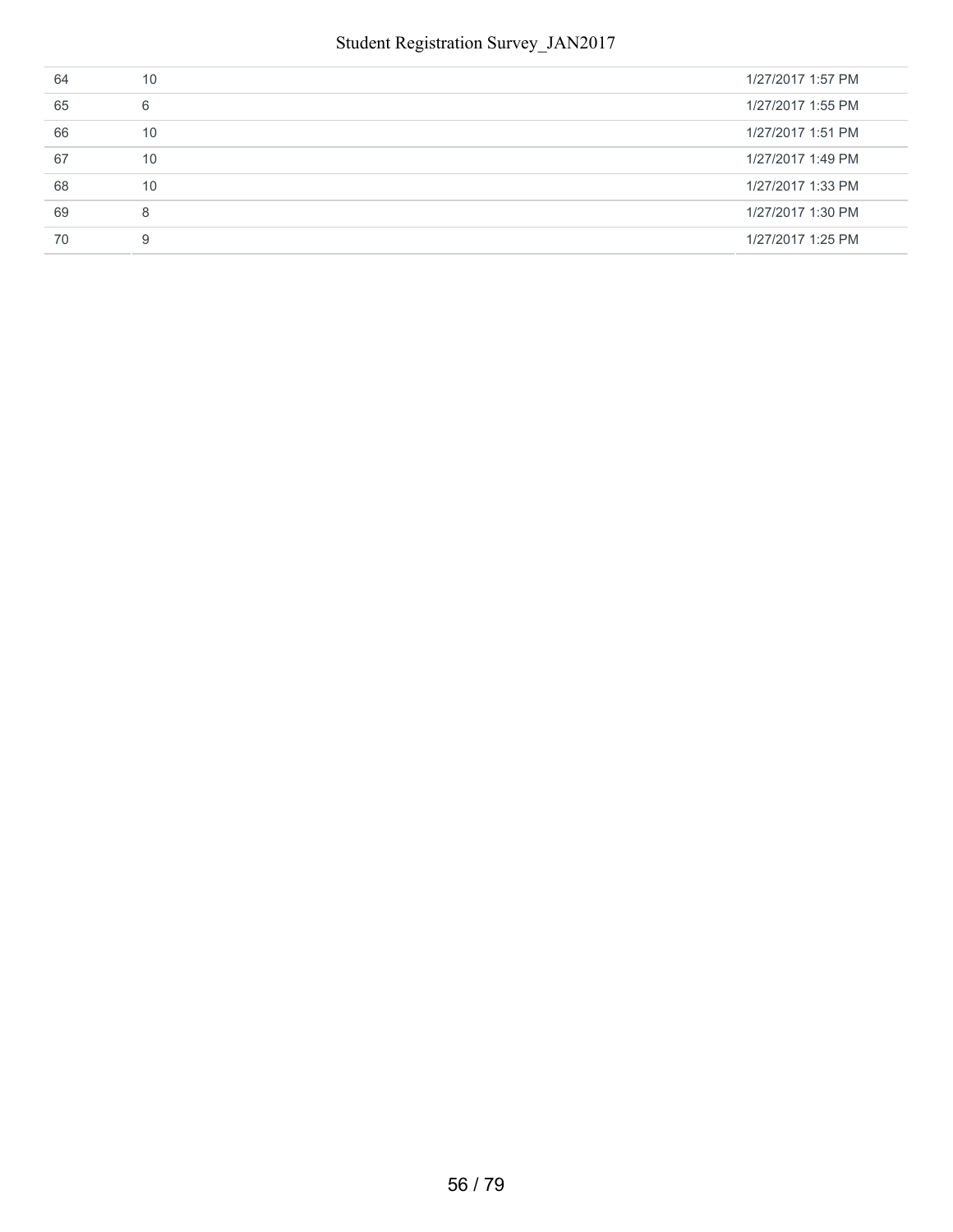| | | |
|---|---|---|
| 64 | 10 | 1/27/2017 1:57 PM |
| 65 | 6 | 1/27/2017 1:55 PM |
| 66 | 10 | 1/27/2017 1:51 PM |
| 67 | 10 | 1/27/2017 1:49 PM |
| 68 | 10 | 1/27/2017 1:33 PM |
| 69 | 8 | 1/27/2017 1:30 PM |
| 70 | 9 | 1/27/2017 1:25 PM |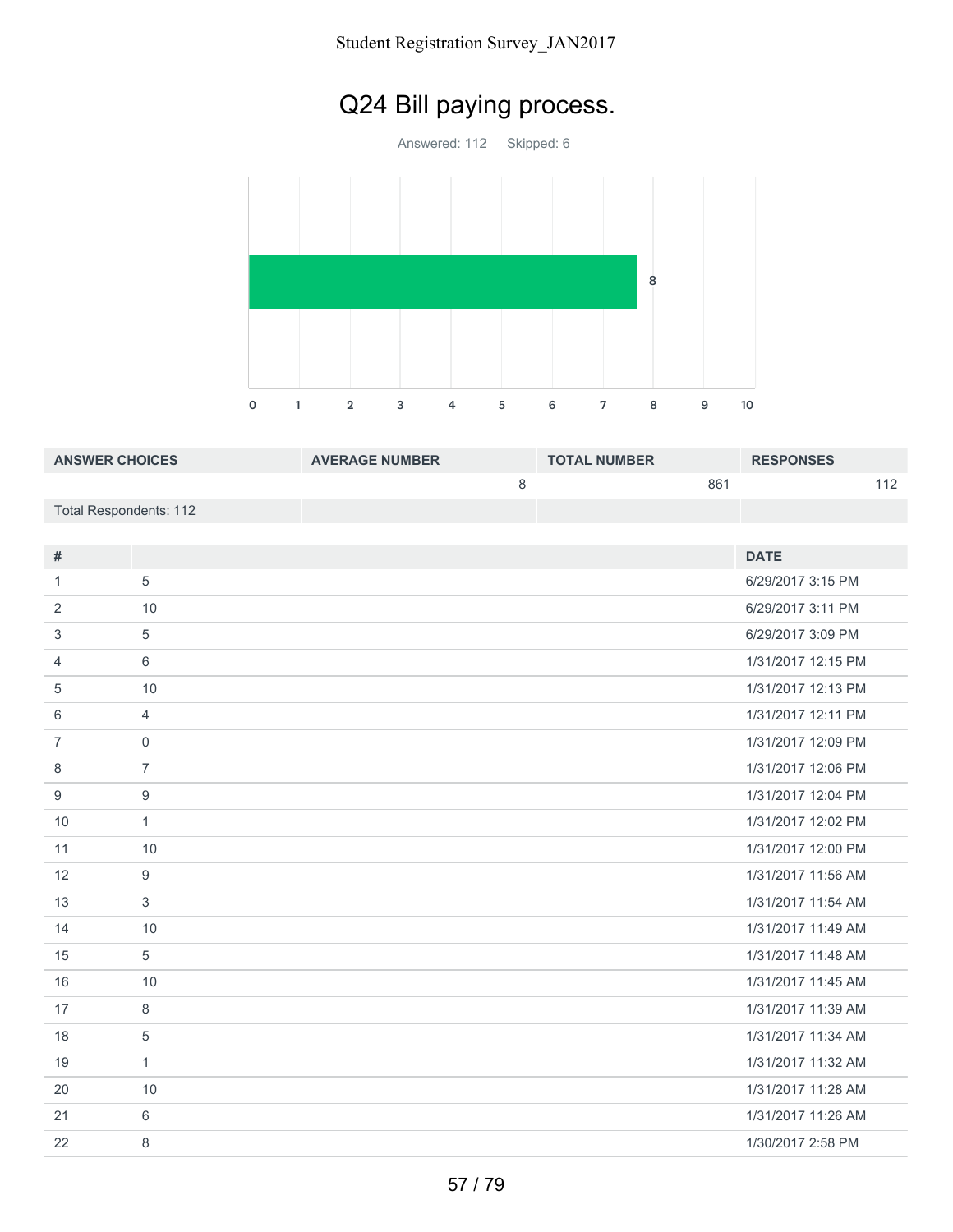# Q24 Bill paying process.

Answered: 112    Skipped: 6

| ANSWER CHOICES | AVERAGE NUMBER | TOTAL NUMBER | RESPONSES |
|---|---|---|---|
| | 8 | 861 | 112 |
| Total Respondents: 112 | | | |

| # | | DATE |
|---|---|---|
| 1 | 5 | 6/29/2017 3:15 PM |
| 2 | 10 | 6/29/2017 3:11 PM |
| 3 | 5 | 6/29/2017 3:09 PM |
| 4 | 6 | 1/31/2017 12:15 PM |
| 5 | 10 | 1/31/2017 12:13 PM |
| 6 | 4 | 1/31/2017 12:11 PM |
| 7 | 0 | 1/31/2017 12:09 PM |
| 8 | 7 | 1/31/2017 12:06 PM |
| 9 | 9 | 1/31/2017 12:04 PM |
| 10 | 1 | 1/31/2017 12:02 PM |
| 11 | 10 | 1/31/2017 12:00 PM |
| 12 | 9 | 1/31/2017 11:56 AM |
| 13 | 3 | 1/31/2017 11:54 AM |
| 14 | 10 | 1/31/2017 11:49 AM |
| 15 | 5 | 1/31/2017 11:48 AM |
| 16 | 10 | 1/31/2017 11:45 AM |
| 17 | 8 | 1/31/2017 11:39 AM |
| 18 | 5 | 1/31/2017 11:34 AM |
| 19 | 1 | 1/31/2017 11:32 AM |
| 20 | 10 | 1/31/2017 11:28 AM |
| 21 | 6 | 1/31/2017 11:26 AM |
| 22 | 8 | 1/30/2017 2:58 PM |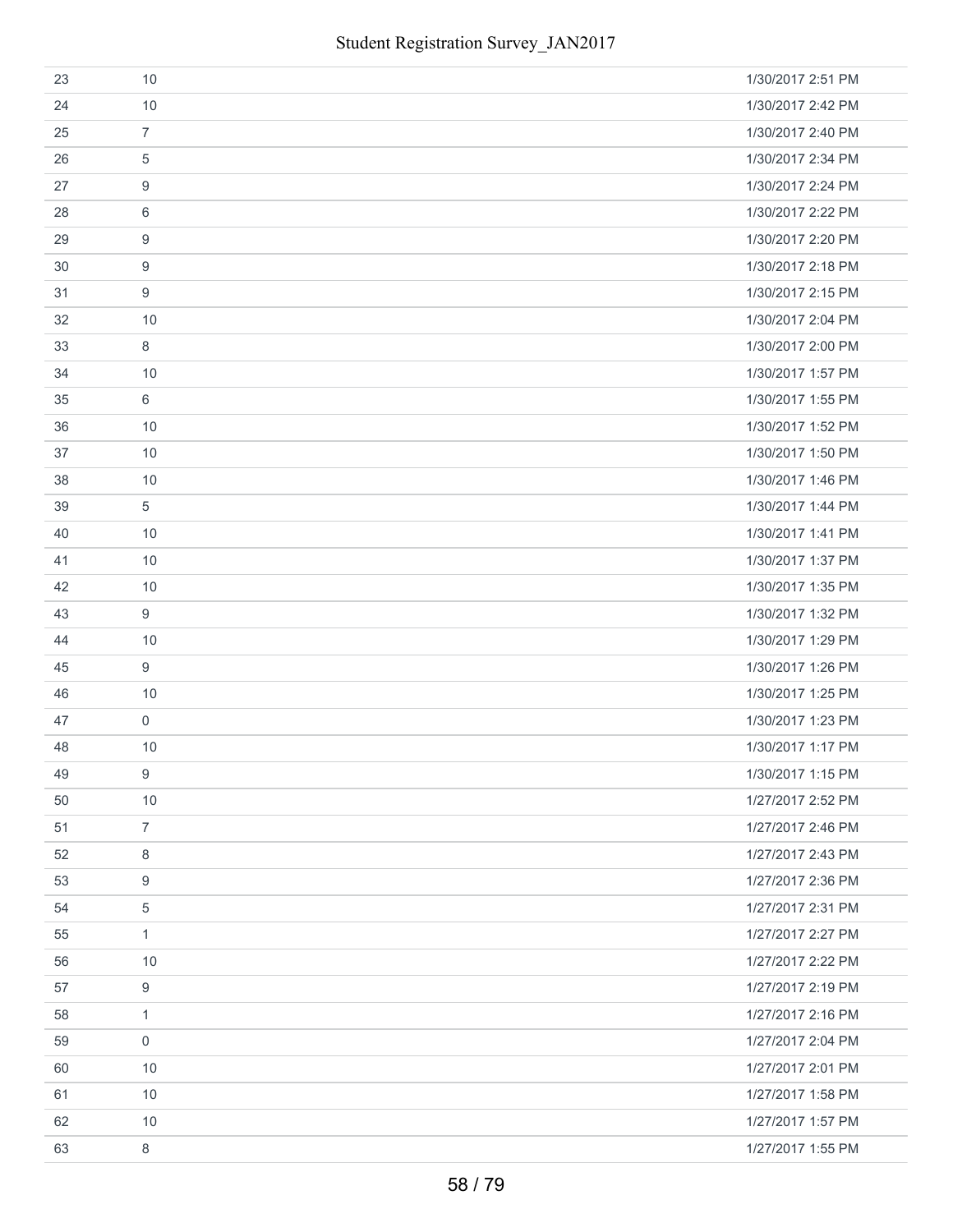| | | |
|---|---|---|
| 23 | 10 | 1/30/2017 2:51 PM |
| 24 | 10 | 1/30/2017 2:42 PM |
| 25 | 7 | 1/30/2017 2:40 PM |
| 26 | 5 | 1/30/2017 2:34 PM |
| 27 | 9 | 1/30/2017 2:24 PM |
| 28 | 6 | 1/30/2017 2:22 PM |
| 29 | 9 | 1/30/2017 2:20 PM |
| 30 | 9 | 1/30/2017 2:18 PM |
| 31 | 9 | 1/30/2017 2:15 PM |
| 32 | 10 | 1/30/2017 2:04 PM |
| 33 | 8 | 1/30/2017 2:00 PM |
| 34 | 10 | 1/30/2017 1:57 PM |
| 35 | 6 | 1/30/2017 1:55 PM |
| 36 | 10 | 1/30/2017 1:52 PM |
| 37 | 10 | 1/30/2017 1:50 PM |
| 38 | 10 | 1/30/2017 1:46 PM |
| 39 | 5 | 1/30/2017 1:44 PM |
| 40 | 10 | 1/30/2017 1:41 PM |
| 41 | 10 | 1/30/2017 1:37 PM |
| 42 | 10 | 1/30/2017 1:35 PM |
| 43 | 9 | 1/30/2017 1:32 PM |
| 44 | 10 | 1/30/2017 1:29 PM |
| 45 | 9 | 1/30/2017 1:26 PM |
| 46 | 10 | 1/30/2017 1:25 PM |
| 47 | 0 | 1/30/2017 1:23 PM |
| 48 | 10 | 1/30/2017 1:17 PM |
| 49 | 9 | 1/30/2017 1:15 PM |
| 50 | 10 | 1/27/2017 2:52 PM |
| 51 | 7 | 1/27/2017 2:46 PM |
| 52 | 8 | 1/27/2017 2:43 PM |
| 53 | 9 | 1/27/2017 2:36 PM |
| 54 | 5 | 1/27/2017 2:31 PM |
| 55 | 1 | 1/27/2017 2:27 PM |
| 56 | 10 | 1/27/2017 2:22 PM |
| 57 | 9 | 1/27/2017 2:19 PM |
| 58 | 1 | 1/27/2017 2:16 PM |
| 59 | 0 | 1/27/2017 2:04 PM |
| 60 | 10 | 1/27/2017 2:01 PM |
| 61 | 10 | 1/27/2017 1:58 PM |
| 62 | 10 | 1/27/2017 1:57 PM |
| 63 | 8 | 1/27/2017 1:55 PM |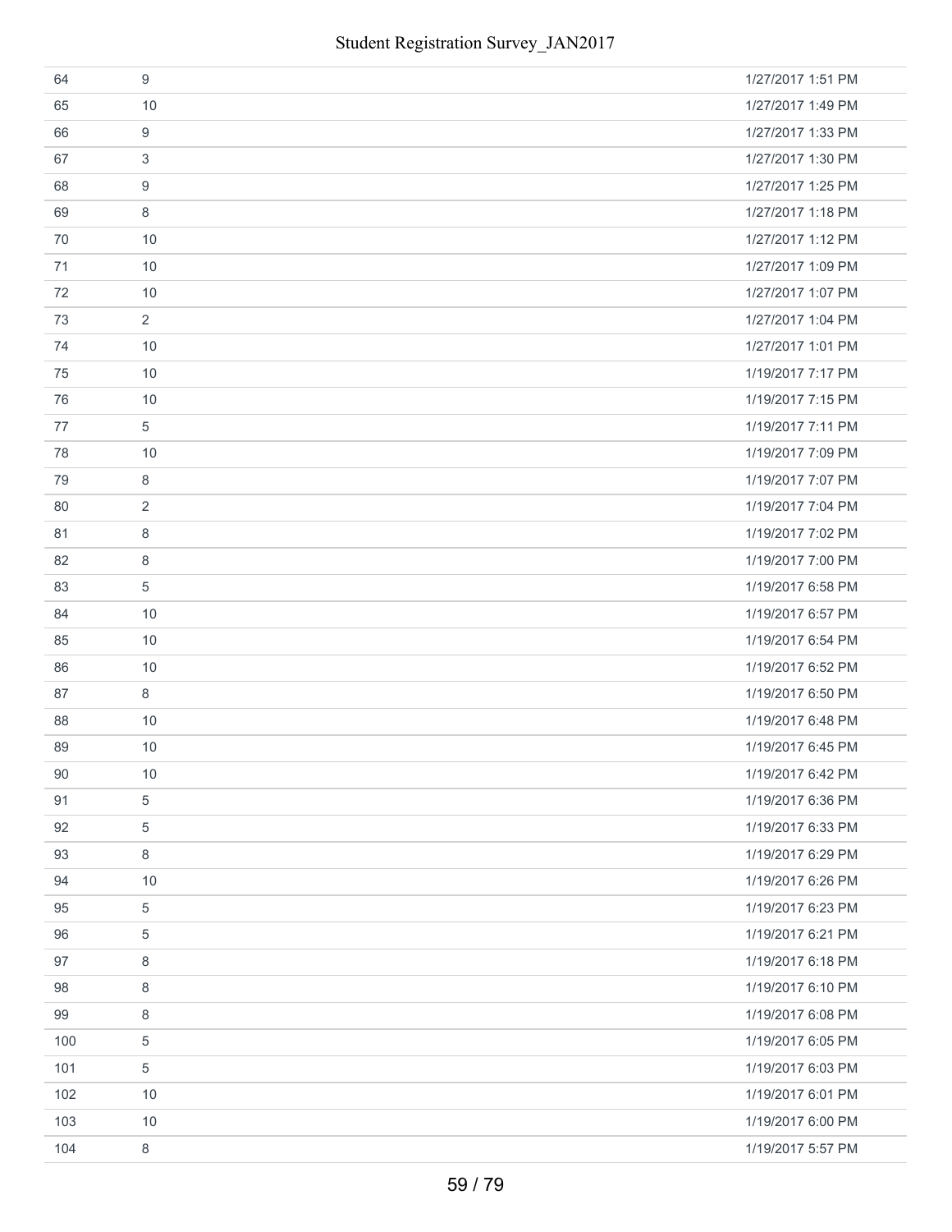| | | |
|---|---|---|
| 64 | 9 | 1/27/2017 1:51 PM |
| 65 | 10 | 1/27/2017 1:49 PM |
| 66 | 9 | 1/27/2017 1:33 PM |
| 67 | 3 | 1/27/2017 1:30 PM |
| 68 | 9 | 1/27/2017 1:25 PM |
| 69 | 8 | 1/27/2017 1:18 PM |
| 70 | 10 | 1/27/2017 1:12 PM |
| 71 | 10 | 1/27/2017 1:09 PM |
| 72 | 10 | 1/27/2017 1:07 PM |
| 73 | 2 | 1/27/2017 1:04 PM |
| 74 | 10 | 1/27/2017 1:01 PM |
| 75 | 10 | 1/19/2017 7:17 PM |
| 76 | 10 | 1/19/2017 7:15 PM |
| 77 | 5 | 1/19/2017 7:11 PM |
| 78 | 10 | 1/19/2017 7:09 PM |
| 79 | 8 | 1/19/2017 7:07 PM |
| 80 | 2 | 1/19/2017 7:04 PM |
| 81 | 8 | 1/19/2017 7:02 PM |
| 82 | 8 | 1/19/2017 7:00 PM |
| 83 | 5 | 1/19/2017 6:58 PM |
| 84 | 10 | 1/19/2017 6:57 PM |
| 85 | 10 | 1/19/2017 6:54 PM |
| 86 | 10 | 1/19/2017 6:52 PM |
| 87 | 8 | 1/19/2017 6:50 PM |
| 88 | 10 | 1/19/2017 6:48 PM |
| 89 | 10 | 1/19/2017 6:45 PM |
| 90 | 10 | 1/19/2017 6:42 PM |
| 91 | 5 | 1/19/2017 6:36 PM |
| 92 | 5 | 1/19/2017 6:33 PM |
| 93 | 8 | 1/19/2017 6:29 PM |
| 94 | 10 | 1/19/2017 6:26 PM |
| 95 | 5 | 1/19/2017 6:23 PM |
| 96 | 5 | 1/19/2017 6:21 PM |
| 97 | 8 | 1/19/2017 6:18 PM |
| 98 | 8 | 1/19/2017 6:10 PM |
| 99 | 8 | 1/19/2017 6:08 PM |
| 100 | 5 | 1/19/2017 6:05 PM |
| 101 | 5 | 1/19/2017 6:03 PM |
| 102 | 10 | 1/19/2017 6:01 PM |
| 103 | 10 | 1/19/2017 6:00 PM |
| 104 | 8 | 1/19/2017 5:57 PM |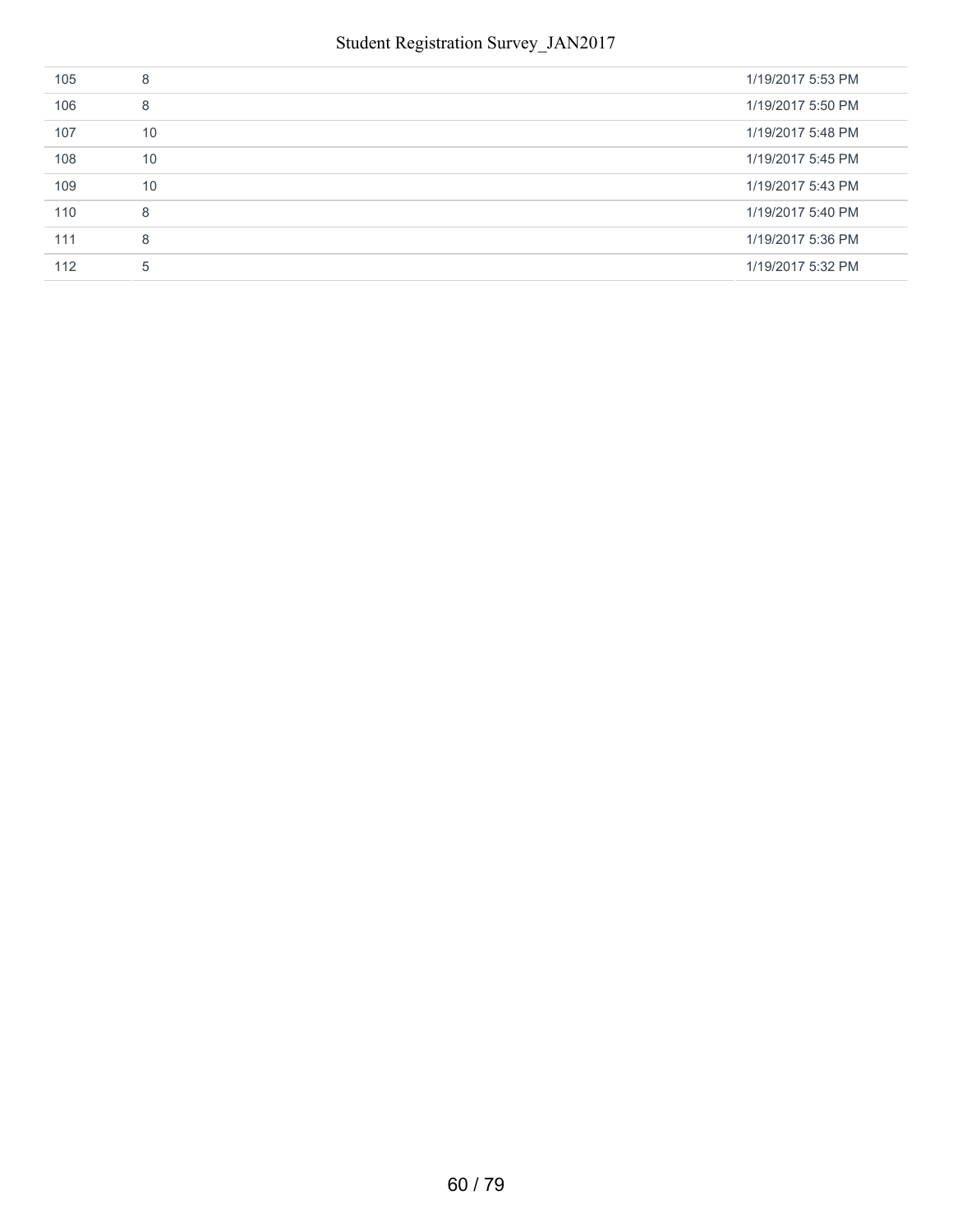| | | |
|---|---|---|
| 105 | 8 | 1/19/2017 5:53 PM |
| 106 | 8 | 1/19/2017 5:50 PM |
| 107 | 10 | 1/19/2017 5:48 PM |
| 108 | 10 | 1/19/2017 5:45 PM |
| 109 | 10 | 1/19/2017 5:43 PM |
| 110 | 8 | 1/19/2017 5:40 PM |
| 111 | 8 | 1/19/2017 5:36 PM |
| 112 | 5 | 1/19/2017 5:32 PM |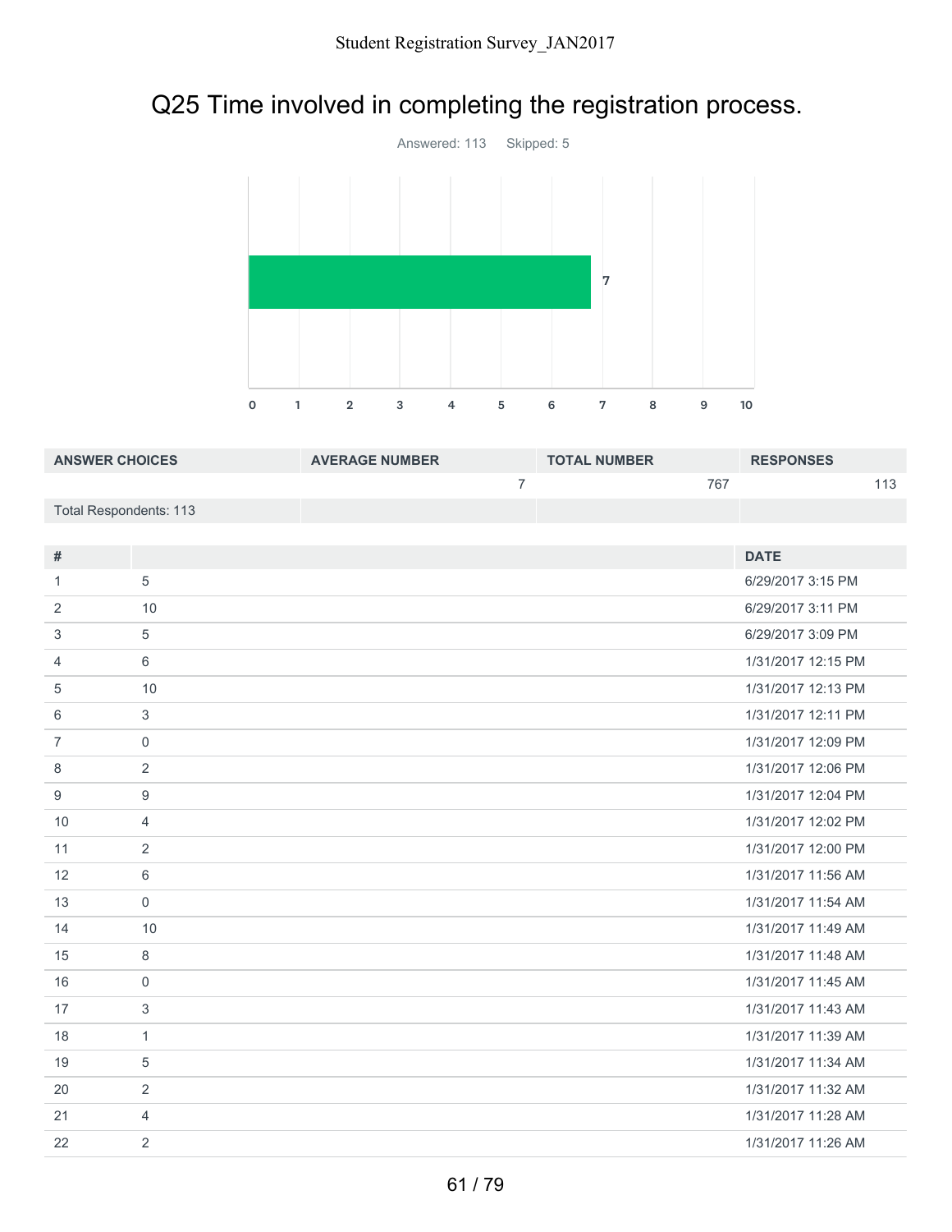# Q25 Time involved in completing the registration process.

Answered: 113 Skipped: 5

| ANSWER CHOICES | AVERAGE NUMBER | TOTAL NUMBER | RESPONSES |
|---|---|---|---|
| | 7 | 767 | 113 |
| Total Respondents: 113 | | | |

| # | | DATE |
|---|---|---|
| 1 | 5 | 6/29/2017 3:15 PM |
| 2 | 10 | 6/29/2017 3:11 PM |
| 3 | 5 | 6/29/2017 3:09 PM |
| 4 | 6 | 1/31/2017 12:15 PM |
| 5 | 10 | 1/31/2017 12:13 PM |
| 6 | 3 | 1/31/2017 12:11 PM |
| 7 | 0 | 1/31/2017 12:09 PM |
| 8 | 2 | 1/31/2017 12:06 PM |
| 9 | 9 | 1/31/2017 12:04 PM |
| 10 | 4 | 1/31/2017 12:02 PM |
| 11 | 2 | 1/31/2017 12:00 PM |
| 12 | 6 | 1/31/2017 11:56 AM |
| 13 | 0 | 1/31/2017 11:54 AM |
| 14 | 10 | 1/31/2017 11:49 AM |
| 15 | 8 | 1/31/2017 11:48 AM |
| 16 | 0 | 1/31/2017 11:45 AM |
| 17 | 3 | 1/31/2017 11:43 AM |
| 18 | 1 | 1/31/2017 11:39 AM |
| 19 | 5 | 1/31/2017 11:34 AM |
| 20 | 2 | 1/31/2017 11:32 AM |
| 21 | 4 | 1/31/2017 11:28 AM |
| 22 | 2 | 1/31/2017 11:26 AM |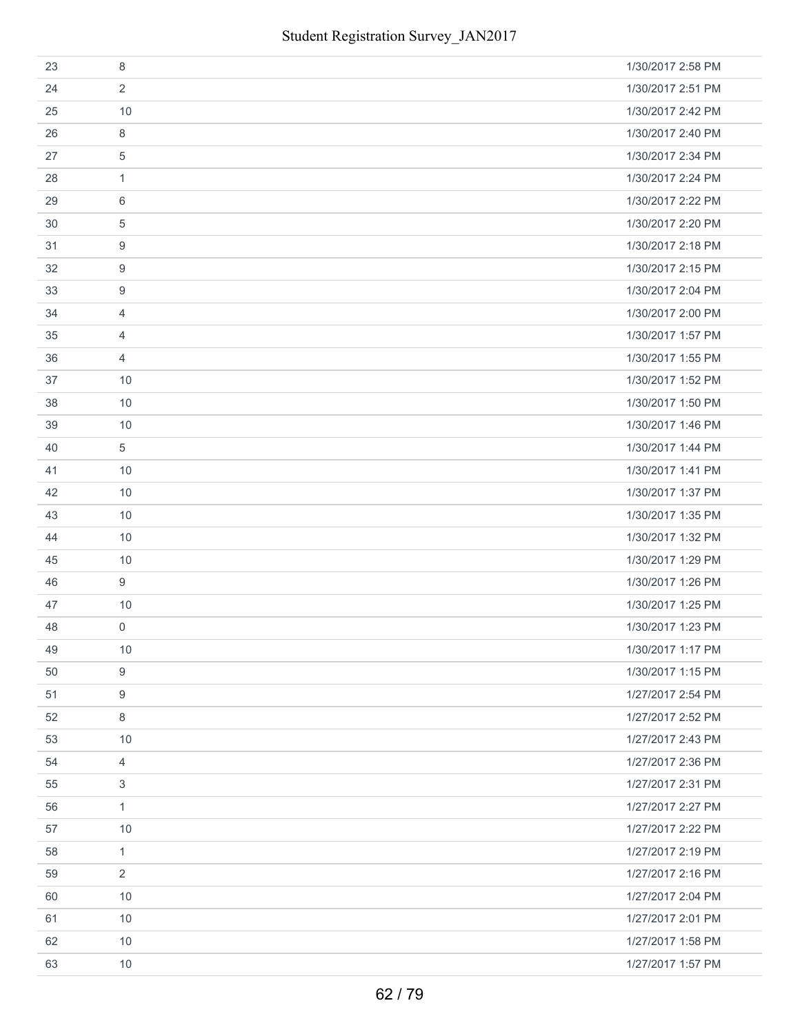| | | |
|---|---|---|
| 23 | 8 | 1/30/2017 2:58 PM |
| 24 | 2 | 1/30/2017 2:51 PM |
| 25 | 10 | 1/30/2017 2:42 PM |
| 26 | 8 | 1/30/2017 2:40 PM |
| 27 | 5 | 1/30/2017 2:34 PM |
| 28 | 1 | 1/30/2017 2:24 PM |
| 29 | 6 | 1/30/2017 2:22 PM |
| 30 | 5 | 1/30/2017 2:20 PM |
| 31 | 9 | 1/30/2017 2:18 PM |
| 32 | 9 | 1/30/2017 2:15 PM |
| 33 | 9 | 1/30/2017 2:04 PM |
| 34 | 4 | 1/30/2017 2:00 PM |
| 35 | 4 | 1/30/2017 1:57 PM |
| 36 | 4 | 1/30/2017 1:55 PM |
| 37 | 10 | 1/30/2017 1:52 PM |
| 38 | 10 | 1/30/2017 1:50 PM |
| 39 | 10 | 1/30/2017 1:46 PM |
| 40 | 5 | 1/30/2017 1:44 PM |
| 41 | 10 | 1/30/2017 1:41 PM |
| 42 | 10 | 1/30/2017 1:37 PM |
| 43 | 10 | 1/30/2017 1:35 PM |
| 44 | 10 | 1/30/2017 1:32 PM |
| 45 | 10 | 1/30/2017 1:29 PM |
| 46 | 9 | 1/30/2017 1:26 PM |
| 47 | 10 | 1/30/2017 1:25 PM |
| 48 | 0 | 1/30/2017 1:23 PM |
| 49 | 10 | 1/30/2017 1:17 PM |
| 50 | 9 | 1/30/2017 1:15 PM |
| 51 | 9 | 1/27/2017 2:54 PM |
| 52 | 8 | 1/27/2017 2:52 PM |
| 53 | 10 | 1/27/2017 2:43 PM |
| 54 | 4 | 1/27/2017 2:36 PM |
| 55 | 3 | 1/27/2017 2:31 PM |
| 56 | 1 | 1/27/2017 2:27 PM |
| 57 | 10 | 1/27/2017 2:22 PM |
| 58 | 1 | 1/27/2017 2:19 PM |
| 59 | 2 | 1/27/2017 2:16 PM |
| 60 | 10 | 1/27/2017 2:04 PM |
| 61 | 10 | 1/27/2017 2:01 PM |
| 62 | 10 | 1/27/2017 1:58 PM |
| 63 | 10 | 1/27/2017 1:57 PM |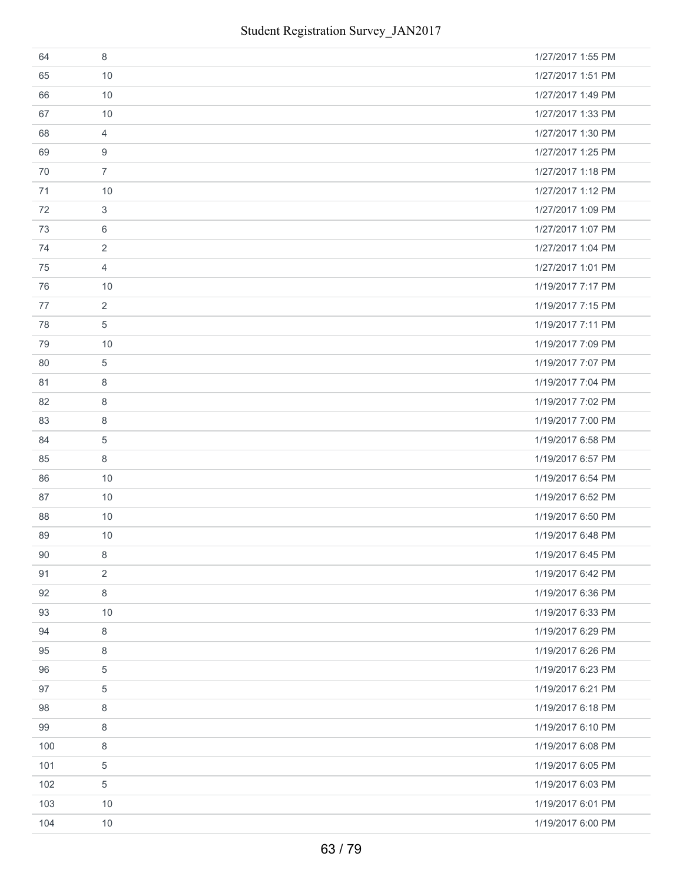| | | |
|---|---|---|
| 64 | 8 | 1/27/2017 1:55 PM |
| 65 | 10 | 1/27/2017 1:51 PM |
| 66 | 10 | 1/27/2017 1:49 PM |
| 67 | 10 | 1/27/2017 1:33 PM |
| 68 | 4 | 1/27/2017 1:30 PM |
| 69 | 9 | 1/27/2017 1:25 PM |
| 70 | 7 | 1/27/2017 1:18 PM |
| 71 | 10 | 1/27/2017 1:12 PM |
| 72 | 3 | 1/27/2017 1:09 PM |
| 73 | 6 | 1/27/2017 1:07 PM |
| 74 | 2 | 1/27/2017 1:04 PM |
| 75 | 4 | 1/27/2017 1:01 PM |
| 76 | 10 | 1/19/2017 7:17 PM |
| 77 | 2 | 1/19/2017 7:15 PM |
| 78 | 5 | 1/19/2017 7:11 PM |
| 79 | 10 | 1/19/2017 7:09 PM |
| 80 | 5 | 1/19/2017 7:07 PM |
| 81 | 8 | 1/19/2017 7:04 PM |
| 82 | 8 | 1/19/2017 7:02 PM |
| 83 | 8 | 1/19/2017 7:00 PM |
| 84 | 5 | 1/19/2017 6:58 PM |
| 85 | 8 | 1/19/2017 6:57 PM |
| 86 | 10 | 1/19/2017 6:54 PM |
| 87 | 10 | 1/19/2017 6:52 PM |
| 88 | 10 | 1/19/2017 6:50 PM |
| 89 | 10 | 1/19/2017 6:48 PM |
| 90 | 8 | 1/19/2017 6:45 PM |
| 91 | 2 | 1/19/2017 6:42 PM |
| 92 | 8 | 1/19/2017 6:36 PM |
| 93 | 10 | 1/19/2017 6:33 PM |
| 94 | 8 | 1/19/2017 6:29 PM |
| 95 | 8 | 1/19/2017 6:26 PM |
| 96 | 5 | 1/19/2017 6:23 PM |
| 97 | 5 | 1/19/2017 6:21 PM |
| 98 | 8 | 1/19/2017 6:18 PM |
| 99 | 8 | 1/19/2017 6:10 PM |
| 100 | 8 | 1/19/2017 6:08 PM |
| 101 | 5 | 1/19/2017 6:05 PM |
| 102 | 5 | 1/19/2017 6:03 PM |
| 103 | 10 | 1/19/2017 6:01 PM |
| 104 | 10 | 1/19/2017 6:00 PM |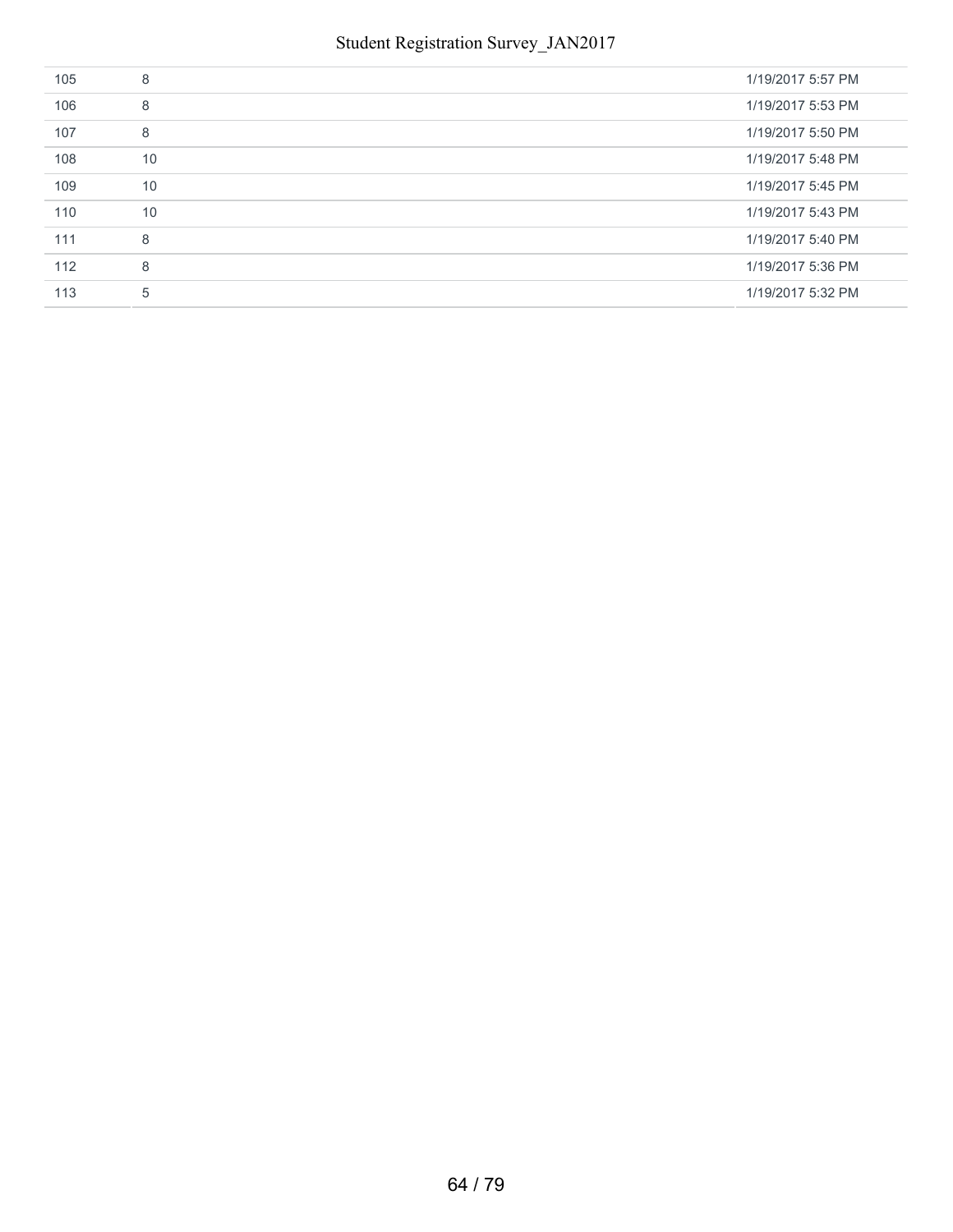| | | |
|---|---|---|
| 105 | 8 | 1/19/2017 5:57 PM |
| 106 | 8 | 1/19/2017 5:53 PM |
| 107 | 8 | 1/19/2017 5:50 PM |
| 108 | 10 | 1/19/2017 5:48 PM |
| 109 | 10 | 1/19/2017 5:45 PM |
| 110 | 10 | 1/19/2017 5:43 PM |
| 111 | 8 | 1/19/2017 5:40 PM |
| 112 | 8 | 1/19/2017 5:36 PM |
| 113 | 5 | 1/19/2017 5:32 PM |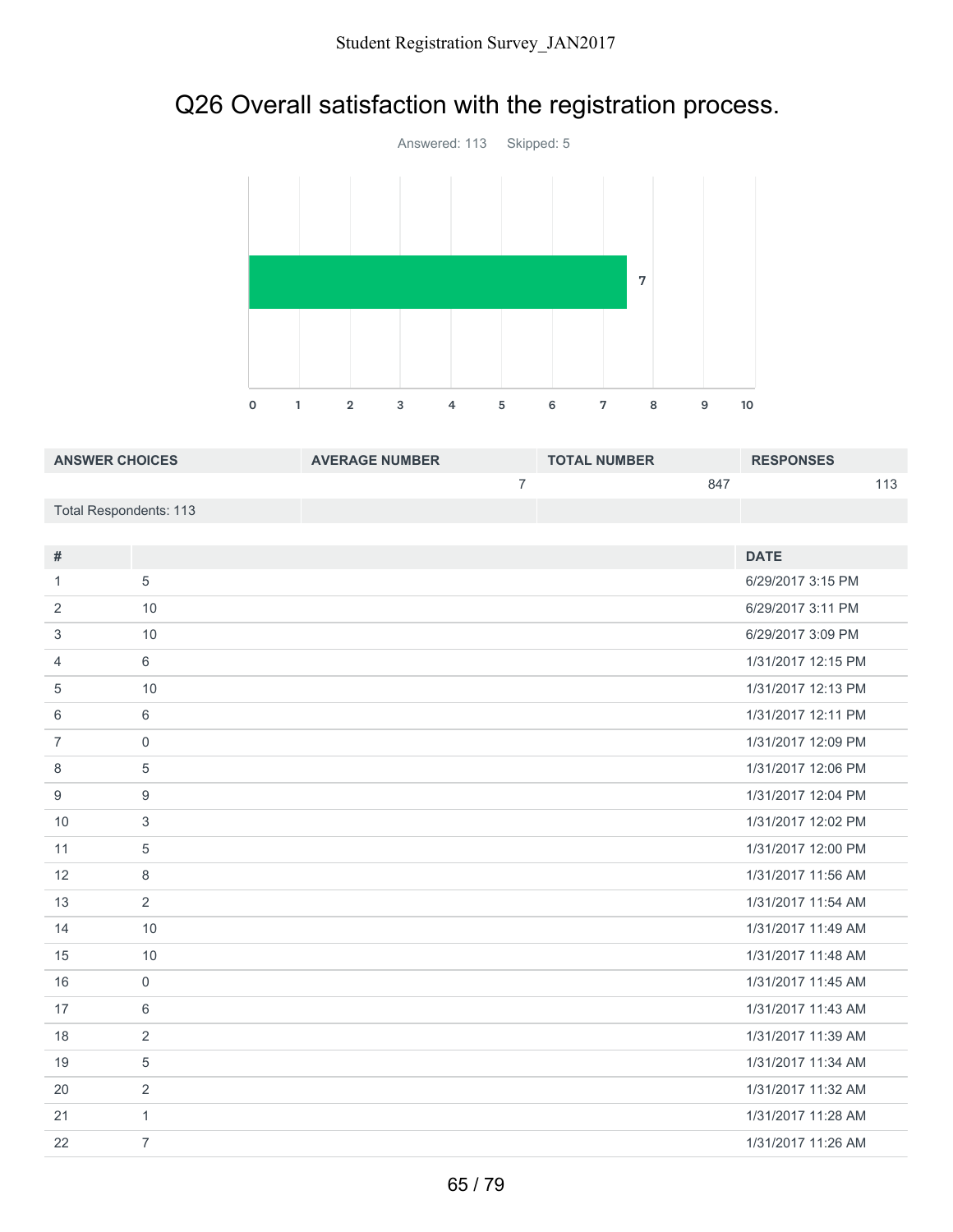# Q26 Overall satisfaction with the registration process.

Answered: 113    Skipped: 5

| ANSWER CHOICES | AVERAGE NUMBER | TOTAL NUMBER | RESPONSES |
|---|---|---|---|
| | 7 | 847 | 113 |
| Total Respondents: 113 | | | |

| # | | DATE |
|---|---|---|
| 1 | 5 | 6/29/2017 3:15 PM |
| 2 | 10 | 6/29/2017 3:11 PM |
| 3 | 10 | 6/29/2017 3:09 PM |
| 4 | 6 | 1/31/2017 12:15 PM |
| 5 | 10 | 1/31/2017 12:13 PM |
| 6 | 6 | 1/31/2017 12:11 PM |
| 7 | 0 | 1/31/2017 12:09 PM |
| 8 | 5 | 1/31/2017 12:06 PM |
| 9 | 9 | 1/31/2017 12:04 PM |
| 10 | 3 | 1/31/2017 12:02 PM |
| 11 | 5 | 1/31/2017 12:00 PM |
| 12 | 8 | 1/31/2017 11:56 AM |
| 13 | 2 | 1/31/2017 11:54 AM |
| 14 | 10 | 1/31/2017 11:49 AM |
| 15 | 10 | 1/31/2017 11:48 AM |
| 16 | 0 | 1/31/2017 11:45 AM |
| 17 | 6 | 1/31/2017 11:43 AM |
| 18 | 2 | 1/31/2017 11:39 AM |
| 19 | 5 | 1/31/2017 11:34 AM |
| 20 | 2 | 1/31/2017 11:32 AM |
| 21 | 1 | 1/31/2017 11:28 AM |
| 22 | 7 | 1/31/2017 11:26 AM |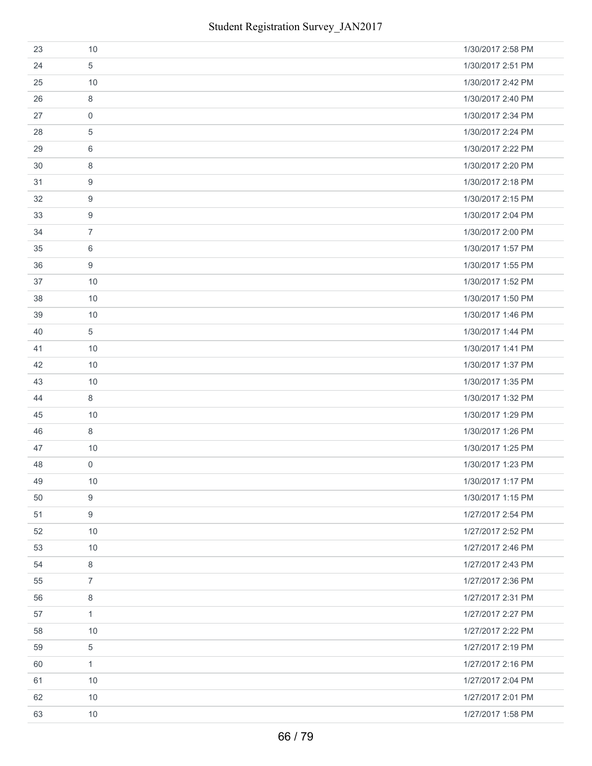| | | |
|---|---|---|
| 23 | 10 | 1/30/2017 2:58 PM |
| 24 | 5 | 1/30/2017 2:51 PM |
| 25 | 10 | 1/30/2017 2:42 PM |
| 26 | 8 | 1/30/2017 2:40 PM |
| 27 | 0 | 1/30/2017 2:34 PM |
| 28 | 5 | 1/30/2017 2:24 PM |
| 29 | 6 | 1/30/2017 2:22 PM |
| 30 | 8 | 1/30/2017 2:20 PM |
| 31 | 9 | 1/30/2017 2:18 PM |
| 32 | 9 | 1/30/2017 2:15 PM |
| 33 | 9 | 1/30/2017 2:04 PM |
| 34 | 7 | 1/30/2017 2:00 PM |
| 35 | 6 | 1/30/2017 1:57 PM |
| 36 | 9 | 1/30/2017 1:55 PM |
| 37 | 10 | 1/30/2017 1:52 PM |
| 38 | 10 | 1/30/2017 1:50 PM |
| 39 | 10 | 1/30/2017 1:46 PM |
| 40 | 5 | 1/30/2017 1:44 PM |
| 41 | 10 | 1/30/2017 1:41 PM |
| 42 | 10 | 1/30/2017 1:37 PM |
| 43 | 10 | 1/30/2017 1:35 PM |
| 44 | 8 | 1/30/2017 1:32 PM |
| 45 | 10 | 1/30/2017 1:29 PM |
| 46 | 8 | 1/30/2017 1:26 PM |
| 47 | 10 | 1/30/2017 1:25 PM |
| 48 | 0 | 1/30/2017 1:23 PM |
| 49 | 10 | 1/30/2017 1:17 PM |
| 50 | 9 | 1/30/2017 1:15 PM |
| 51 | 9 | 1/27/2017 2:54 PM |
| 52 | 10 | 1/27/2017 2:52 PM |
| 53 | 10 | 1/27/2017 2:46 PM |
| 54 | 8 | 1/27/2017 2:43 PM |
| 55 | 7 | 1/27/2017 2:36 PM |
| 56 | 8 | 1/27/2017 2:31 PM |
| 57 | 1 | 1/27/2017 2:27 PM |
| 58 | 10 | 1/27/2017 2:22 PM |
| 59 | 5 | 1/27/2017 2:19 PM |
| 60 | 1 | 1/27/2017 2:16 PM |
| 61 | 10 | 1/27/2017 2:04 PM |
| 62 | 10 | 1/27/2017 2:01 PM |
| 63 | 10 | 1/27/2017 1:58 PM |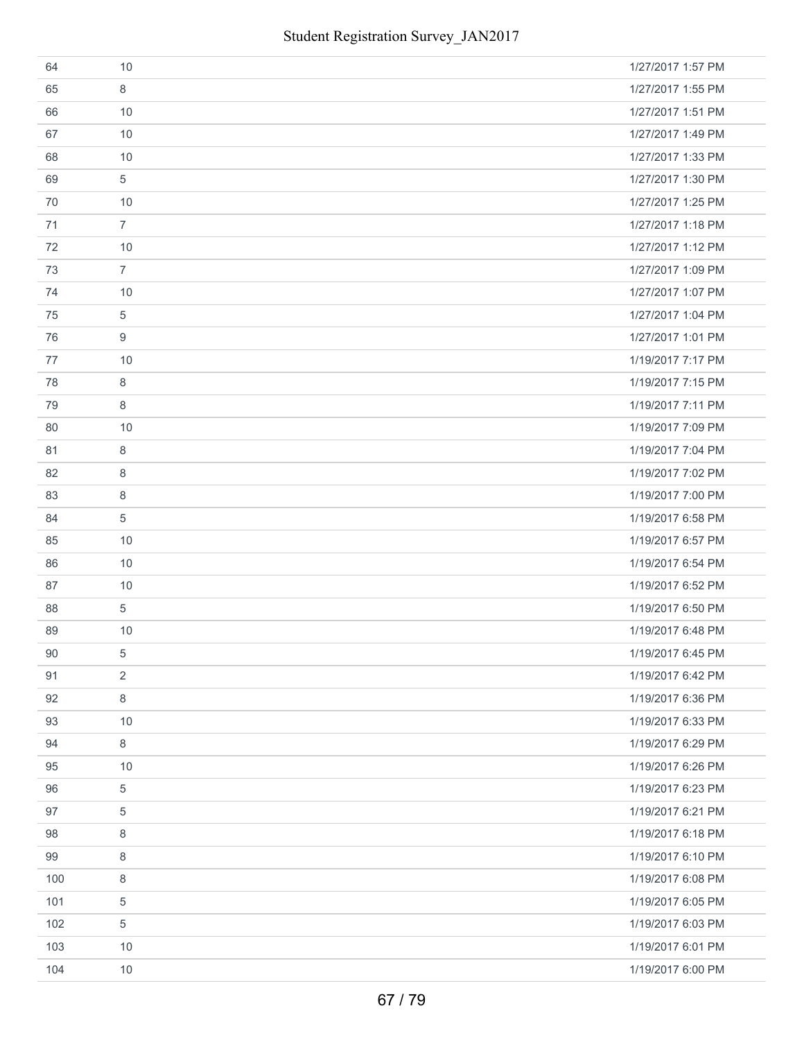| | | |
|---|---|---|
| 64 | 10 | 1/27/2017 1:57 PM |
| 65 | 8 | 1/27/2017 1:55 PM |
| 66 | 10 | 1/27/2017 1:51 PM |
| 67 | 10 | 1/27/2017 1:49 PM |
| 68 | 10 | 1/27/2017 1:33 PM |
| 69 | 5 | 1/27/2017 1:30 PM |
| 70 | 10 | 1/27/2017 1:25 PM |
| 71 | 7 | 1/27/2017 1:18 PM |
| 72 | 10 | 1/27/2017 1:12 PM |
| 73 | 7 | 1/27/2017 1:09 PM |
| 74 | 10 | 1/27/2017 1:07 PM |
| 75 | 5 | 1/27/2017 1:04 PM |
| 76 | 9 | 1/27/2017 1:01 PM |
| 77 | 10 | 1/19/2017 7:17 PM |
| 78 | 8 | 1/19/2017 7:15 PM |
| 79 | 8 | 1/19/2017 7:11 PM |
| 80 | 10 | 1/19/2017 7:09 PM |
| 81 | 8 | 1/19/2017 7:04 PM |
| 82 | 8 | 1/19/2017 7:02 PM |
| 83 | 8 | 1/19/2017 7:00 PM |
| 84 | 5 | 1/19/2017 6:58 PM |
| 85 | 10 | 1/19/2017 6:57 PM |
| 86 | 10 | 1/19/2017 6:54 PM |
| 87 | 10 | 1/19/2017 6:52 PM |
| 88 | 5 | 1/19/2017 6:50 PM |
| 89 | 10 | 1/19/2017 6:48 PM |
| 90 | 5 | 1/19/2017 6:45 PM |
| 91 | 2 | 1/19/2017 6:42 PM |
| 92 | 8 | 1/19/2017 6:36 PM |
| 93 | 10 | 1/19/2017 6:33 PM |
| 94 | 8 | 1/19/2017 6:29 PM |
| 95 | 10 | 1/19/2017 6:26 PM |
| 96 | 5 | 1/19/2017 6:23 PM |
| 97 | 5 | 1/19/2017 6:21 PM |
| 98 | 8 | 1/19/2017 6:18 PM |
| 99 | 8 | 1/19/2017 6:10 PM |
| 100 | 8 | 1/19/2017 6:08 PM |
| 101 | 5 | 1/19/2017 6:05 PM |
| 102 | 5 | 1/19/2017 6:03 PM |
| 103 | 10 | 1/19/2017 6:01 PM |
| 104 | 10 | 1/19/2017 6:00 PM |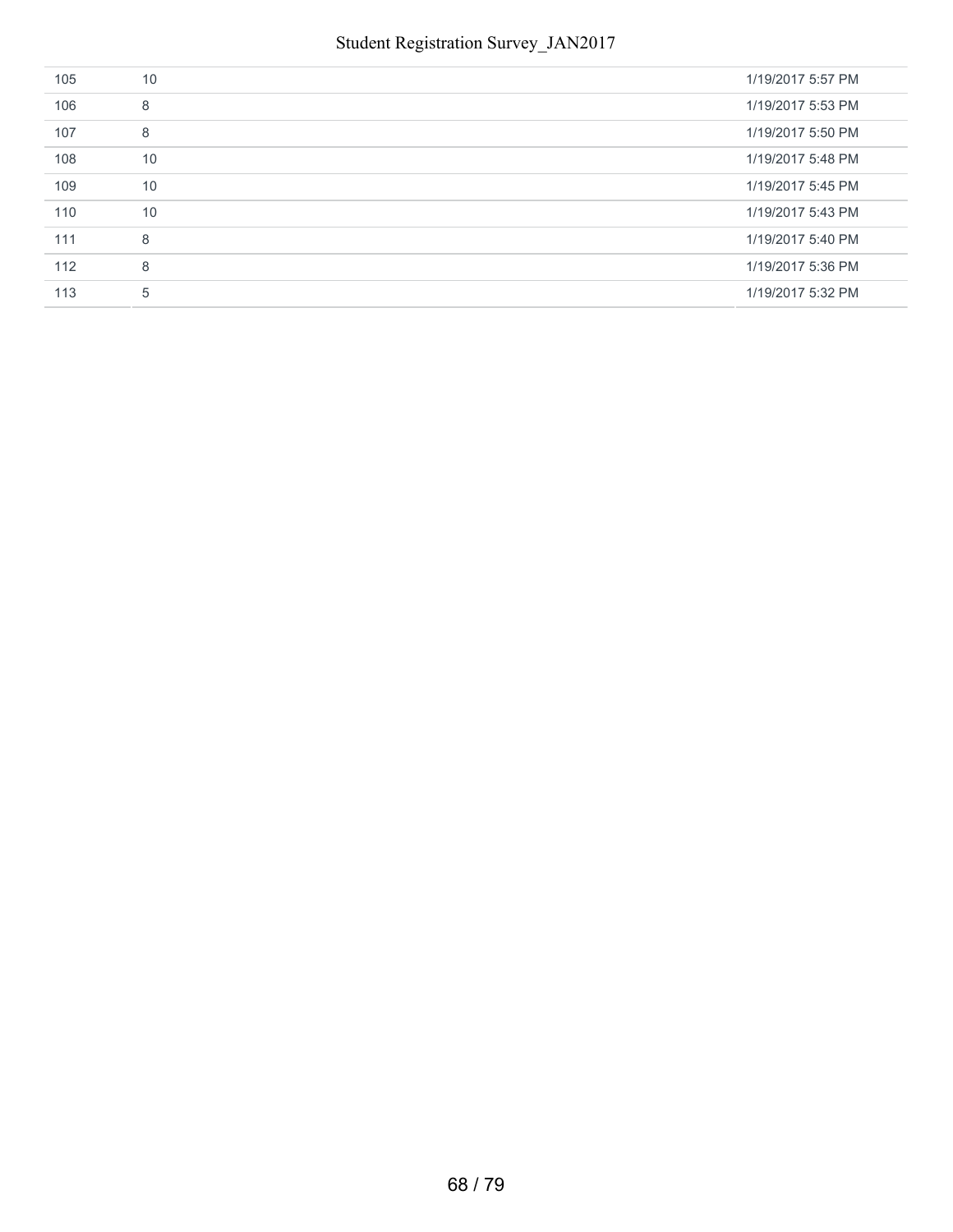| | | |
|---|---|---|
| 105 | 10 | 1/19/2017 5:57 PM |
| 106 | 8 | 1/19/2017 5:53 PM |
| 107 | 8 | 1/19/2017 5:50 PM |
| 108 | 10 | 1/19/2017 5:48 PM |
| 109 | 10 | 1/19/2017 5:45 PM |
| 110 | 10 | 1/19/2017 5:43 PM |
| 111 | 8 | 1/19/2017 5:40 PM |
| 112 | 8 | 1/19/2017 5:36 PM |
| 113 | 5 | 1/19/2017 5:32 PM |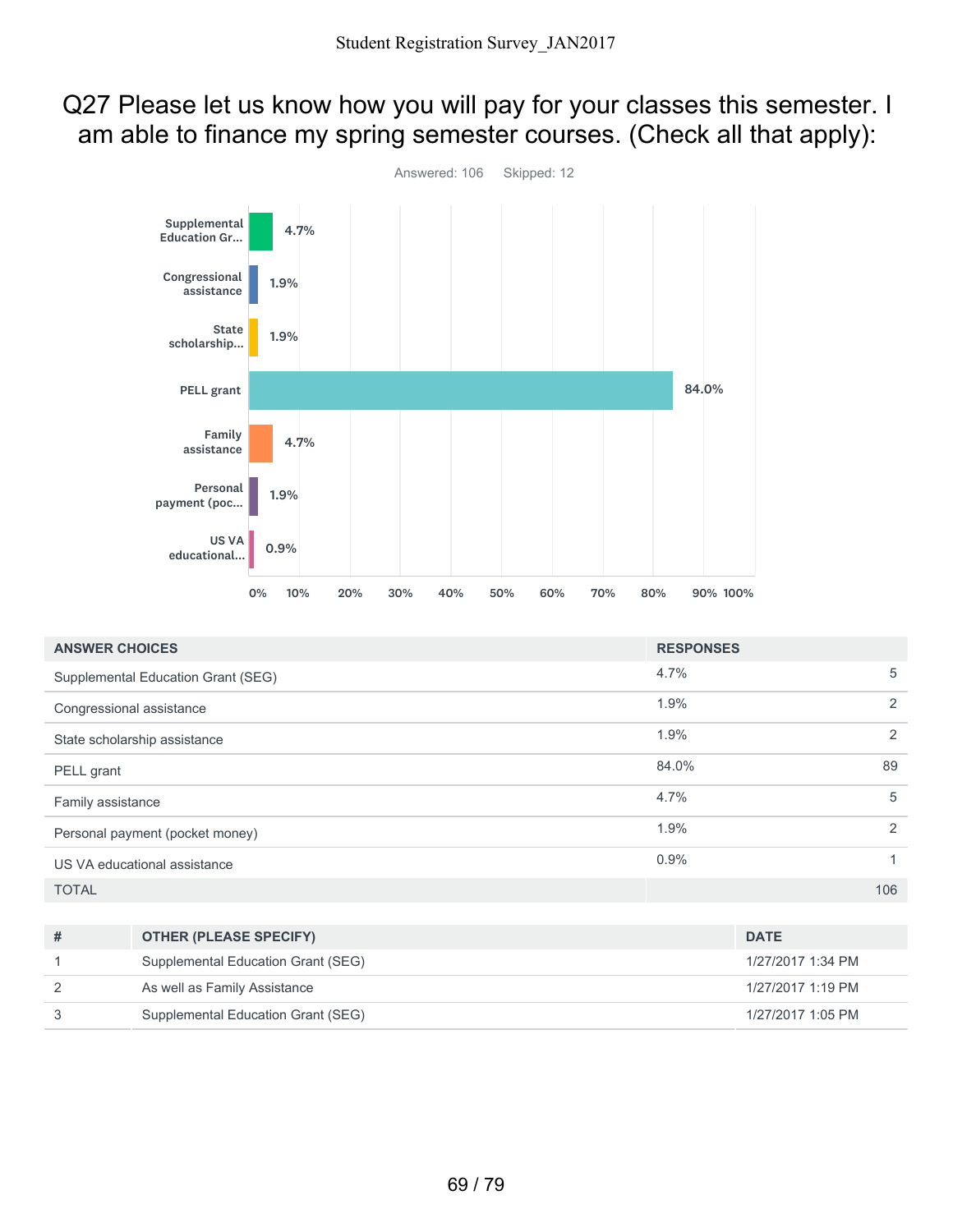# Q27 Please let us know how you will pay for your classes this semester. I am able to finance my spring semester courses. (Check all that apply):

Answered: 106 Skipped: 12

| ANSWER CHOICES | RESPONSES | |
|---|---|---|
| Supplemental Education Grant (SEG) | 4.7% | 5 |
| Congressional assistance | 1.9% | 2 |
| State scholarship assistance | 1.9% | 2 |
| PELL grant | 84.0% | 89 |
| Family assistance | 4.7% | 5 |
| Personal payment (pocket money) | 1.9% | 2 |
| US VA educational assistance | 0.9% | 1 |
| TOTAL | | 106 |

| # | OTHER (PLEASE SPECIFY) | DATE |
|---|---|---|
| 1 | Supplemental Education Grant (SEG) | 1/27/2017 1:34 PM |
| 2 | As well as Family Assistance | 1/27/2017 1:19 PM |
| 3 | Supplemental Education Grant (SEG) | 1/27/2017 1:05 PM |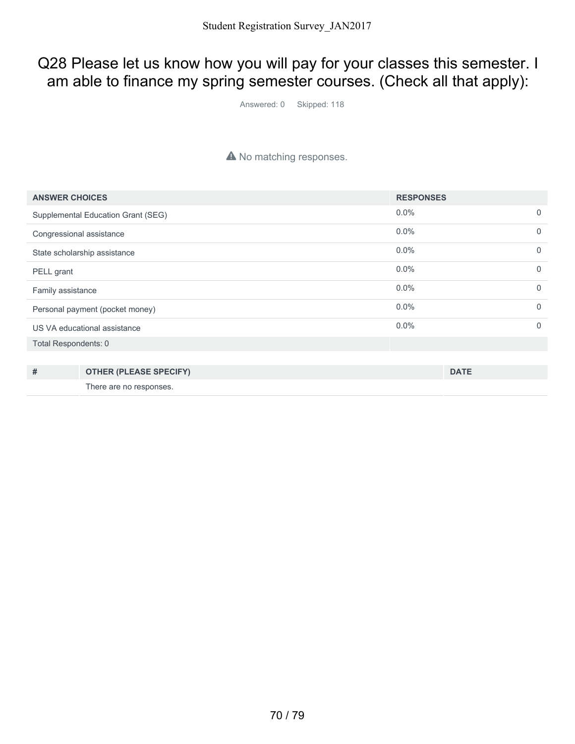## Q28 Please let us know how you will pay for your classes this semester. I am able to finance my spring semester courses. (Check all that apply):

Answered: 0 Skipped: 118

No matching responses.

| ANSWER CHOICES | RESPONSES | |
|---|---|---|
| Supplemental Education Grant (SEG) | 0.0% | 0 |
| Congressional assistance | 0.0% | 0 |
| State scholarship assistance | 0.0% | 0 |
| PELL grant | 0.0% | 0 |
| Family assistance | 0.0% | 0 |
| Personal payment (pocket money) | 0.0% | 0 |
| US VA educational assistance | 0.0% | 0 |
| Total Respondents: 0 | | |

| # | OTHER (PLEASE SPECIFY) | DATE |
|---|---|---|
| | There are no responses. | |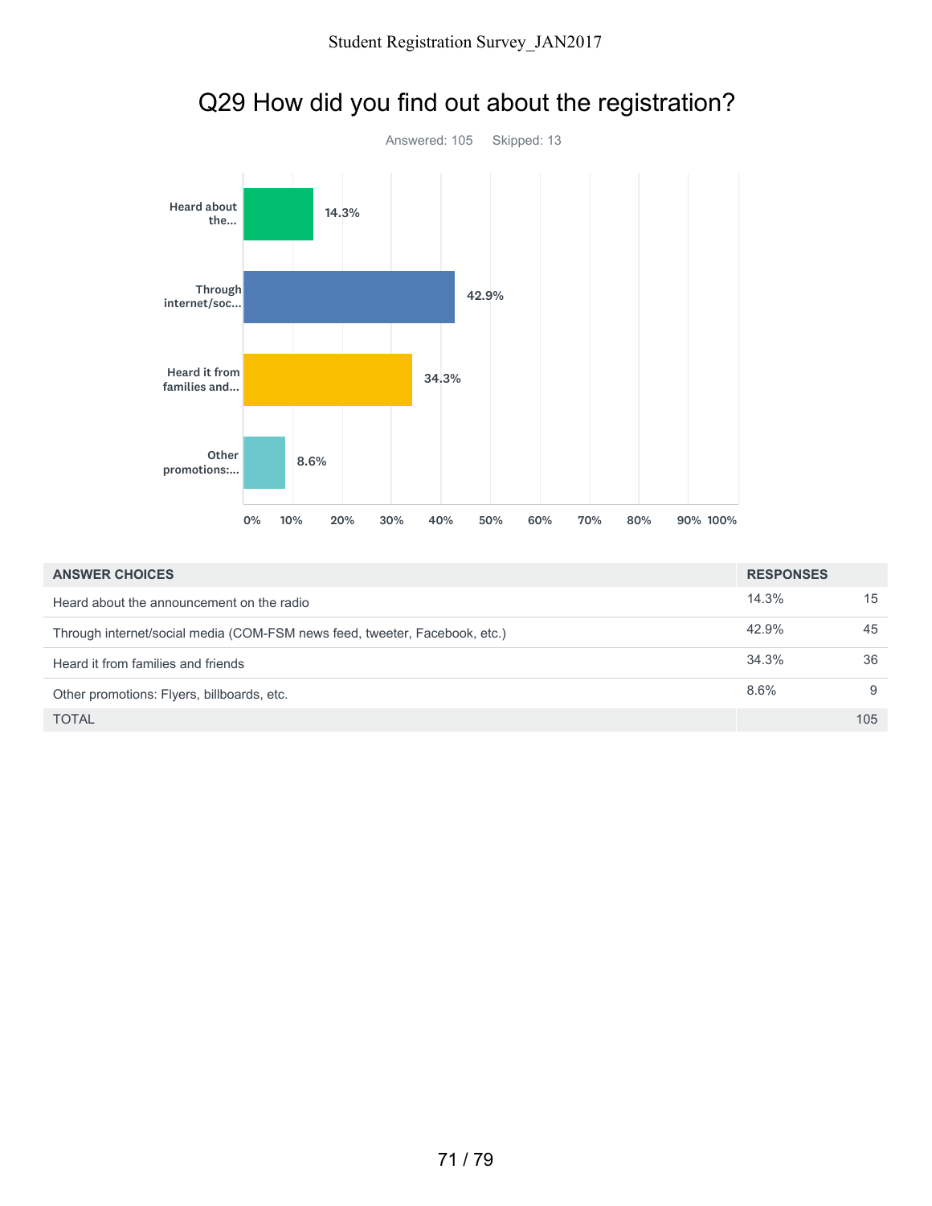# Q29 How did you find out about the registration?

Answered: 105  Skipped: 13

| ANSWER CHOICES | RESPONSES | |
|---|---|---|
| Heard about the announcement on the radio | 14.3% | 15 |
| Through internet/social media (COM-FSM news feed, tweeter, Facebook, etc.) | 42.9% | 45 |
| Heard it from families and friends | 34.3% | 36 |
| Other promotions: Flyers, billboards, etc. | 8.6% | 9 |
| TOTAL | | 105 |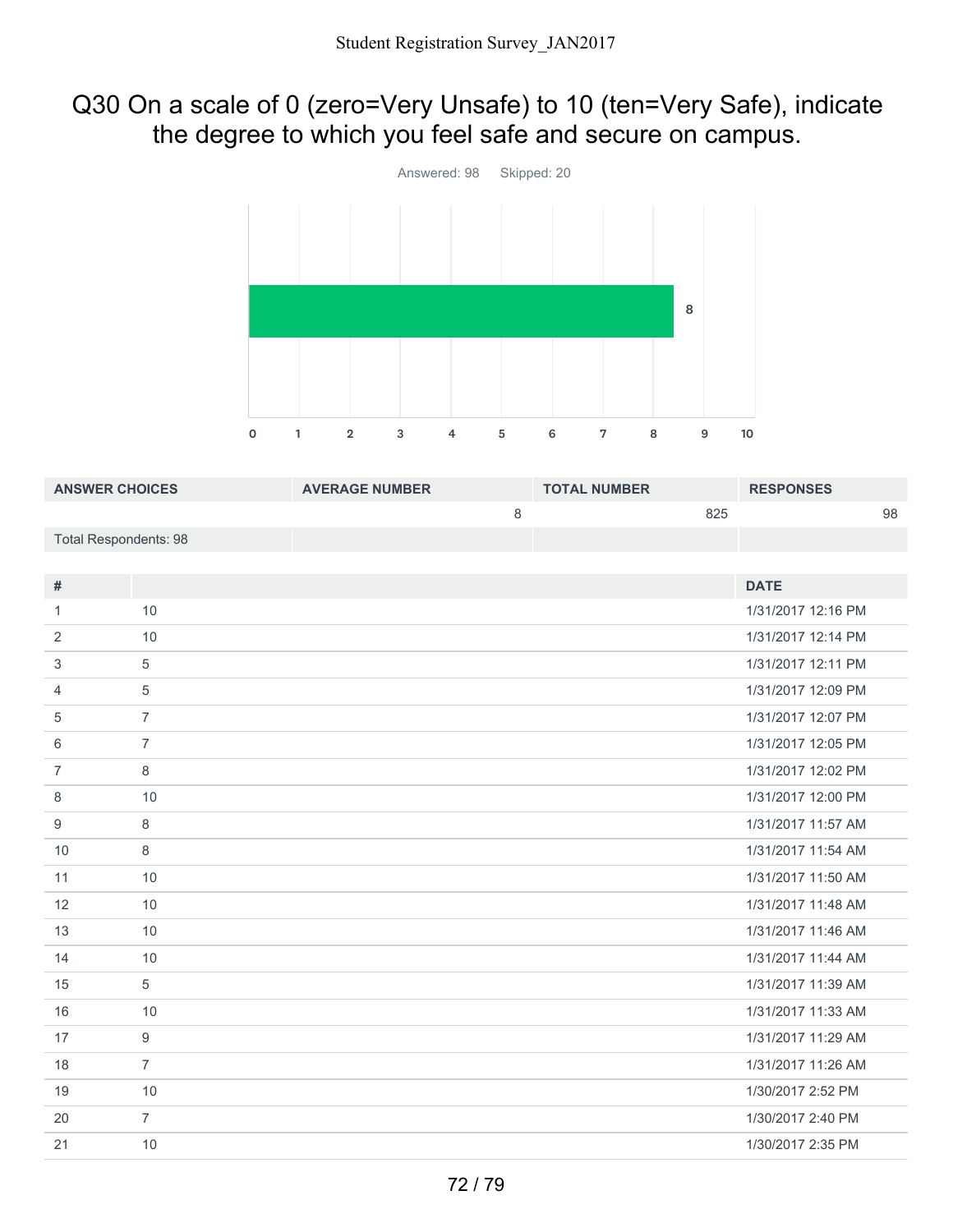## Q30 On a scale of 0 (zero=Very Unsafe) to 10 (ten=Very Safe), indicate the degree to which you feel safe and secure on campus.

Answered: 98 Skipped: 20

| ANSWER CHOICES | AVERAGE NUMBER | TOTAL NUMBER | RESPONSES |
|---|---|---|---|
| | 8 | 825 | 98 |
| Total Respondents: 98 | | | |

| # | | DATE |
|---|---|---|
| 1 | 10 | 1/31/2017 12:16 PM |
| 2 | 10 | 1/31/2017 12:14 PM |
| 3 | 5 | 1/31/2017 12:11 PM |
| 4 | 5 | 1/31/2017 12:09 PM |
| 5 | 7 | 1/31/2017 12:07 PM |
| 6 | 7 | 1/31/2017 12:05 PM |
| 7 | 8 | 1/31/2017 12:02 PM |
| 8 | 10 | 1/31/2017 12:00 PM |
| 9 | 8 | 1/31/2017 11:57 AM |
| 10 | 8 | 1/31/2017 11:54 AM |
| 11 | 10 | 1/31/2017 11:50 AM |
| 12 | 10 | 1/31/2017 11:48 AM |
| 13 | 10 | 1/31/2017 11:46 AM |
| 14 | 10 | 1/31/2017 11:44 AM |
| 15 | 5 | 1/31/2017 11:39 AM |
| 16 | 10 | 1/31/2017 11:33 AM |
| 17 | 9 | 1/31/2017 11:29 AM |
| 18 | 7 | 1/31/2017 11:26 AM |
| 19 | 10 | 1/30/2017 2:52 PM |
| 20 | 7 | 1/30/2017 2:40 PM |
| 21 | 10 | 1/30/2017 2:35 PM |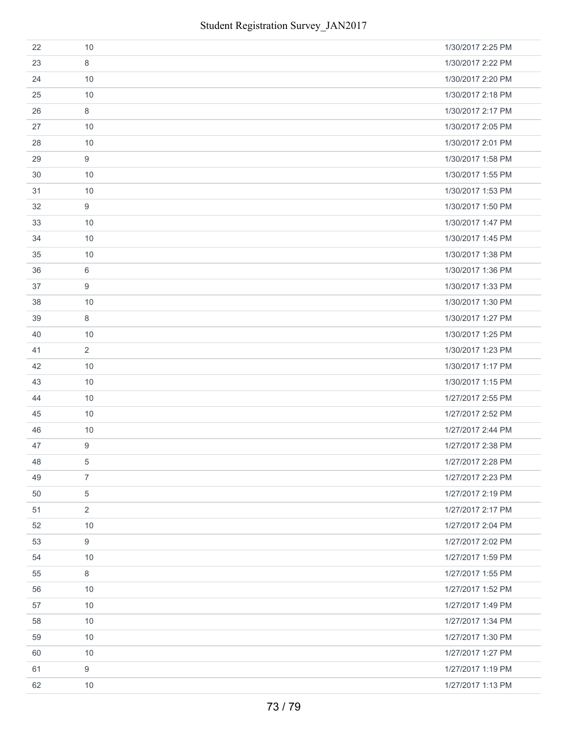| | | |
|---|---|---|
| 22 | 10 | 1/30/2017 2:25 PM |
| 23 | 8 | 1/30/2017 2:22 PM |
| 24 | 10 | 1/30/2017 2:20 PM |
| 25 | 10 | 1/30/2017 2:18 PM |
| 26 | 8 | 1/30/2017 2:17 PM |
| 27 | 10 | 1/30/2017 2:05 PM |
| 28 | 10 | 1/30/2017 2:01 PM |
| 29 | 9 | 1/30/2017 1:58 PM |
| 30 | 10 | 1/30/2017 1:55 PM |
| 31 | 10 | 1/30/2017 1:53 PM |
| 32 | 9 | 1/30/2017 1:50 PM |
| 33 | 10 | 1/30/2017 1:47 PM |
| 34 | 10 | 1/30/2017 1:45 PM |
| 35 | 10 | 1/30/2017 1:38 PM |
| 36 | 6 | 1/30/2017 1:36 PM |
| 37 | 9 | 1/30/2017 1:33 PM |
| 38 | 10 | 1/30/2017 1:30 PM |
| 39 | 8 | 1/30/2017 1:27 PM |
| 40 | 10 | 1/30/2017 1:25 PM |
| 41 | 2 | 1/30/2017 1:23 PM |
| 42 | 10 | 1/30/2017 1:17 PM |
| 43 | 10 | 1/30/2017 1:15 PM |
| 44 | 10 | 1/27/2017 2:55 PM |
| 45 | 10 | 1/27/2017 2:52 PM |
| 46 | 10 | 1/27/2017 2:44 PM |
| 47 | 9 | 1/27/2017 2:38 PM |
| 48 | 5 | 1/27/2017 2:28 PM |
| 49 | 7 | 1/27/2017 2:23 PM |
| 50 | 5 | 1/27/2017 2:19 PM |
| 51 | 2 | 1/27/2017 2:17 PM |
| 52 | 10 | 1/27/2017 2:04 PM |
| 53 | 9 | 1/27/2017 2:02 PM |
| 54 | 10 | 1/27/2017 1:59 PM |
| 55 | 8 | 1/27/2017 1:55 PM |
| 56 | 10 | 1/27/2017 1:52 PM |
| 57 | 10 | 1/27/2017 1:49 PM |
| 58 | 10 | 1/27/2017 1:34 PM |
| 59 | 10 | 1/27/2017 1:30 PM |
| 60 | 10 | 1/27/2017 1:27 PM |
| 61 | 9 | 1/27/2017 1:19 PM |
| 62 | 10 | 1/27/2017 1:13 PM |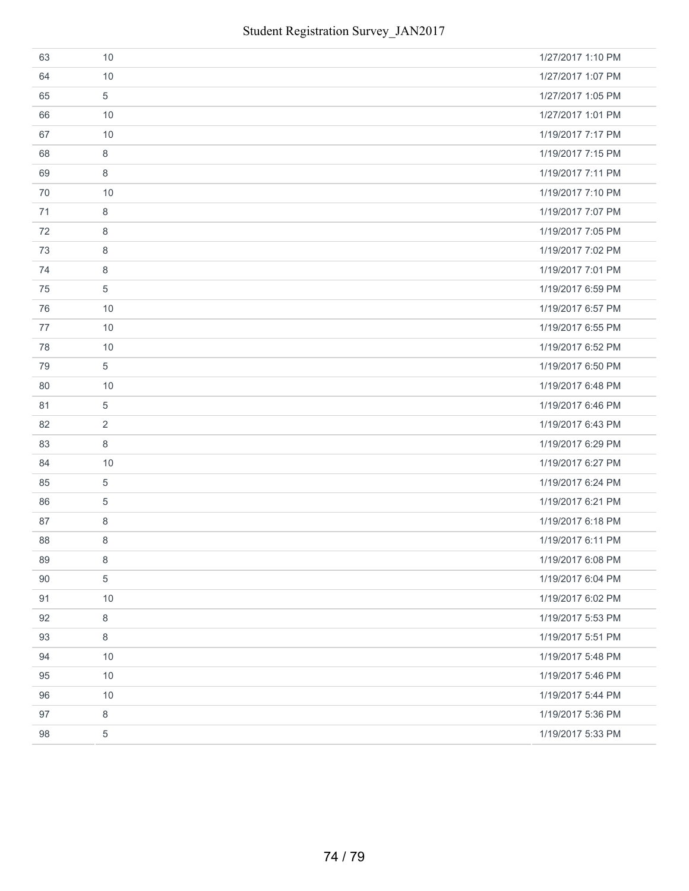| | | |
|---|---|---|
| 63 | 10 | 1/27/2017 1:10 PM |
| 64 | 10 | 1/27/2017 1:07 PM |
| 65 | 5 | 1/27/2017 1:05 PM |
| 66 | 10 | 1/27/2017 1:01 PM |
| 67 | 10 | 1/19/2017 7:17 PM |
| 68 | 8 | 1/19/2017 7:15 PM |
| 69 | 8 | 1/19/2017 7:11 PM |
| 70 | 10 | 1/19/2017 7:10 PM |
| 71 | 8 | 1/19/2017 7:07 PM |
| 72 | 8 | 1/19/2017 7:05 PM |
| 73 | 8 | 1/19/2017 7:02 PM |
| 74 | 8 | 1/19/2017 7:01 PM |
| 75 | 5 | 1/19/2017 6:59 PM |
| 76 | 10 | 1/19/2017 6:57 PM |
| 77 | 10 | 1/19/2017 6:55 PM |
| 78 | 10 | 1/19/2017 6:52 PM |
| 79 | 5 | 1/19/2017 6:50 PM |
| 80 | 10 | 1/19/2017 6:48 PM |
| 81 | 5 | 1/19/2017 6:46 PM |
| 82 | 2 | 1/19/2017 6:43 PM |
| 83 | 8 | 1/19/2017 6:29 PM |
| 84 | 10 | 1/19/2017 6:27 PM |
| 85 | 5 | 1/19/2017 6:24 PM |
| 86 | 5 | 1/19/2017 6:21 PM |
| 87 | 8 | 1/19/2017 6:18 PM |
| 88 | 8 | 1/19/2017 6:11 PM |
| 89 | 8 | 1/19/2017 6:08 PM |
| 90 | 5 | 1/19/2017 6:04 PM |
| 91 | 10 | 1/19/2017 6:02 PM |
| 92 | 8 | 1/19/2017 5:53 PM |
| 93 | 8 | 1/19/2017 5:51 PM |
| 94 | 10 | 1/19/2017 5:48 PM |
| 95 | 10 | 1/19/2017 5:46 PM |
| 96 | 10 | 1/19/2017 5:44 PM |
| 97 | 8 | 1/19/2017 5:36 PM |
| 98 | 5 | 1/19/2017 5:33 PM |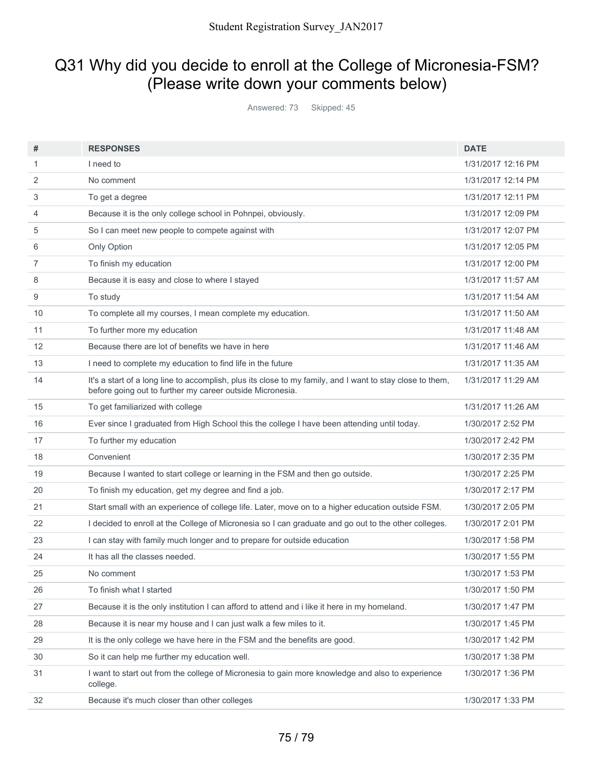## Q31 Why did you decide to enroll at the College of Micronesia-FSM? (Please write down your comments below)

Answered: 73 Skipped: 45

| # | RESPONSES | DATE |
|---|---|---|
| 1 | I need to | 1/31/2017 12:16 PM |
| 2 | No comment | 1/31/2017 12:14 PM |
| 3 | To get a degree | 1/31/2017 12:11 PM |
| 4 | Because it is the only college school in Pohnpei, obviously. | 1/31/2017 12:09 PM |
| 5 | So I can meet new people to compete against with | 1/31/2017 12:07 PM |
| 6 | Only Option | 1/31/2017 12:05 PM |
| 7 | To finish my education | 1/31/2017 12:00 PM |
| 8 | Because it is easy and close to where I stayed | 1/31/2017 11:57 AM |
| 9 | To study | 1/31/2017 11:54 AM |
| 10 | To complete all my courses, I mean complete my education. | 1/31/2017 11:50 AM |
| 11 | To further more my education | 1/31/2017 11:48 AM |
| 12 | Because there are lot of benefits we have in here | 1/31/2017 11:46 AM |
| 13 | I need to complete my education to find life in the future | 1/31/2017 11:35 AM |
| 14 | It's a start of a long line to accomplish, plus its close to my family, and I want to stay close to them, before going out to further my career outside Micronesia. | 1/31/2017 11:29 AM |
| 15 | To get familiarized with college | 1/31/2017 11:26 AM |
| 16 | Ever since I graduated from High School this the college I have been attending until today. | 1/30/2017 2:52 PM |
| 17 | To further my education | 1/30/2017 2:42 PM |
| 18 | Convenient | 1/30/2017 2:35 PM |
| 19 | Because I wanted to start college or learning in the FSM and then go outside. | 1/30/2017 2:25 PM |
| 20 | To finish my education, get my degree and find a job. | 1/30/2017 2:17 PM |
| 21 | Start small with an experience of college life. Later, move on to a higher education outside FSM. | 1/30/2017 2:05 PM |
| 22 | I decided to enroll at the College of Micronesia so I can graduate and go out to the other colleges. | 1/30/2017 2:01 PM |
| 23 | I can stay with family much longer and to prepare for outside education | 1/30/2017 1:58 PM |
| 24 | It has all the classes needed. | 1/30/2017 1:55 PM |
| 25 | No comment | 1/30/2017 1:53 PM |
| 26 | To finish what I started | 1/30/2017 1:50 PM |
| 27 | Because it is the only institution I can afford to attend and i like it here in my homeland. | 1/30/2017 1:47 PM |
| 28 | Because it is near my house and I can just walk a few miles to it. | 1/30/2017 1:45 PM |
| 29 | It is the only college we have here in the FSM and the benefits are good. | 1/30/2017 1:42 PM |
| 30 | So it can help me further my education well. | 1/30/2017 1:38 PM |
| 31 | I want to start out from the college of Micronesia to gain more knowledge and also to experience college. | 1/30/2017 1:36 PM |
| 32 | Because it's much closer than other colleges | 1/30/2017 1:33 PM |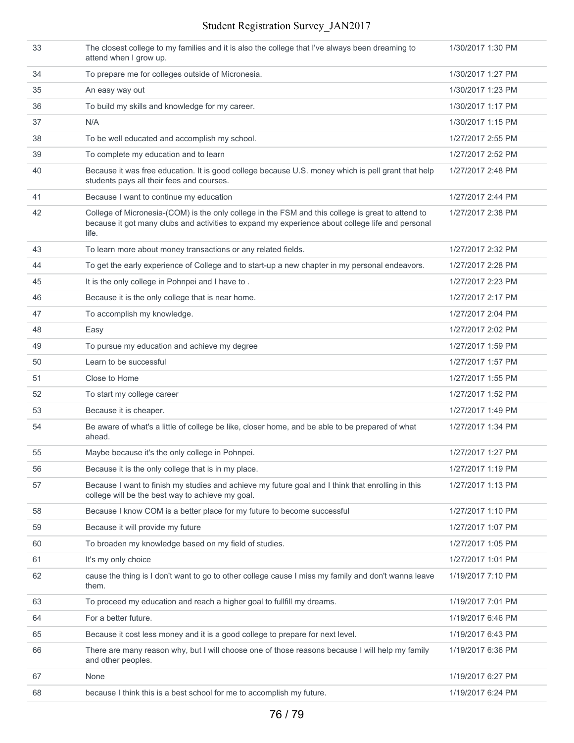| | | |
|---|---|---|
| 33 | The closest college to my families and it is also the college that I've always been dreaming to attend when I grow up. | 1/30/2017 1:30 PM |
| 34 | To prepare me for colleges outside of Micronesia. | 1/30/2017 1:27 PM |
| 35 | An easy way out | 1/30/2017 1:23 PM |
| 36 | To build my skills and knowledge for my career. | 1/30/2017 1:17 PM |
| 37 | N/A | 1/30/2017 1:15 PM |
| 38 | To be well educated and accomplish my school. | 1/27/2017 2:55 PM |
| 39 | To complete my education and to learn | 1/27/2017 2:52 PM |
| 40 | Because it was free education. It is good college because U.S. money which is pell grant that help students pays all their fees and courses. | 1/27/2017 2:48 PM |
| 41 | Because I want to continue my education | 1/27/2017 2:44 PM |
| 42 | College of Micronesia-(COM) is the only college in the FSM and this college is great to attend to because it got many clubs and activities to expand my experience about college life and personal life. | 1/27/2017 2:38 PM |
| 43 | To learn more about money transactions or any related fields. | 1/27/2017 2:32 PM |
| 44 | To get the early experience of College and to start-up a new chapter in my personal endeavors. | 1/27/2017 2:28 PM |
| 45 | It is the only college in Pohnpei and I have to . | 1/27/2017 2:23 PM |
| 46 | Because it is the only college that is near home. | 1/27/2017 2:17 PM |
| 47 | To accomplish my knowledge. | 1/27/2017 2:04 PM |
| 48 | Easy | 1/27/2017 2:02 PM |
| 49 | To pursue my education and achieve my degree | 1/27/2017 1:59 PM |
| 50 | Learn to be successful | 1/27/2017 1:57 PM |
| 51 | Close to Home | 1/27/2017 1:55 PM |
| 52 | To start my college career | 1/27/2017 1:52 PM |
| 53 | Because it is cheaper. | 1/27/2017 1:49 PM |
| 54 | Be aware of what's a little of college be like, closer home, and be able to be prepared of what ahead. | 1/27/2017 1:34 PM |
| 55 | Maybe because it's the only college in Pohnpei. | 1/27/2017 1:27 PM |
| 56 | Because it is the only college that is in my place. | 1/27/2017 1:19 PM |
| 57 | Because I want to finish my studies and achieve my future goal and I think that enrolling in this college will be the best way to achieve my goal. | 1/27/2017 1:13 PM |
| 58 | Because I know COM is a better place for my future to become successful | 1/27/2017 1:10 PM |
| 59 | Because it will provide my future | 1/27/2017 1:07 PM |
| 60 | To broaden my knowledge based on my field of studies. | 1/27/2017 1:05 PM |
| 61 | It's my only choice | 1/27/2017 1:01 PM |
| 62 | cause the thing is I don't want to go to other college cause I miss my family and don't wanna leave them. | 1/19/2017 7:10 PM |
| 63 | To proceed my education and reach a higher goal to fullfill my dreams. | 1/19/2017 7:01 PM |
| 64 | For a better future. | 1/19/2017 6:46 PM |
| 65 | Because it cost less money and it is a good college to prepare for next level. | 1/19/2017 6:43 PM |
| 66 | There are many reason why, but I will choose one of those reasons because I will help my family and other peoples. | 1/19/2017 6:36 PM |
| 67 | None | 1/19/2017 6:27 PM |
| 68 | because I think this is a best school for me to accomplish my future. | 1/19/2017 6:24 PM |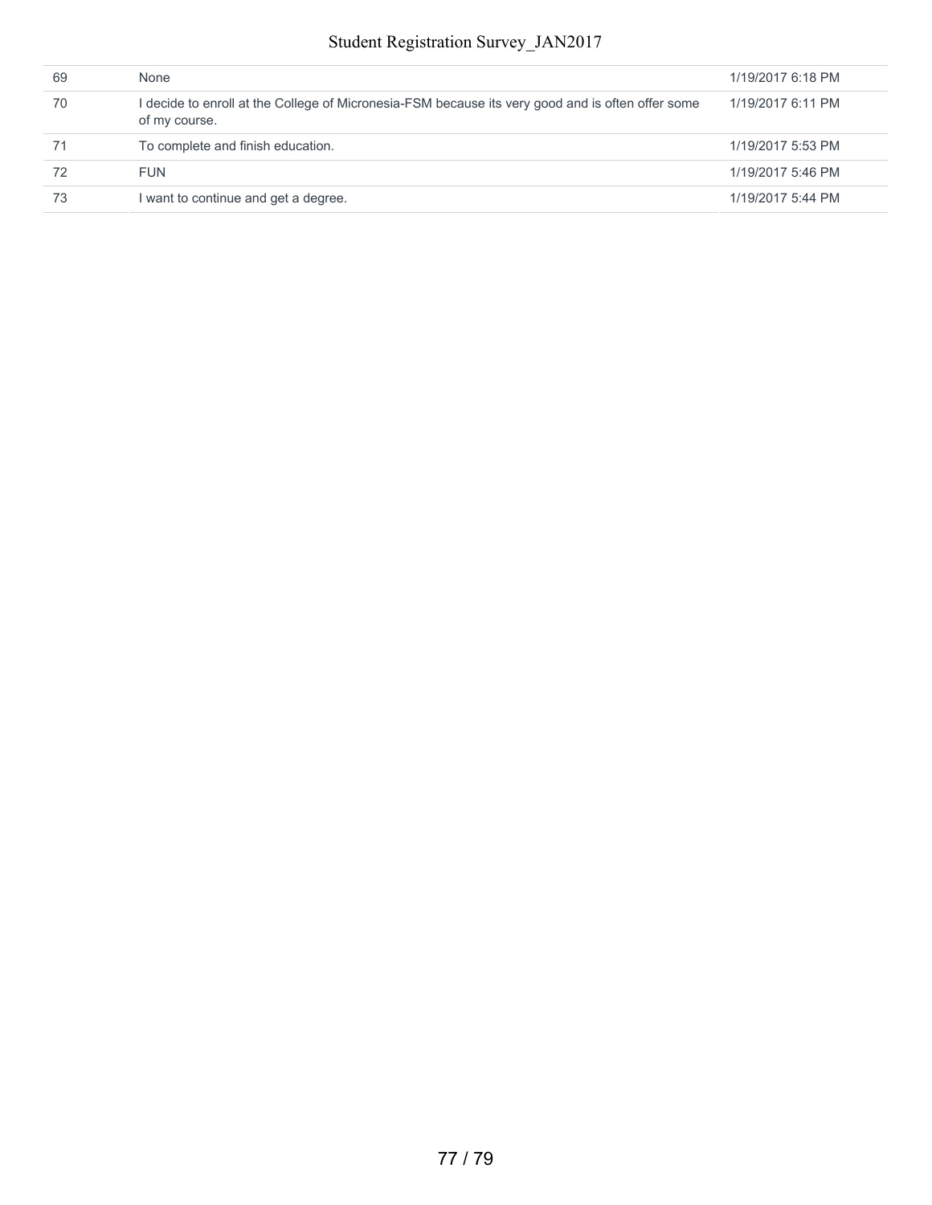| | | |
|---|---|---|
| 69 | None | 1/19/2017 6:18 PM |
| 70 | I decide to enroll at the College of Micronesia-FSM because its very good and is often offer some of my course. | 1/19/2017 6:11 PM |
| 71 | To complete and finish education. | 1/19/2017 5:53 PM |
| 72 | FUN | 1/19/2017 5:46 PM |
| 73 | I want to continue and get a degree. | 1/19/2017 5:44 PM |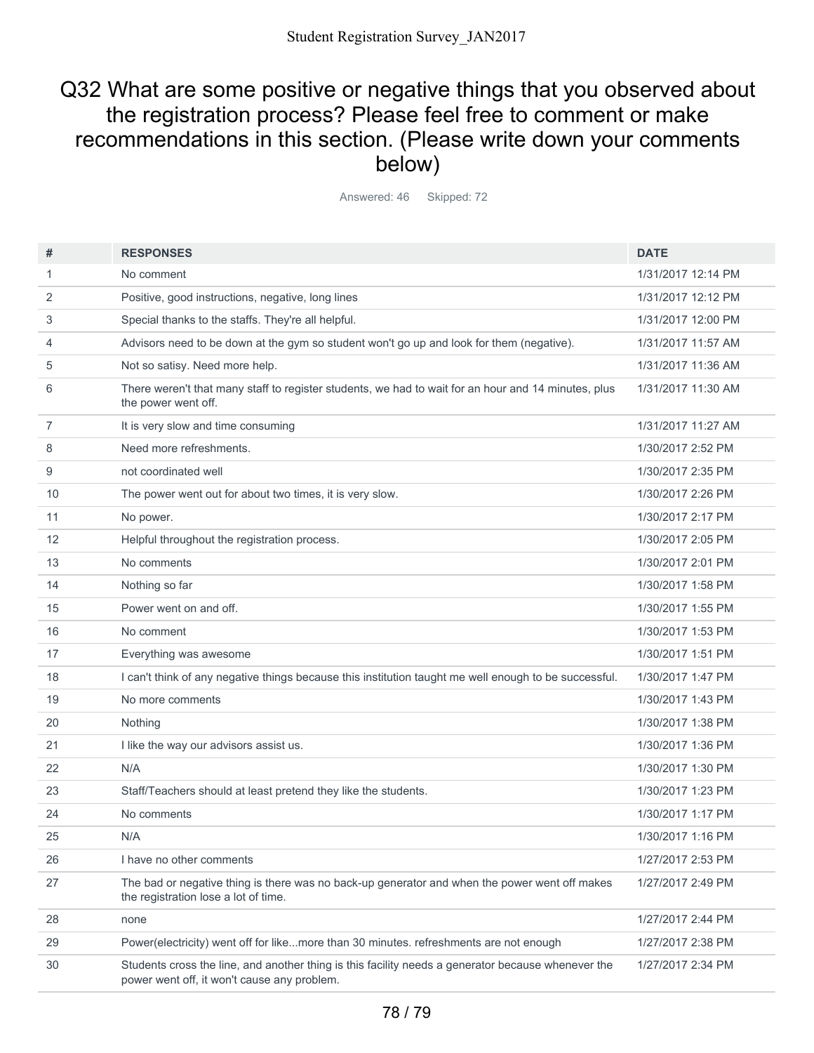## Q32 What are some positive or negative things that you observed about the registration process? Please feel free to comment or make recommendations in this section. (Please write down your comments below)

Answered: 46 Skipped: 72

| # | RESPONSES | DATE |
|---|---|---|
| 1 | No comment | 1/31/2017 12:14 PM |
| 2 | Positive, good instructions, negative, long lines | 1/31/2017 12:12 PM |
| 3 | Special thanks to the staffs. They're all helpful. | 1/31/2017 12:00 PM |
| 4 | Advisors need to be down at the gym so student won't go up and look for them (negative). | 1/31/2017 11:57 AM |
| 5 | Not so satisy. Need more help. | 1/31/2017 11:36 AM |
| 6 | There weren't that many staff to register students, we had to wait for an hour and 14 minutes, plus the power went off. | 1/31/2017 11:30 AM |
| 7 | It is very slow and time consuming | 1/31/2017 11:27 AM |
| 8 | Need more refreshments. | 1/30/2017 2:52 PM |
| 9 | not coordinated well | 1/30/2017 2:35 PM |
| 10 | The power went out for about two times, it is very slow. | 1/30/2017 2:26 PM |
| 11 | No power. | 1/30/2017 2:17 PM |
| 12 | Helpful throughout the registration process. | 1/30/2017 2:05 PM |
| 13 | No comments | 1/30/2017 2:01 PM |
| 14 | Nothing so far | 1/30/2017 1:58 PM |
| 15 | Power went on and off. | 1/30/2017 1:55 PM |
| 16 | No comment | 1/30/2017 1:53 PM |
| 17 | Everything was awesome | 1/30/2017 1:51 PM |
| 18 | I can't think of any negative things because this institution taught me well enough to be successful. | 1/30/2017 1:47 PM |
| 19 | No more comments | 1/30/2017 1:43 PM |
| 20 | Nothing | 1/30/2017 1:38 PM |
| 21 | I like the way our advisors assist us. | 1/30/2017 1:36 PM |
| 22 | N/A | 1/30/2017 1:30 PM |
| 23 | Staff/Teachers should at least pretend they like the students. | 1/30/2017 1:23 PM |
| 24 | No comments | 1/30/2017 1:17 PM |
| 25 | N/A | 1/30/2017 1:16 PM |
| 26 | I have no other comments | 1/27/2017 2:53 PM |
| 27 | The bad or negative thing is there was no back-up generator and when the power went off makes the registration lose a lot of time. | 1/27/2017 2:49 PM |
| 28 | none | 1/27/2017 2:44 PM |
| 29 | Power(electricity) went off for like...more than 30 minutes. refreshments are not enough | 1/27/2017 2:38 PM |
| 30 | Students cross the line, and another thing is this facility needs a generator because whenever the power went off, it won't cause any problem. | 1/27/2017 2:34 PM |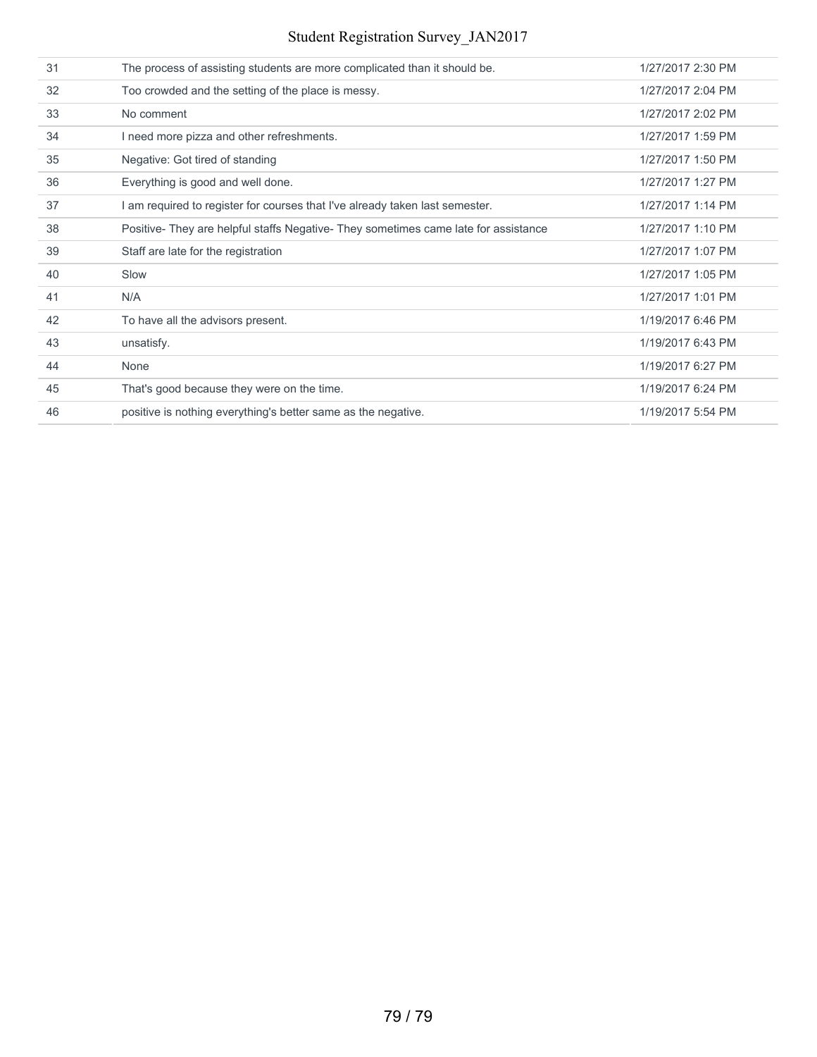| | | |
|---|---|---|
| 31 | The process of assisting students are more complicated than it should be. | 1/27/2017 2:30 PM |
| 32 | Too crowded and the setting of the place is messy. | 1/27/2017 2:04 PM |
| 33 | No comment | 1/27/2017 2:02 PM |
| 34 | I need more pizza and other refreshments. | 1/27/2017 1:59 PM |
| 35 | Negative: Got tired of standing | 1/27/2017 1:50 PM |
| 36 | Everything is good and well done. | 1/27/2017 1:27 PM |
| 37 | I am required to register for courses that I've already taken last semester. | 1/27/2017 1:14 PM |
| 38 | Positive- They are helpful staffs Negative- They sometimes came late for assistance | 1/27/2017 1:10 PM |
| 39 | Staff are late for the registration | 1/27/2017 1:07 PM |
| 40 | Slow | 1/27/2017 1:05 PM |
| 41 | N/A | 1/27/2017 1:01 PM |
| 42 | To have all the advisors present. | 1/19/2017 6:46 PM |
| 43 | unsatisfy. | 1/19/2017 6:43 PM |
| 44 | None | 1/19/2017 6:27 PM |
| 45 | That's good because they were on the time. | 1/19/2017 6:24 PM |
| 46 | positive is nothing everything's better same as the negative. | 1/19/2017 5:54 PM |